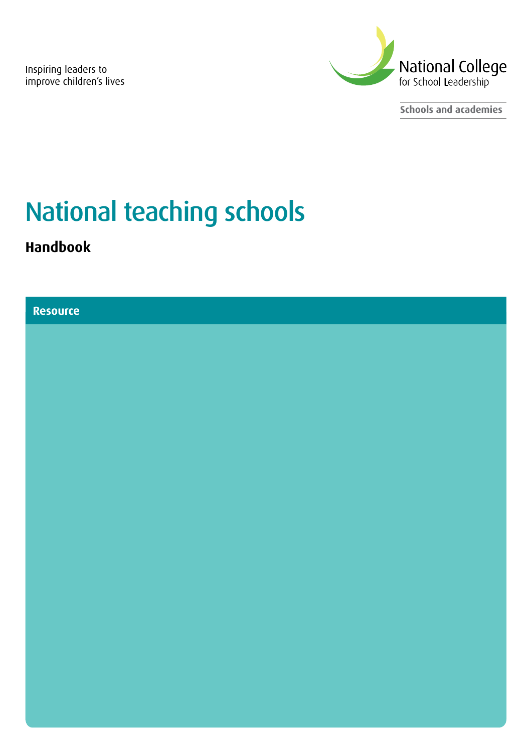Inspiring leaders to improve children's lives

National College for School Leadership

Schools and academies

# National teaching schools

## Handbook

Resource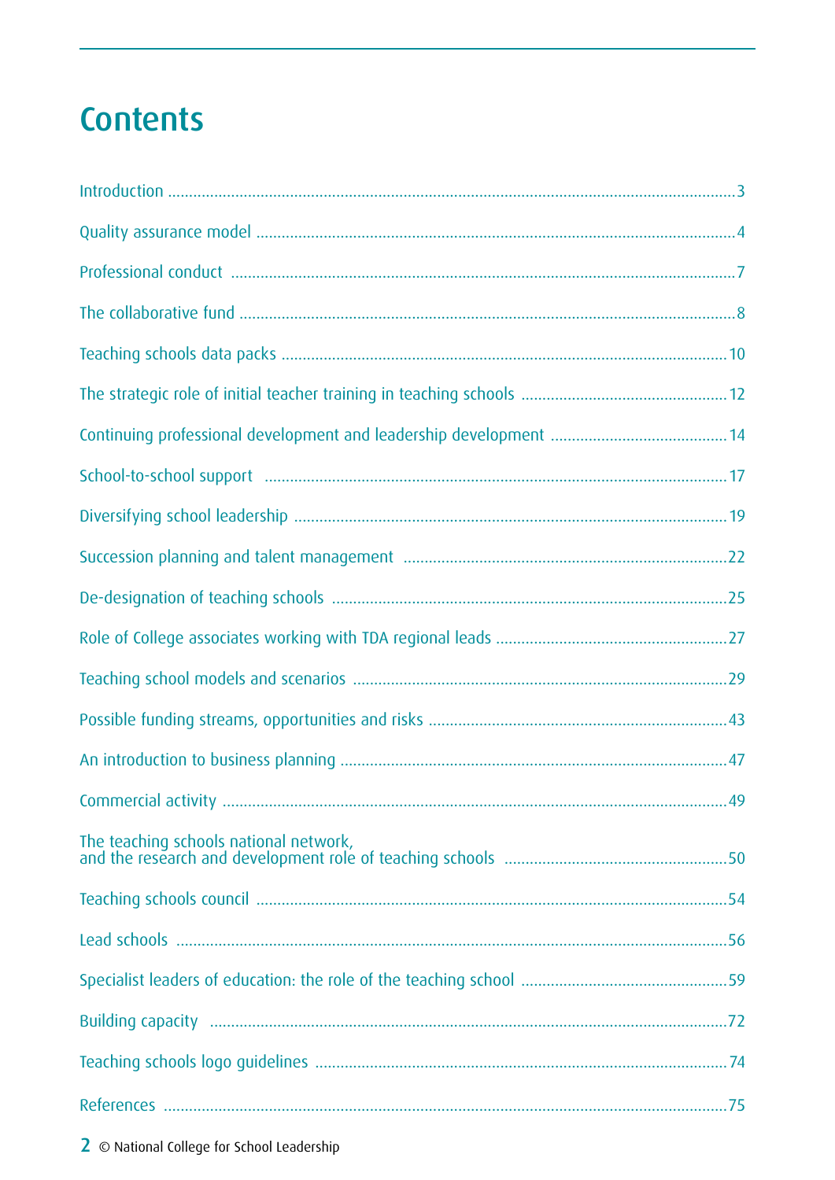# Contents

Introduction ..... 3

Quality assurance model ..... 4

Professional conduct ..... 7

The collaborative fund ..... 8

Teaching schools data packs ..... 10

The strategic role of initial teacher training in teaching schools ..... 12

Continuing professional development and leadership development ..... 14

School-to-school support ..... 17

Diversifying school leadership ..... 19

Succession planning and talent management ..... 22

De-designation of teaching schools ..... 25

Role of College associates working with TDA regional leads ..... 27

Teaching school models and scenarios ..... 29

Possible funding streams, opportunities and risks ..... 43

An introduction to business planning ..... 47

Commercial activity ..... 49

The teaching schools national network, and the research and development role of teaching schools ..... 50

Teaching schools council ..... 54

Lead schools ..... 56

Specialist leaders of education: the role of the teaching school ..... 59

Building capacity ..... 72

Teaching schools logo guidelines ..... 74

References ..... 75

© National College for School Leadership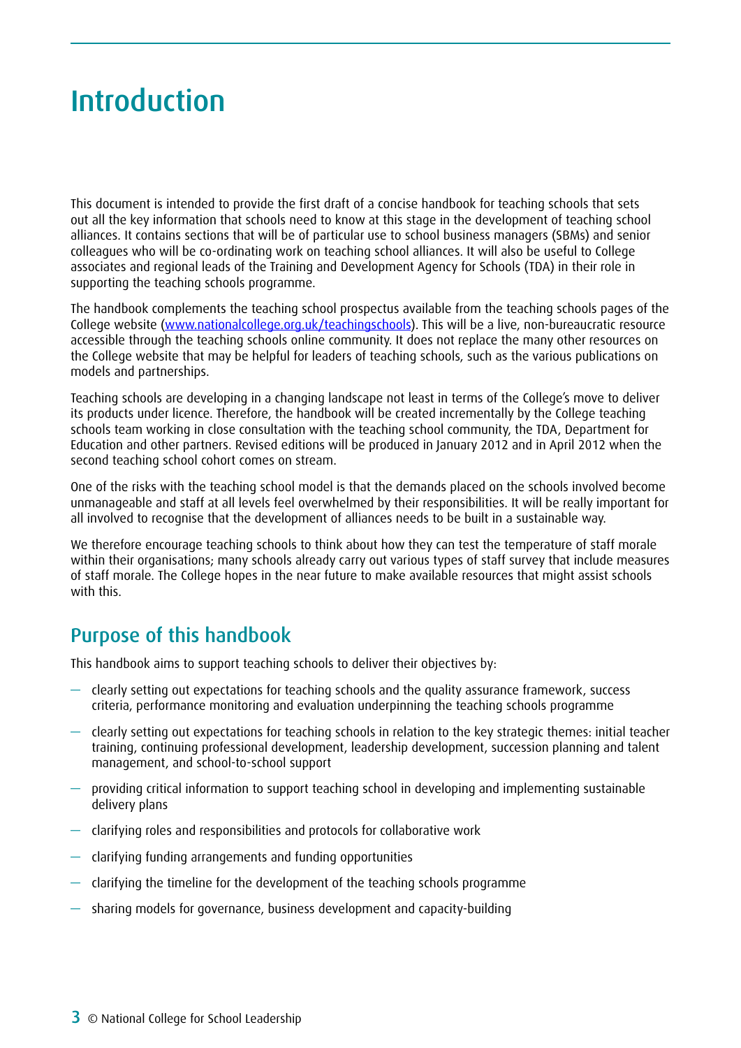# Introduction

This document is intended to provide the first draft of a concise handbook for teaching schools that sets out all the key information that schools need to know at this stage in the development of teaching school alliances. It contains sections that will be of particular use to school business managers (SBMs) and senior colleagues who will be co-ordinating work on teaching school alliances. It will also be useful to College associates and regional leads of the Training and Development Agency for Schools (TDA) in their role in supporting the teaching schools programme.

The handbook complements the teaching school prospectus available from the teaching schools pages of the College website (www.nationalcollege.org.uk/teachingschools). This will be a live, non-bureaucratic resource accessible through the teaching schools online community. It does not replace the many other resources on the College website that may be helpful for leaders of teaching schools, such as the various publications on models and partnerships.

Teaching schools are developing in a changing landscape not least in terms of the College's move to deliver its products under licence. Therefore, the handbook will be created incrementally by the College teaching schools team working in close consultation with the teaching school community, the TDA, Department for Education and other partners. Revised editions will be produced in January 2012 and in April 2012 when the second teaching school cohort comes on stream.

One of the risks with the teaching school model is that the demands placed on the schools involved become unmanageable and staff at all levels feel overwhelmed by their responsibilities. It will be really important for all involved to recognise that the development of alliances needs to be built in a sustainable way.

We therefore encourage teaching schools to think about how they can test the temperature of staff morale within their organisations; many schools already carry out various types of staff survey that include measures of staff morale. The College hopes in the near future to make available resources that might assist schools with this.

## Purpose of this handbook

This handbook aims to support teaching schools to deliver their objectives by:

- clearly setting out expectations for teaching schools and the quality assurance framework, success criteria, performance monitoring and evaluation underpinning the teaching schools programme
- clearly setting out expectations for teaching schools in relation to the key strategic themes: initial teacher training, continuing professional development, leadership development, succession planning and talent management, and school-to-school support
- providing critical information to support teaching school in developing and implementing sustainable delivery plans
- clarifying roles and responsibilities and protocols for collaborative work
- clarifying funding arrangements and funding opportunities
- clarifying the timeline for the development of the teaching schools programme
- sharing models for governance, business development and capacity-building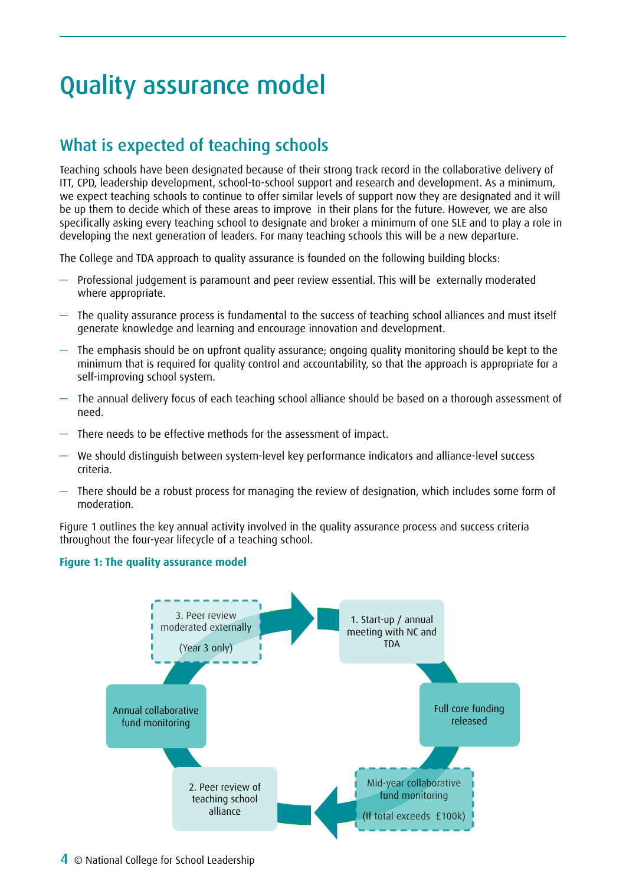# Quality assurance model

## What is expected of teaching schools

Teaching schools have been designated because of their strong track record in the collaborative delivery of ITT, CPD, leadership development, school-to-school support and research and development. As a minimum, we expect teaching schools to continue to offer similar levels of support now they are designated and it will be up them to decide which of these areas to improve  in their plans for the future. However, we are also specifically asking every teaching school to designate and broker a minimum of one SLE and to play a role in developing the next generation of leaders. For many teaching schools this will be a new departure.

The College and TDA approach to quality assurance is founded on the following building blocks:

- Professional judgement is paramount and peer review essential. This will be  externally moderated where appropriate.
- The quality assurance process is fundamental to the success of teaching school alliances and must itself generate knowledge and learning and encourage innovation and development.
- The emphasis should be on upfront quality assurance; ongoing quality monitoring should be kept to the minimum that is required for quality control and accountability, so that the approach is appropriate for a self-improving school system.
- The annual delivery focus of each teaching school alliance should be based on a thorough assessment of need.
- There needs to be effective methods for the assessment of impact.
- We should distinguish between system-level key performance indicators and alliance-level success criteria.
- There should be a robust process for managing the review of designation, which includes some form of moderation.

Figure 1 outlines the key annual activity involved in the quality assurance process and success criteria throughout the four-year lifecycle of a teaching school.

**Figure 1: The quality assurance model**

1. Start-up / annual meeting with NC and TDA

Full core funding released

Mid-year collaborative fund monitoring (If total exceeds £100k)

2. Peer review of teaching school alliance

Annual collaborative fund monitoring

3. Peer review moderated externally (Year 3 only)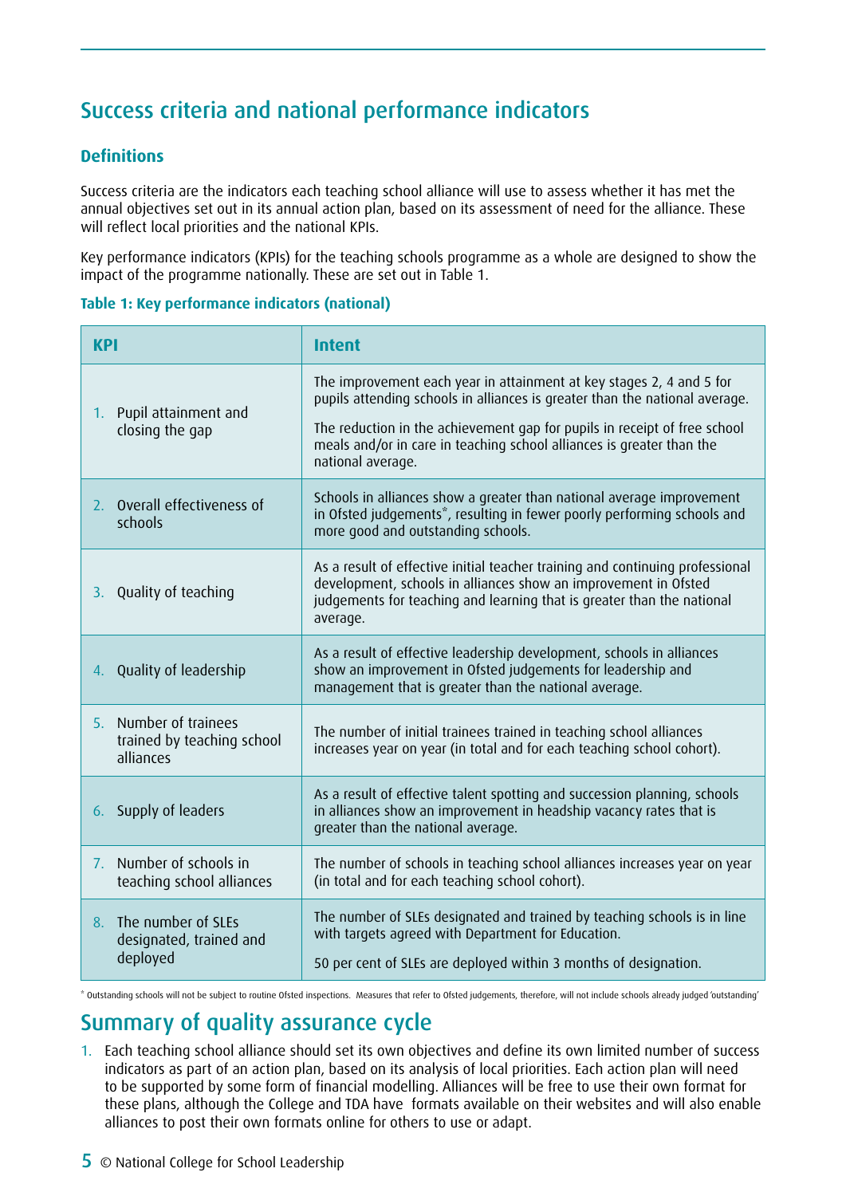## Success criteria and national performance indicators

### Definitions

Success criteria are the indicators each teaching school alliance will use to assess whether it has met the annual objectives set out in its annual action plan, based on its assessment of need for the alliance. These will reflect local priorities and the national KPIs.

Key performance indicators (KPIs) for the teaching schools programme as a whole are designed to show the impact of the programme nationally. These are set out in Table 1.

**Table 1: Key performance indicators (national)**

| KPI | Intent |
|---|---|
| 1. Pupil attainment and closing the gap | The improvement each year in attainment at key stages 2, 4 and 5 for pupils attending schools in alliances is greater than the national average.<br><br>The reduction in the achievement gap for pupils in receipt of free school meals and/or in care in teaching school alliances is greater than the national average. |
| 2. Overall effectiveness of schools | Schools in alliances show a greater than national average improvement in Ofsted judgements*, resulting in fewer poorly performing schools and more good and outstanding schools. |
| 3. Quality of teaching | As a result of effective initial teacher training and continuing professional development, schools in alliances show an improvement in Ofsted judgements for teaching and learning that is greater than the national average. |
| 4. Quality of leadership | As a result of effective leadership development, schools in alliances show an improvement in Ofsted judgements for leadership and management that is greater than the national average. |
| 5. Number of trainees trained by teaching school alliances | The number of initial trainees trained in teaching school alliances increases year on year (in total and for each teaching school cohort). |
| 6. Supply of leaders | As a result of effective talent spotting and succession planning, schools in alliances show an improvement in headship vacancy rates that is greater than the national average. |
| 7. Number of schools in teaching school alliances | The number of schools in teaching school alliances increases year on year (in total and for each teaching school cohort). |
| 8. The number of SLEs designated, trained and deployed | The number of SLEs designated and trained by teaching schools is in line with targets agreed with Department for Education.<br><br>50 per cent of SLEs are deployed within 3 months of designation. |

\* Outstanding schools will not be subject to routine Ofsted inspections. Measures that refer to Ofsted judgements, therefore, will not include schools already judged 'outstanding'

## Summary of quality assurance cycle

1. Each teaching school alliance should set its own objectives and define its own limited number of success indicators as part of an action plan, based on its analysis of local priorities. Each action plan will need to be supported by some form of financial modelling. Alliances will be free to use their own format for these plans, although the College and TDA have formats available on their websites and will also enable alliances to post their own formats online for others to use or adapt.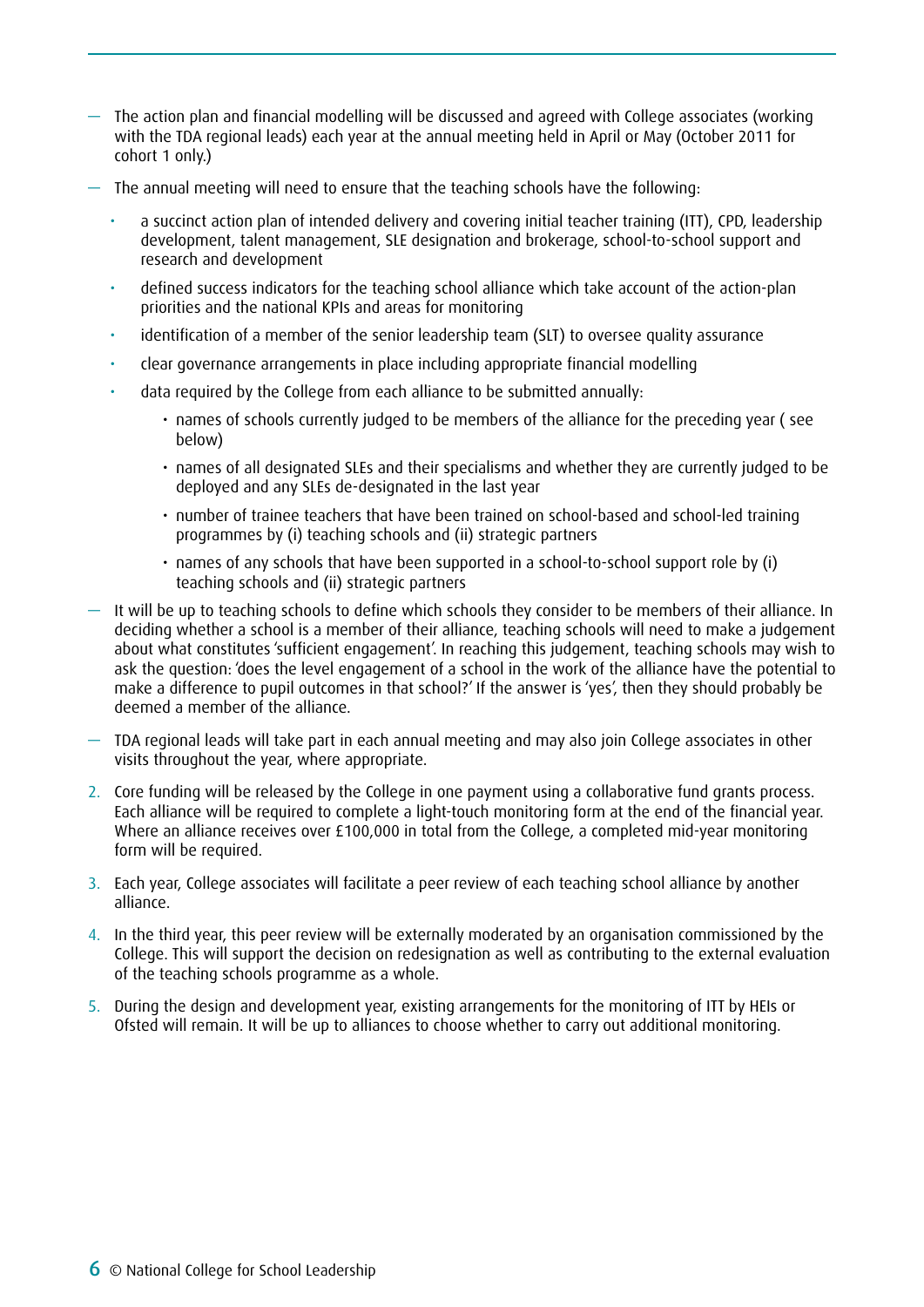- The action plan and financial modelling will be discussed and agreed with College associates (working with the TDA regional leads) each year at the annual meeting held in April or May (October 2011 for cohort 1 only.)
- The annual meeting will need to ensure that the teaching schools have the following:
  - a succinct action plan of intended delivery and covering initial teacher training (ITT), CPD, leadership development, talent management, SLE designation and brokerage, school-to-school support and research and development
  - defined success indicators for the teaching school alliance which take account of the action-plan priorities and the national KPIs and areas for monitoring
  - identification of a member of the senior leadership team (SLT) to oversee quality assurance
  - clear governance arrangements in place including appropriate financial modelling
  - data required by the College from each alliance to be submitted annually:
    - names of schools currently judged to be members of the alliance for the preceding year ( see below)
    - names of all designated SLEs and their specialisms and whether they are currently judged to be deployed and any SLEs de-designated in the last year
    - number of trainee teachers that have been trained on school-based and school-led training programmes by (i) teaching schools and (ii) strategic partners
    - names of any schools that have been supported in a school-to-school support role by (i) teaching schools and (ii) strategic partners
- It will be up to teaching schools to define which schools they consider to be members of their alliance. In deciding whether a school is a member of their alliance, teaching schools will need to make a judgement about what constitutes 'sufficient engagement'. In reaching this judgement, teaching schools may wish to ask the question: 'does the level engagement of a school in the work of the alliance have the potential to make a difference to pupil outcomes in that school?' If the answer is 'yes', then they should probably be deemed a member of the alliance.
- TDA regional leads will take part in each annual meeting and may also join College associates in other visits throughout the year, where appropriate.

2. Core funding will be released by the College in one payment using a collaborative fund grants process. Each alliance will be required to complete a light-touch monitoring form at the end of the financial year. Where an alliance receives over £100,000 in total from the College, a completed mid-year monitoring form will be required.
3. Each year, College associates will facilitate a peer review of each teaching school alliance by another alliance.
4. In the third year, this peer review will be externally moderated by an organisation commissioned by the College. This will support the decision on redesignation as well as contributing to the external evaluation of the teaching schools programme as a whole.
5. During the design and development year, existing arrangements for the monitoring of ITT by HEIs or Ofsted will remain. It will be up to alliances to choose whether to carry out additional monitoring.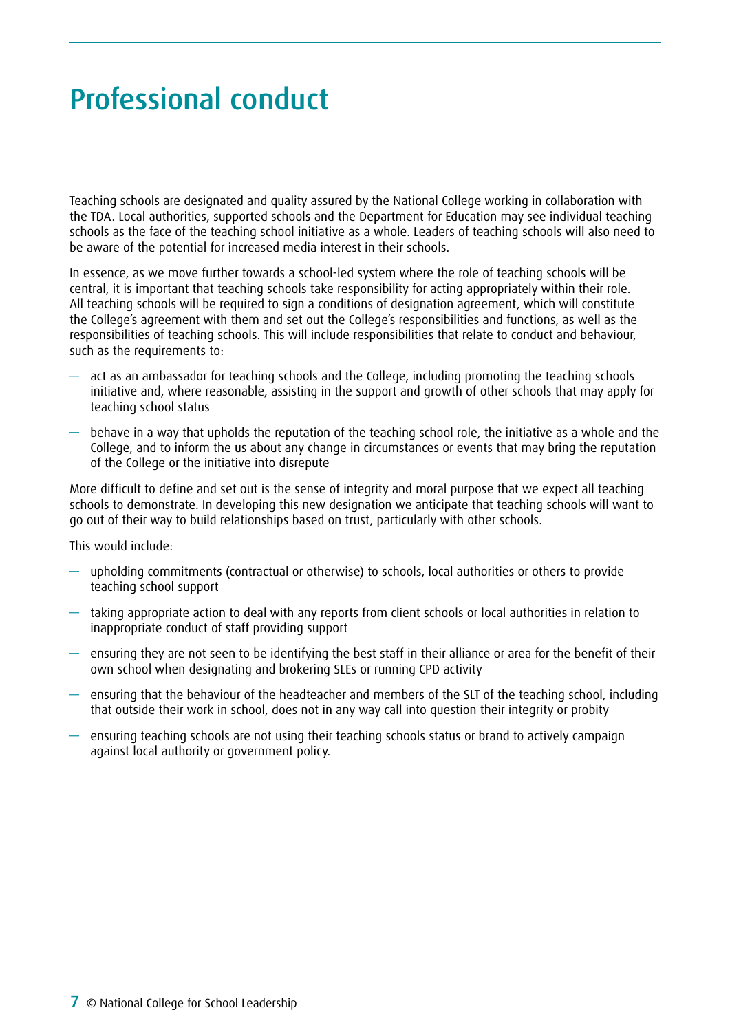# Professional conduct

Teaching schools are designated and quality assured by the National College working in collaboration with the TDA. Local authorities, supported schools and the Department for Education may see individual teaching schools as the face of the teaching school initiative as a whole. Leaders of teaching schools will also need to be aware of the potential for increased media interest in their schools.

In essence, as we move further towards a school-led system where the role of teaching schools will be central, it is important that teaching schools take responsibility for acting appropriately within their role. All teaching schools will be required to sign a conditions of designation agreement, which will constitute the College's agreement with them and set out the College's responsibilities and functions, as well as the responsibilities of teaching schools. This will include responsibilities that relate to conduct and behaviour, such as the requirements to:

- act as an ambassador for teaching schools and the College, including promoting the teaching schools initiative and, where reasonable, assisting in the support and growth of other schools that may apply for teaching school status
- behave in a way that upholds the reputation of the teaching school role, the initiative as a whole and the College, and to inform the us about any change in circumstances or events that may bring the reputation of the College or the initiative into disrepute

More difficult to define and set out is the sense of integrity and moral purpose that we expect all teaching schools to demonstrate. In developing this new designation we anticipate that teaching schools will want to go out of their way to build relationships based on trust, particularly with other schools.

This would include:

- upholding commitments (contractual or otherwise) to schools, local authorities or others to provide teaching school support
- taking appropriate action to deal with any reports from client schools or local authorities in relation to inappropriate conduct of staff providing support
- ensuring they are not seen to be identifying the best staff in their alliance or area for the benefit of their own school when designating and brokering SLEs or running CPD activity
- ensuring that the behaviour of the headteacher and members of the SLT of the teaching school, including that outside their work in school, does not in any way call into question their integrity or probity
- ensuring teaching schools are not using their teaching schools status or brand to actively campaign against local authority or government policy.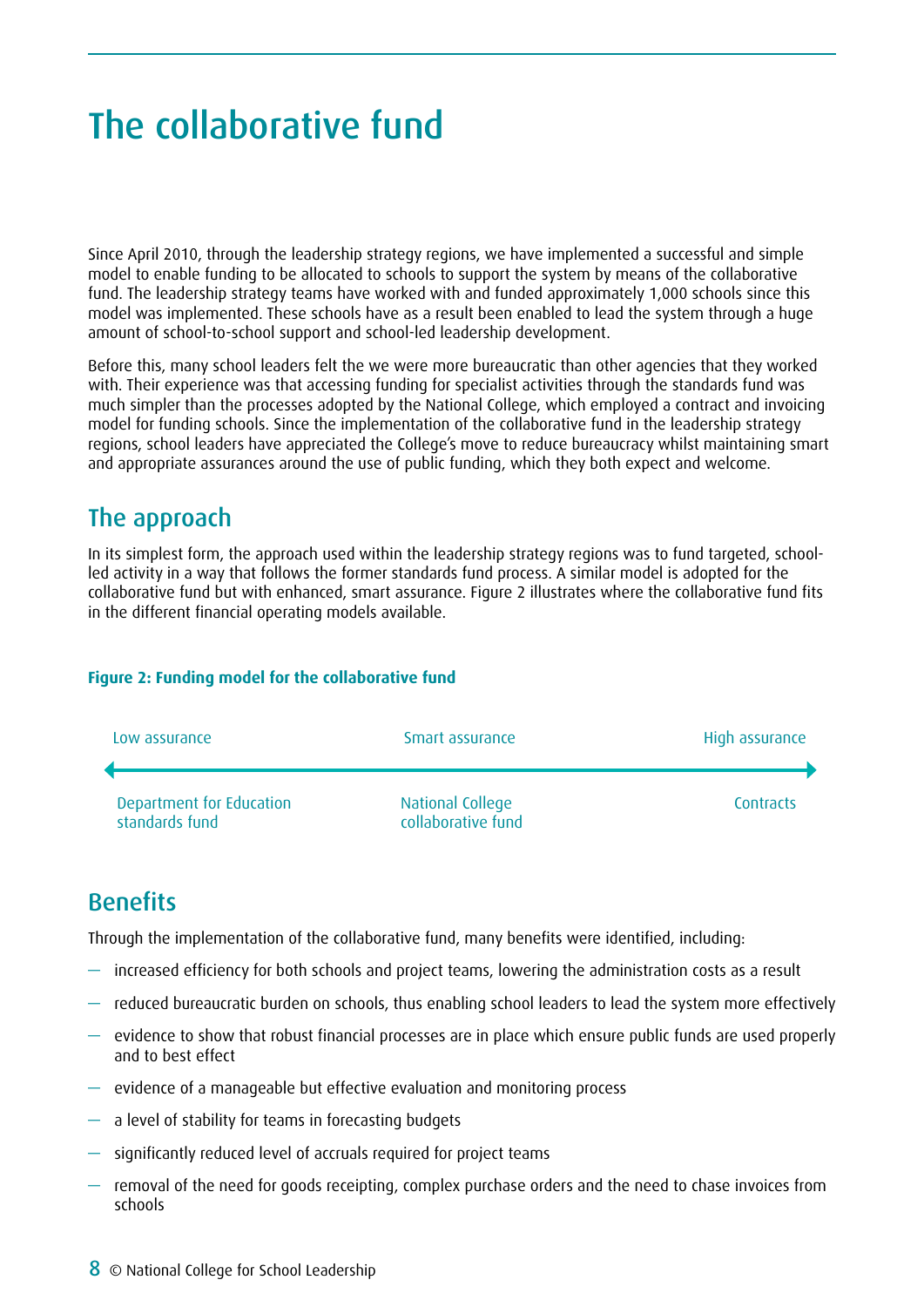# The collaborative fund

Since April 2010, through the leadership strategy regions, we have implemented a successful and simple model to enable funding to be allocated to schools to support the system by means of the collaborative fund. The leadership strategy teams have worked with and funded approximately 1,000 schools since this model was implemented. These schools have as a result been enabled to lead the system through a huge amount of school-to-school support and school-led leadership development.

Before this, many school leaders felt the we were more bureaucratic than other agencies that they worked with. Their experience was that accessing funding for specialist activities through the standards fund was much simpler than the processes adopted by the National College, which employed a contract and invoicing model for funding schools. Since the implementation of the collaborative fund in the leadership strategy regions, school leaders have appreciated the College's move to reduce bureaucracy whilst maintaining smart and appropriate assurances around the use of public funding, which they both expect and welcome.

## The approach

In its simplest form, the approach used within the leadership strategy regions was to fund targeted, school-led activity in a way that follows the former standards fund process. A similar model is adopted for the collaborative fund but with enhanced, smart assurance. Figure 2 illustrates where the collaborative fund fits in the different financial operating models available.

**Figure 2: Funding model for the collaborative fund**

| Low assurance | Smart assurance | High assurance |
|---|---|---|
| Department for Education standards fund | National College collaborative fund | Contracts |

## Benefits

Through the implementation of the collaborative fund, many benefits were identified, including:

- increased efficiency for both schools and project teams, lowering the administration costs as a result
- reduced bureaucratic burden on schools, thus enabling school leaders to lead the system more effectively
- evidence to show that robust financial processes are in place which ensure public funds are used properly and to best effect
- evidence of a manageable but effective evaluation and monitoring process
- a level of stability for teams in forecasting budgets
- significantly reduced level of accruals required for project teams
- removal of the need for goods receipting, complex purchase orders and the need to chase invoices from schools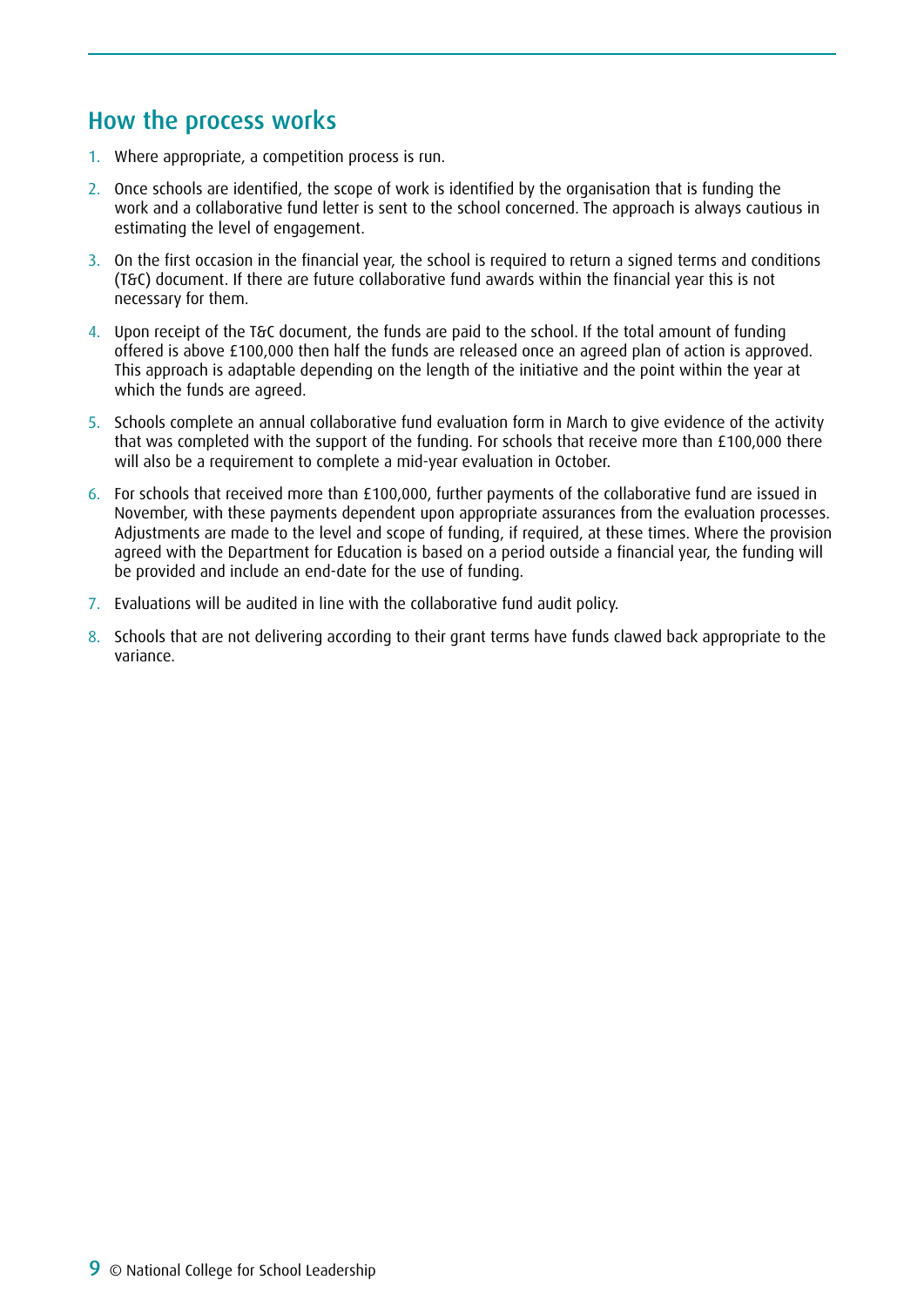## How the process works

1. Where appropriate, a competition process is run.
2. Once schools are identified, the scope of work is identified by the organisation that is funding the work and a collaborative fund letter is sent to the school concerned. The approach is always cautious in estimating the level of engagement.
3. On the first occasion in the financial year, the school is required to return a signed terms and conditions (T&C) document. If there are future collaborative fund awards within the financial year this is not necessary for them.
4. Upon receipt of the T&C document, the funds are paid to the school. If the total amount of funding offered is above £100,000 then half the funds are released once an agreed plan of action is approved. This approach is adaptable depending on the length of the initiative and the point within the year at which the funds are agreed.
5. Schools complete an annual collaborative fund evaluation form in March to give evidence of the activity that was completed with the support of the funding. For schools that receive more than £100,000 there will also be a requirement to complete a mid-year evaluation in October.
6. For schools that received more than £100,000, further payments of the collaborative fund are issued in November, with these payments dependent upon appropriate assurances from the evaluation processes. Adjustments are made to the level and scope of funding, if required, at these times. Where the provision agreed with the Department for Education is based on a period outside a financial year, the funding will be provided and include an end-date for the use of funding.
7. Evaluations will be audited in line with the collaborative fund audit policy.
8. Schools that are not delivering according to their grant terms have funds clawed back appropriate to the variance.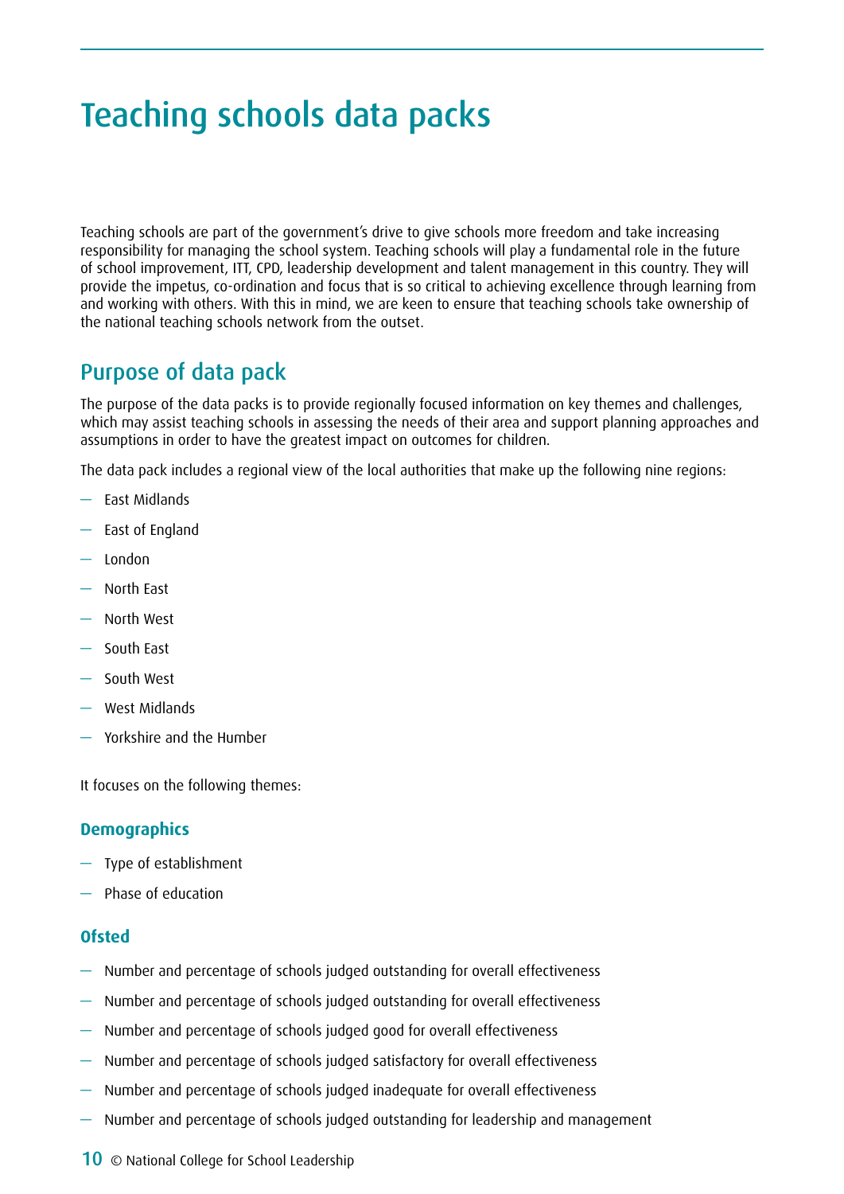# Teaching schools data packs

Teaching schools are part of the government's drive to give schools more freedom and take increasing responsibility for managing the school system. Teaching schools will play a fundamental role in the future of school improvement, ITT, CPD, leadership development and talent management in this country. They will provide the impetus, co-ordination and focus that is so critical to achieving excellence through learning from and working with others. With this in mind, we are keen to ensure that teaching schools take ownership of the national teaching schools network from the outset.

## Purpose of data pack

The purpose of the data packs is to provide regionally focused information on key themes and challenges, which may assist teaching schools in assessing the needs of their area and support planning approaches and assumptions in order to have the greatest impact on outcomes for children.

The data pack includes a regional view of the local authorities that make up the following nine regions:

- East Midlands
- East of England
- London
- North East
- North West
- South East
- South West
- West Midlands
- Yorkshire and the Humber

It focuses on the following themes:

### Demographics

- Type of establishment
- Phase of education

### Ofsted

- Number and percentage of schools judged outstanding for overall effectiveness
- Number and percentage of schools judged outstanding for overall effectiveness
- Number and percentage of schools judged good for overall effectiveness
- Number and percentage of schools judged satisfactory for overall effectiveness
- Number and percentage of schools judged inadequate for overall effectiveness
- Number and percentage of schools judged outstanding for leadership and management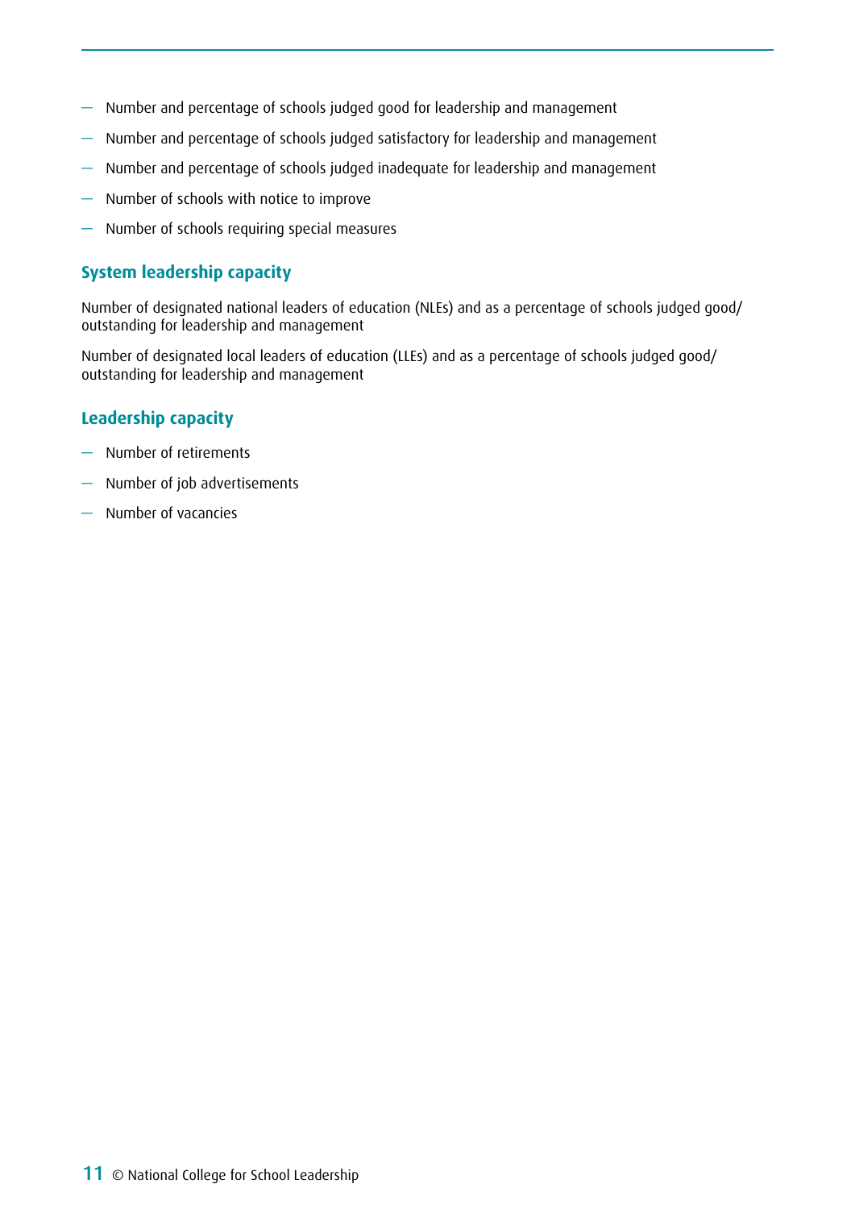- Number and percentage of schools judged good for leadership and management
- Number and percentage of schools judged satisfactory for leadership and management
- Number and percentage of schools judged inadequate for leadership and management
- Number of schools with notice to improve
- Number of schools requiring special measures

### System leadership capacity

Number of designated national leaders of education (NLEs) and as a percentage of schools judged good/outstanding for leadership and management

Number of designated local leaders of education (LLEs) and as a percentage of schools judged good/outstanding for leadership and management

### Leadership capacity

- Number of retirements
- Number of job advertisements
- Number of vacancies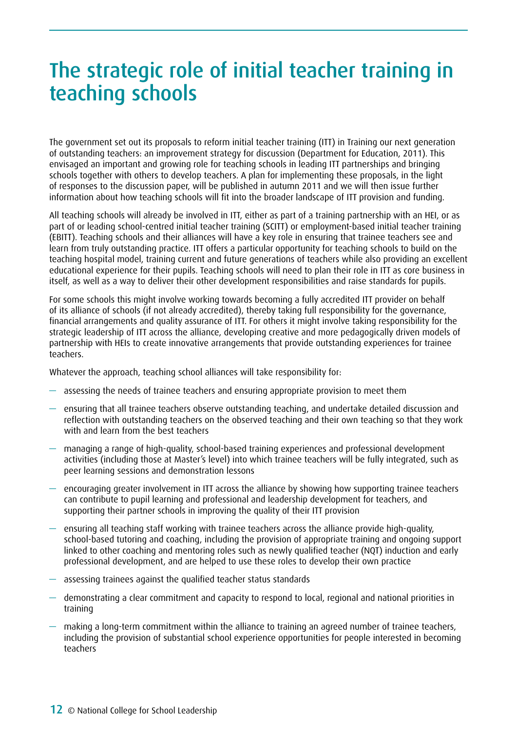# The strategic role of initial teacher training in teaching schools

The government set out its proposals to reform initial teacher training (ITT) in Training our next generation of outstanding teachers: an improvement strategy for discussion (Department for Education, 2011). This envisaged an important and growing role for teaching schools in leading ITT partnerships and bringing schools together with others to develop teachers. A plan for implementing these proposals, in the light of responses to the discussion paper, will be published in autumn 2011 and we will then issue further information about how teaching schools will fit into the broader landscape of ITT provision and funding.

All teaching schools will already be involved in ITT, either as part of a training partnership with an HEI, or as part of or leading school-centred initial teacher training (SCITT) or employment-based initial teacher training (EBITT). Teaching schools and their alliances will have a key role in ensuring that trainee teachers see and learn from truly outstanding practice. ITT offers a particular opportunity for teaching schools to build on the teaching hospital model, training current and future generations of teachers while also providing an excellent educational experience for their pupils. Teaching schools will need to plan their role in ITT as core business in itself, as well as a way to deliver their other development responsibilities and raise standards for pupils.

For some schools this might involve working towards becoming a fully accredited ITT provider on behalf of its alliance of schools (if not already accredited), thereby taking full responsibility for the governance, financial arrangements and quality assurance of ITT. For others it might involve taking responsibility for the strategic leadership of ITT across the alliance, developing creative and more pedagogically driven models of partnership with HEIs to create innovative arrangements that provide outstanding experiences for trainee teachers.

Whatever the approach, teaching school alliances will take responsibility for:

- assessing the needs of trainee teachers and ensuring appropriate provision to meet them
- ensuring that all trainee teachers observe outstanding teaching, and undertake detailed discussion and reflection with outstanding teachers on the observed teaching and their own teaching so that they work with and learn from the best teachers
- managing a range of high-quality, school-based training experiences and professional development activities (including those at Master's level) into which trainee teachers will be fully integrated, such as peer learning sessions and demonstration lessons
- encouraging greater involvement in ITT across the alliance by showing how supporting trainee teachers can contribute to pupil learning and professional and leadership development for teachers, and supporting their partner schools in improving the quality of their ITT provision
- ensuring all teaching staff working with trainee teachers across the alliance provide high-quality, school-based tutoring and coaching, including the provision of appropriate training and ongoing support linked to other coaching and mentoring roles such as newly qualified teacher (NQT) induction and early professional development, and are helped to use these roles to develop their own practice
- assessing trainees against the qualified teacher status standards
- demonstrating a clear commitment and capacity to respond to local, regional and national priorities in training
- making a long-term commitment within the alliance to training an agreed number of trainee teachers, including the provision of substantial school experience opportunities for people interested in becoming teachers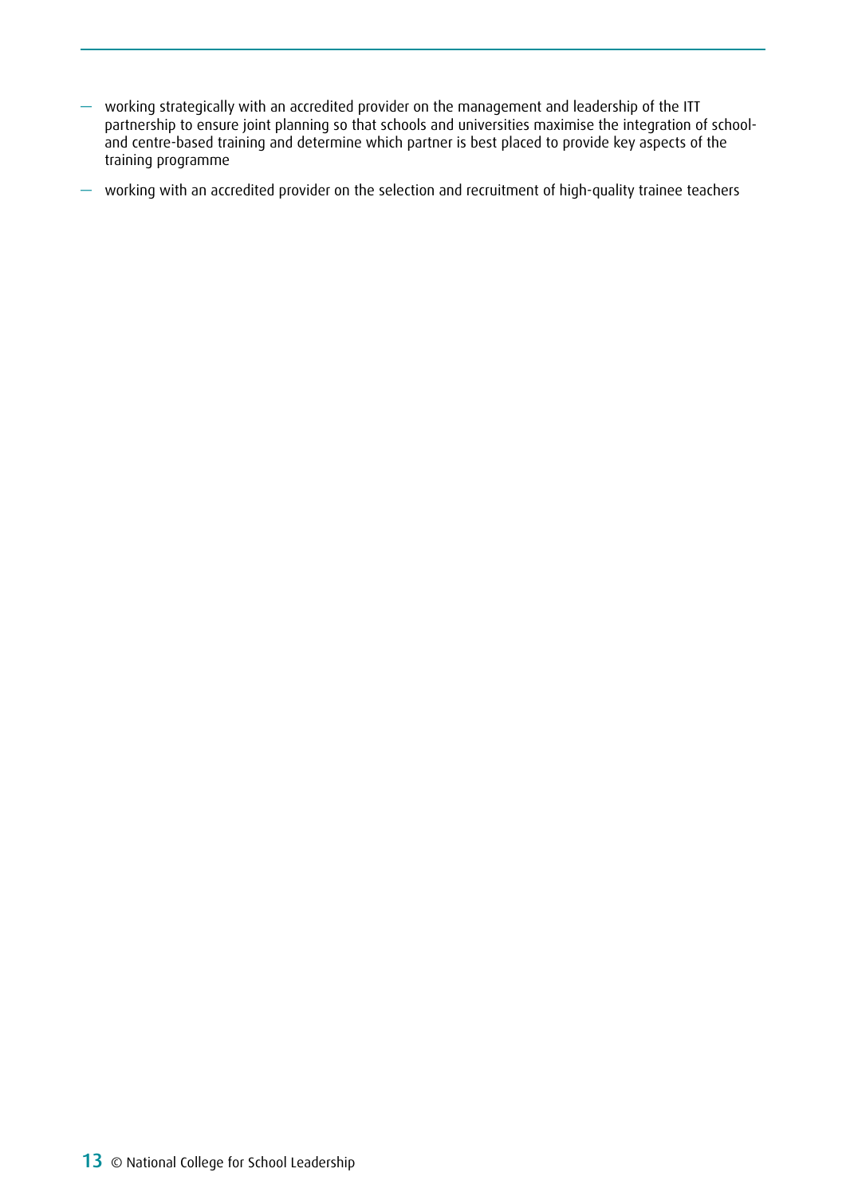- working strategically with an accredited provider on the management and leadership of the ITT partnership to ensure joint planning so that schools and universities maximise the integration of school- and centre-based training and determine which partner is best placed to provide key aspects of the training programme
- working with an accredited provider on the selection and recruitment of high-quality trainee teachers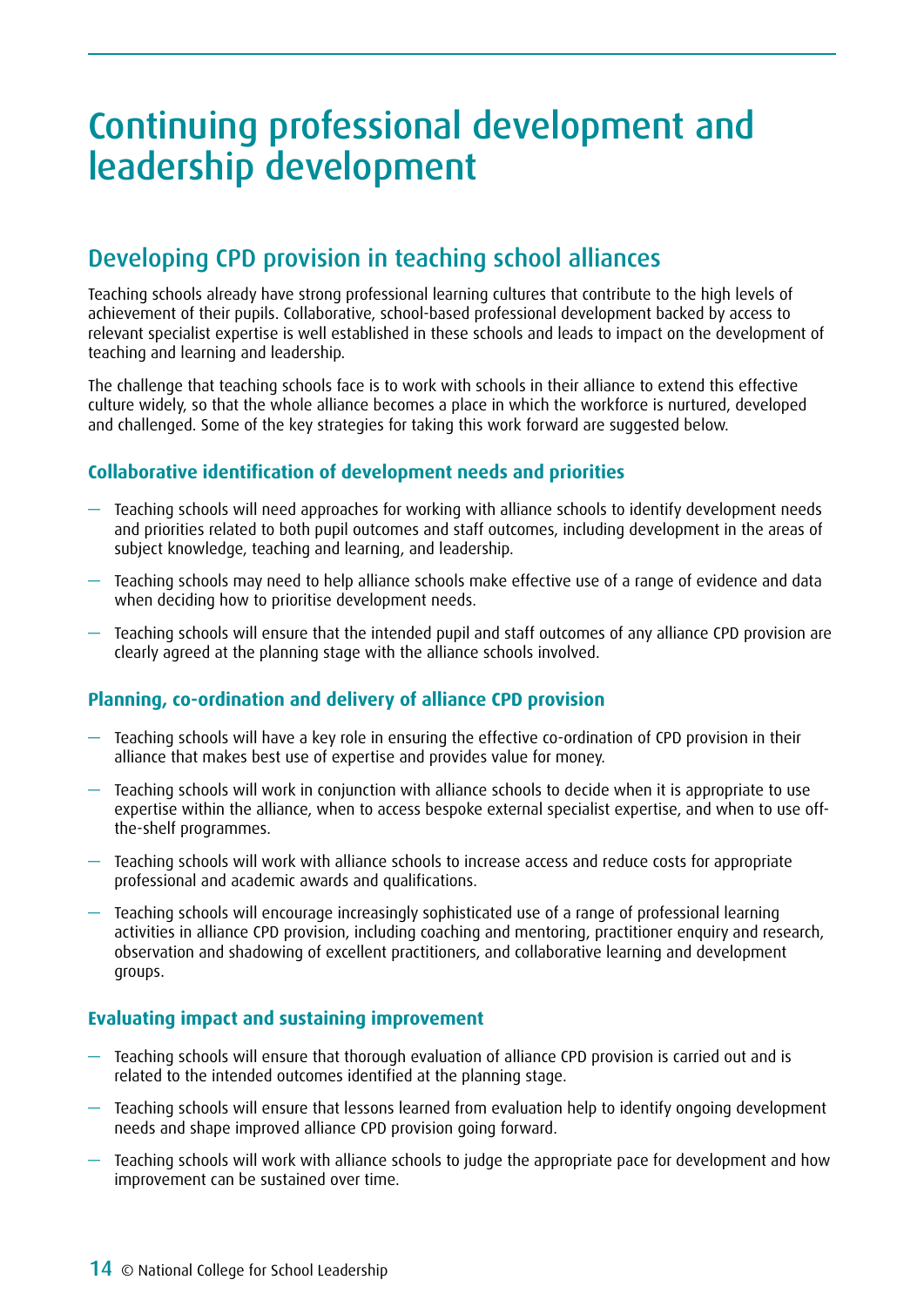# Continuing professional development and leadership development

## Developing CPD provision in teaching school alliances

Teaching schools already have strong professional learning cultures that contribute to the high levels of achievement of their pupils. Collaborative, school-based professional development backed by access to relevant specialist expertise is well established in these schools and leads to impact on the development of teaching and learning and leadership.

The challenge that teaching schools face is to work with schools in their alliance to extend this effective culture widely, so that the whole alliance becomes a place in which the workforce is nurtured, developed and challenged. Some of the key strategies for taking this work forward are suggested below.

### Collaborative identification of development needs and priorities

- Teaching schools will need approaches for working with alliance schools to identify development needs and priorities related to both pupil outcomes and staff outcomes, including development in the areas of subject knowledge, teaching and learning, and leadership.
- Teaching schools may need to help alliance schools make effective use of a range of evidence and data when deciding how to prioritise development needs.
- Teaching schools will ensure that the intended pupil and staff outcomes of any alliance CPD provision are clearly agreed at the planning stage with the alliance schools involved.

### Planning, co-ordination and delivery of alliance CPD provision

- Teaching schools will have a key role in ensuring the effective co-ordination of CPD provision in their alliance that makes best use of expertise and provides value for money.
- Teaching schools will work in conjunction with alliance schools to decide when it is appropriate to use expertise within the alliance, when to access bespoke external specialist expertise, and when to use off-the-shelf programmes.
- Teaching schools will work with alliance schools to increase access and reduce costs for appropriate professional and academic awards and qualifications.
- Teaching schools will encourage increasingly sophisticated use of a range of professional learning activities in alliance CPD provision, including coaching and mentoring, practitioner enquiry and research, observation and shadowing of excellent practitioners, and collaborative learning and development groups.

### Evaluating impact and sustaining improvement

- Teaching schools will ensure that thorough evaluation of alliance CPD provision is carried out and is related to the intended outcomes identified at the planning stage.
- Teaching schools will ensure that lessons learned from evaluation help to identify ongoing development needs and shape improved alliance CPD provision going forward.
- Teaching schools will work with alliance schools to judge the appropriate pace for development and how improvement can be sustained over time.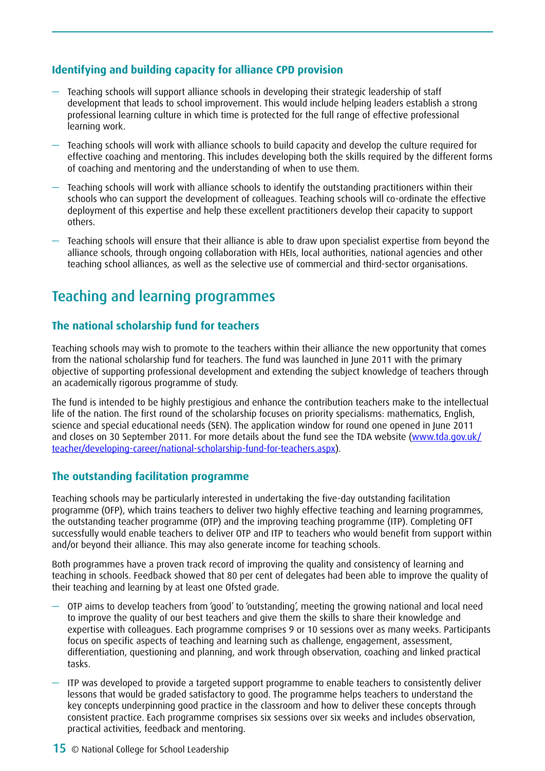### Identifying and building capacity for alliance CPD provision

- Teaching schools will support alliance schools in developing their strategic leadership of staff development that leads to school improvement. This would include helping leaders establish a strong professional learning culture in which time is protected for the full range of effective professional learning work.
- Teaching schools will work with alliance schools to build capacity and develop the culture required for effective coaching and mentoring. This includes developing both the skills required by the different forms of coaching and mentoring and the understanding of when to use them.
- Teaching schools will work with alliance schools to identify the outstanding practitioners within their schools who can support the development of colleagues. Teaching schools will co-ordinate the effective deployment of this expertise and help these excellent practitioners develop their capacity to support others.
- Teaching schools will ensure that their alliance is able to draw upon specialist expertise from beyond the alliance schools, through ongoing collaboration with HEIs, local authorities, national agencies and other teaching school alliances, as well as the selective use of commercial and third-sector organisations.

## Teaching and learning programmes

### The national scholarship fund for teachers

Teaching schools may wish to promote to the teachers within their alliance the new opportunity that comes from the national scholarship fund for teachers. The fund was launched in June 2011 with the primary objective of supporting professional development and extending the subject knowledge of teachers through an academically rigorous programme of study.

The fund is intended to be highly prestigious and enhance the contribution teachers make to the intellectual life of the nation. The first round of the scholarship focuses on priority specialisms: mathematics, English, science and special educational needs (SEN). The application window for round one opened in June 2011 and closes on 30 September 2011. For more details about the fund see the TDA website (www.tda.gov.uk/teacher/developing-career/national-scholarship-fund-for-teachers.aspx).

### The outstanding facilitation programme

Teaching schools may be particularly interested in undertaking the five-day outstanding facilitation programme (OFP), which trains teachers to deliver two highly effective teaching and learning programmes, the outstanding teacher programme (OTP) and the improving teaching programme (ITP). Completing OFT successfully would enable teachers to deliver OTP and ITP to teachers who would benefit from support within and/or beyond their alliance. This may also generate income for teaching schools.

Both programmes have a proven track record of improving the quality and consistency of learning and teaching in schools. Feedback showed that 80 per cent of delegates had been able to improve the quality of their teaching and learning by at least one Ofsted grade.

- OTP aims to develop teachers from 'good' to 'outstanding', meeting the growing national and local need to improve the quality of our best teachers and give them the skills to share their knowledge and expertise with colleagues. Each programme comprises 9 or 10 sessions over as many weeks. Participants focus on specific aspects of teaching and learning such as challenge, engagement, assessment, differentiation, questioning and planning, and work through observation, coaching and linked practical tasks.
- ITP was developed to provide a targeted support programme to enable teachers to consistently deliver lessons that would be graded satisfactory to good. The programme helps teachers to understand the key concepts underpinning good practice in the classroom and how to deliver these concepts through consistent practice. Each programme comprises six sessions over six weeks and includes observation, practical activities, feedback and mentoring.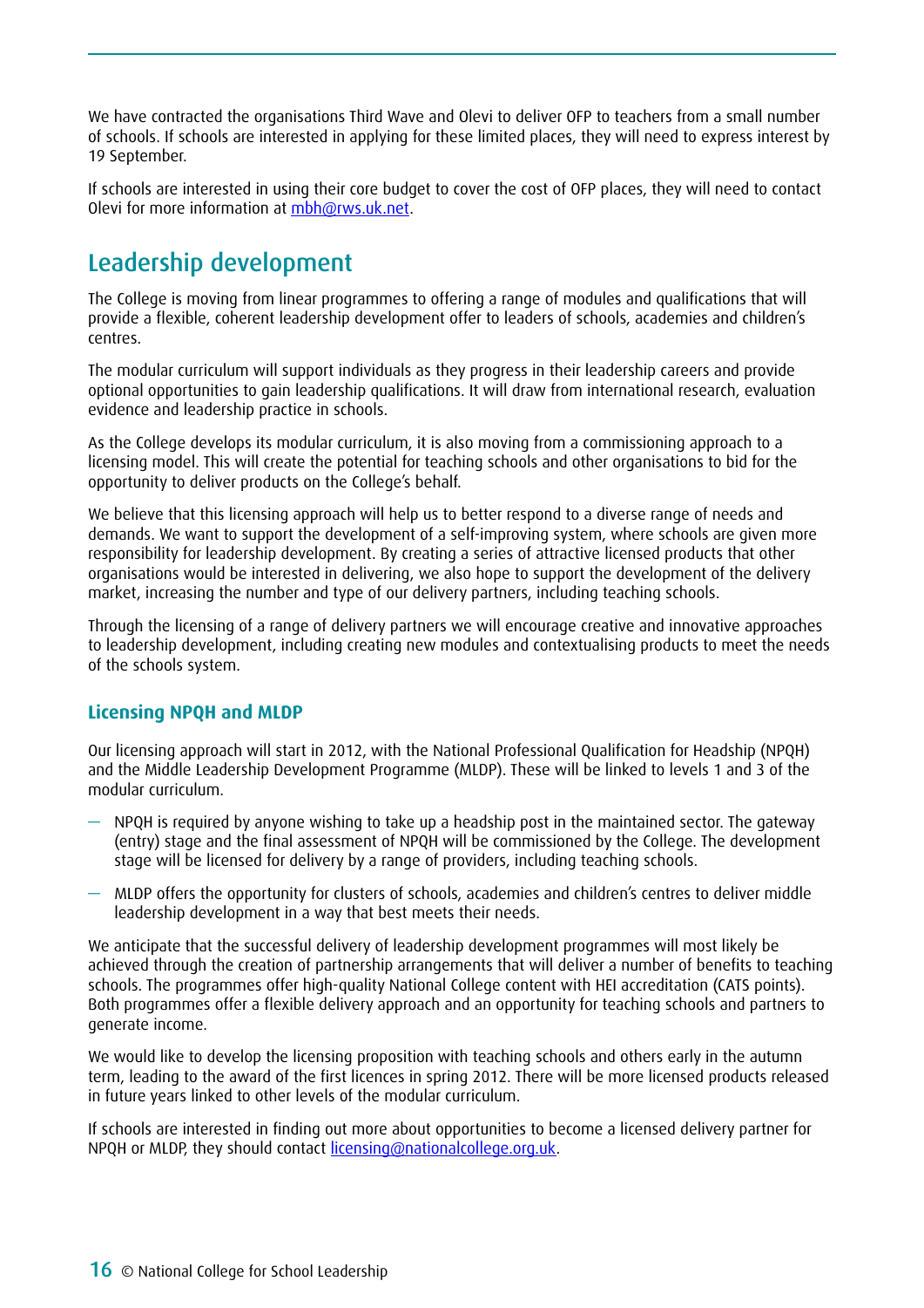We have contracted the organisations Third Wave and Olevi to deliver OFP to teachers from a small number of schools. If schools are interested in applying for these limited places, they will need to express interest by 19 September.

If schools are interested in using their core budget to cover the cost of OFP places, they will need to contact Olevi for more information at mbh@rws.uk.net.

## Leadership development

The College is moving from linear programmes to offering a range of modules and qualifications that will provide a flexible, coherent leadership development offer to leaders of schools, academies and children's centres.

The modular curriculum will support individuals as they progress in their leadership careers and provide optional opportunities to gain leadership qualifications. It will draw from international research, evaluation evidence and leadership practice in schools.

As the College develops its modular curriculum, it is also moving from a commissioning approach to a licensing model. This will create the potential for teaching schools and other organisations to bid for the opportunity to deliver products on the College's behalf.

We believe that this licensing approach will help us to better respond to a diverse range of needs and demands. We want to support the development of a self-improving system, where schools are given more responsibility for leadership development. By creating a series of attractive licensed products that other organisations would be interested in delivering, we also hope to support the development of the delivery market, increasing the number and type of our delivery partners, including teaching schools.

Through the licensing of a range of delivery partners we will encourage creative and innovative approaches to leadership development, including creating new modules and contextualising products to meet the needs of the schools system.

### Licensing NPQH and MLDP

Our licensing approach will start in 2012, with the National Professional Qualification for Headship (NPQH) and the Middle Leadership Development Programme (MLDP). These will be linked to levels 1 and 3 of the modular curriculum.

- NPQH is required by anyone wishing to take up a headship post in the maintained sector. The gateway (entry) stage and the final assessment of NPQH will be commissioned by the College. The development stage will be licensed for delivery by a range of providers, including teaching schools.
- MLDP offers the opportunity for clusters of schools, academies and children's centres to deliver middle leadership development in a way that best meets their needs.

We anticipate that the successful delivery of leadership development programmes will most likely be achieved through the creation of partnership arrangements that will deliver a number of benefits to teaching schools. The programmes offer high-quality National College content with HEI accreditation (CATS points). Both programmes offer a flexible delivery approach and an opportunity for teaching schools and partners to generate income.

We would like to develop the licensing proposition with teaching schools and others early in the autumn term, leading to the award of the first licences in spring 2012. There will be more licensed products released in future years linked to other levels of the modular curriculum.

If schools are interested in finding out more about opportunities to become a licensed delivery partner for NPQH or MLDP, they should contact licensing@nationalcollege.org.uk.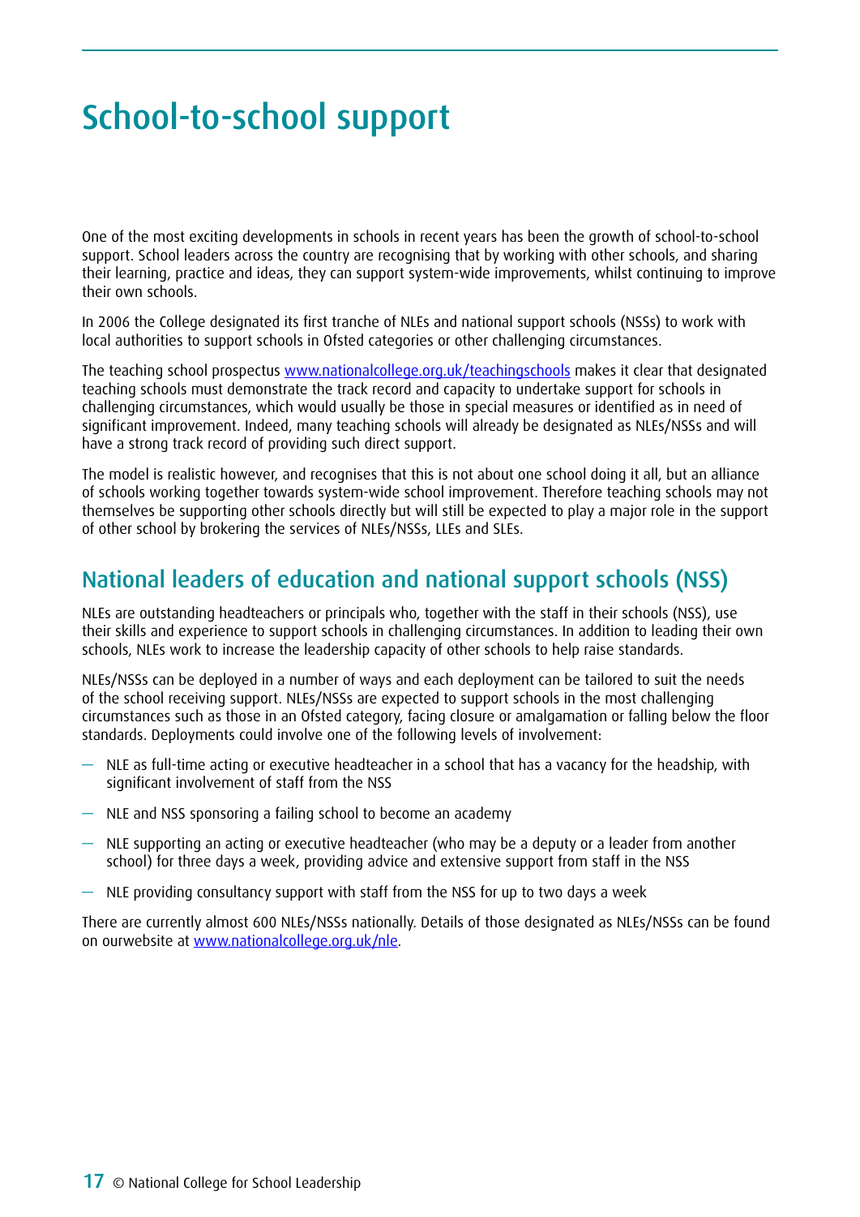# School-to-school support

One of the most exciting developments in schools in recent years has been the growth of school-to-school support. School leaders across the country are recognising that by working with other schools, and sharing their learning, practice and ideas, they can support system-wide improvements, whilst continuing to improve their own schools.

In 2006 the College designated its first tranche of NLEs and national support schools (NSSs) to work with local authorities to support schools in Ofsted categories or other challenging circumstances.

The teaching school prospectus www.nationalcollege.org.uk/teachingschools makes it clear that designated teaching schools must demonstrate the track record and capacity to undertake support for schools in challenging circumstances, which would usually be those in special measures or identified as in need of significant improvement. Indeed, many teaching schools will already be designated as NLEs/NSSs and will have a strong track record of providing such direct support.

The model is realistic however, and recognises that this is not about one school doing it all, but an alliance of schools working together towards system-wide school improvement. Therefore teaching schools may not themselves be supporting other schools directly but will still be expected to play a major role in the support of other school by brokering the services of NLEs/NSSs, LLEs and SLEs.

## National leaders of education and national support schools (NSS)

NLEs are outstanding headteachers or principals who, together with the staff in their schools (NSS), use their skills and experience to support schools in challenging circumstances. In addition to leading their own schools, NLEs work to increase the leadership capacity of other schools to help raise standards.

NLEs/NSSs can be deployed in a number of ways and each deployment can be tailored to suit the needs of the school receiving support. NLEs/NSSs are expected to support schools in the most challenging circumstances such as those in an Ofsted category, facing closure or amalgamation or falling below the floor standards. Deployments could involve one of the following levels of involvement:

- NLE as full-time acting or executive headteacher in a school that has a vacancy for the headship, with significant involvement of staff from the NSS
- NLE and NSS sponsoring a failing school to become an academy
- NLE supporting an acting or executive headteacher (who may be a deputy or a leader from another school) for three days a week, providing advice and extensive support from staff in the NSS
- NLE providing consultancy support with staff from the NSS for up to two days a week

There are currently almost 600 NLEs/NSSs nationally. Details of those designated as NLEs/NSSs can be found on ourwebsite at www.nationalcollege.org.uk/nle.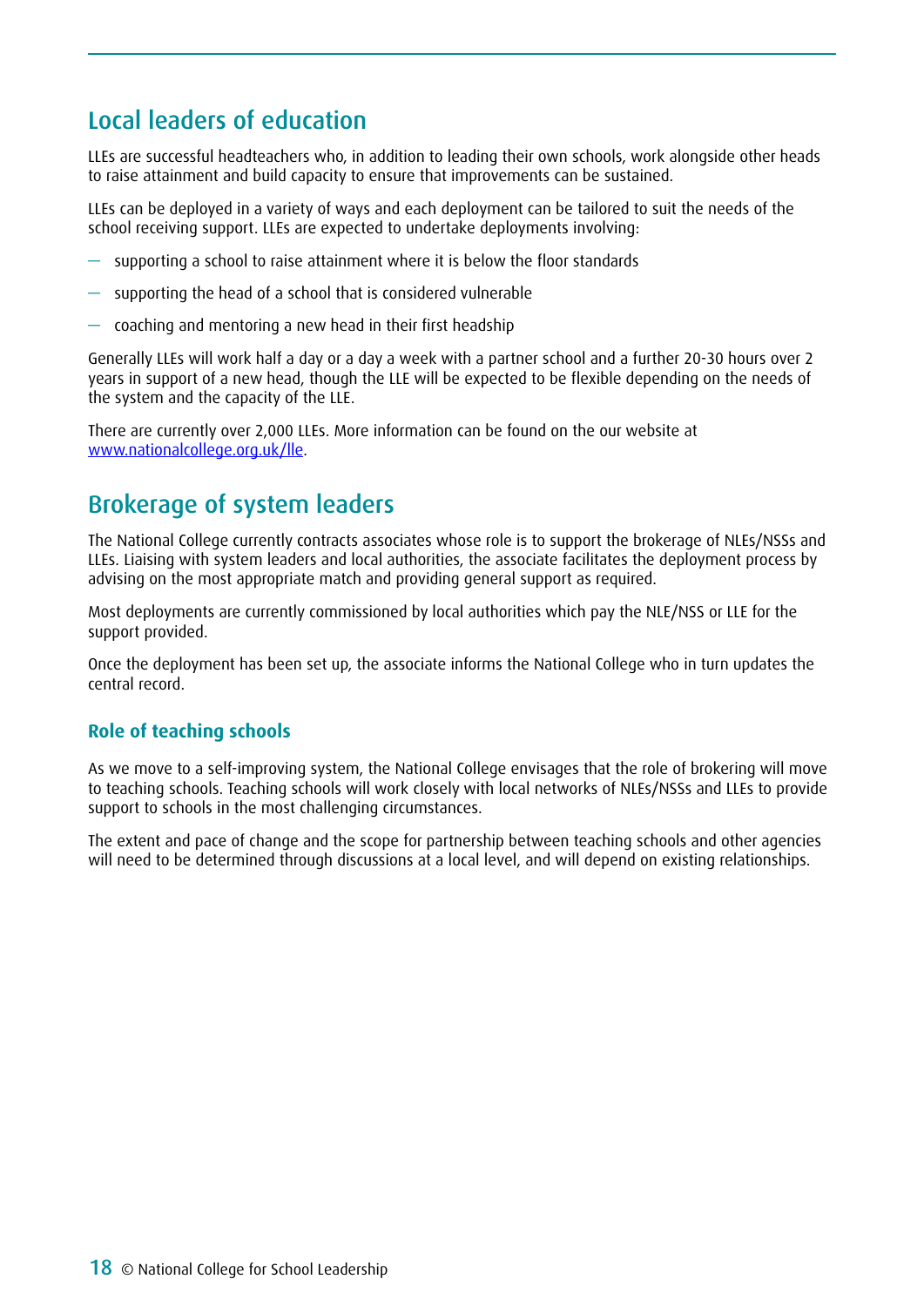## Local leaders of education

LLEs are successful headteachers who, in addition to leading their own schools, work alongside other heads to raise attainment and build capacity to ensure that improvements can be sustained.

LLEs can be deployed in a variety of ways and each deployment can be tailored to suit the needs of the school receiving support. LLEs are expected to undertake deployments involving:

- supporting a school to raise attainment where it is below the floor standards
- supporting the head of a school that is considered vulnerable
- coaching and mentoring a new head in their first headship

Generally LLEs will work half a day or a day a week with a partner school and a further 20-30 hours over 2 years in support of a new head, though the LLE will be expected to be flexible depending on the needs of the system and the capacity of the LLE.

There are currently over 2,000 LLEs. More information can be found on the our website at [www.nationalcollege.org.uk/lle](www.nationalcollege.org.uk/lle).

## Brokerage of system leaders

The National College currently contracts associates whose role is to support the brokerage of NLEs/NSSs and LLEs. Liaising with system leaders and local authorities, the associate facilitates the deployment process by advising on the most appropriate match and providing general support as required.

Most deployments are currently commissioned by local authorities which pay the NLE/NSS or LLE for the support provided.

Once the deployment has been set up, the associate informs the National College who in turn updates the central record.

### Role of teaching schools

As we move to a self-improving system, the National College envisages that the role of brokering will move to teaching schools. Teaching schools will work closely with local networks of NLEs/NSSs and LLEs to provide support to schools in the most challenging circumstances.

The extent and pace of change and the scope for partnership between teaching schools and other agencies will need to be determined through discussions at a local level, and will depend on existing relationships.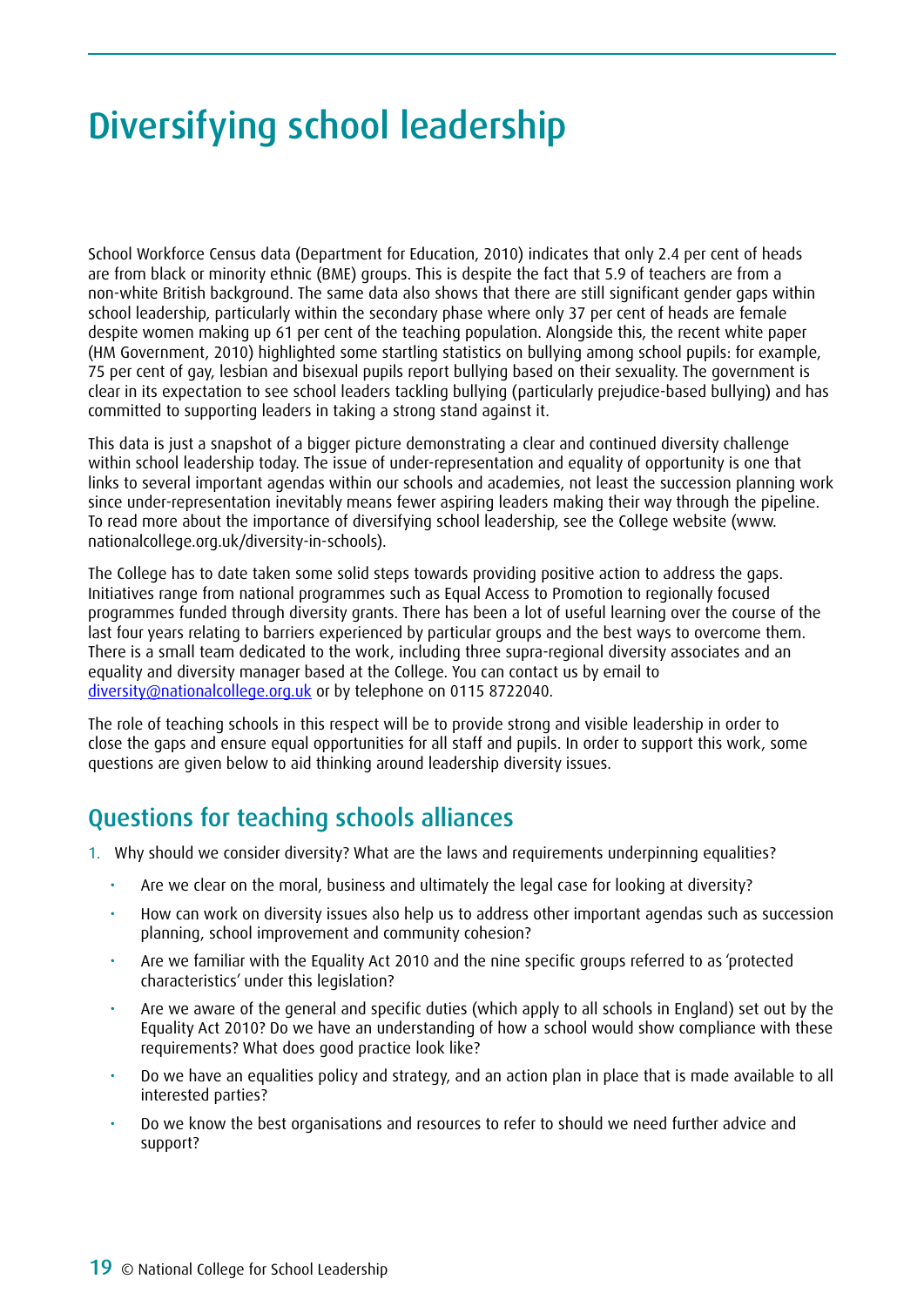# Diversifying school leadership

School Workforce Census data (Department for Education, 2010) indicates that only 2.4 per cent of heads are from black or minority ethnic (BME) groups. This is despite the fact that 5.9 of teachers are from a non-white British background. The same data also shows that there are still significant gender gaps within school leadership, particularly within the secondary phase where only 37 per cent of heads are female despite women making up 61 per cent of the teaching population. Alongside this, the recent white paper (HM Government, 2010) highlighted some startling statistics on bullying among school pupils: for example, 75 per cent of gay, lesbian and bisexual pupils report bullying based on their sexuality. The government is clear in its expectation to see school leaders tackling bullying (particularly prejudice-based bullying) and has committed to supporting leaders in taking a strong stand against it.

This data is just a snapshot of a bigger picture demonstrating a clear and continued diversity challenge within school leadership today. The issue of under-representation and equality of opportunity is one that links to several important agendas within our schools and academies, not least the succession planning work since under-representation inevitably means fewer aspiring leaders making their way through the pipeline. To read more about the importance of diversifying school leadership, see the College website (www.nationalcollege.org.uk/diversity-in-schools).

The College has to date taken some solid steps towards providing positive action to address the gaps. Initiatives range from national programmes such as Equal Access to Promotion to regionally focused programmes funded through diversity grants. There has been a lot of useful learning over the course of the last four years relating to barriers experienced by particular groups and the best ways to overcome them. There is a small team dedicated to the work, including three supra-regional diversity associates and an equality and diversity manager based at the College. You can contact us by email to diversity@nationalcollege.org.uk or by telephone on 0115 8722040.

The role of teaching schools in this respect will be to provide strong and visible leadership in order to close the gaps and ensure equal opportunities for all staff and pupils. In order to support this work, some questions are given below to aid thinking around leadership diversity issues.

## Questions for teaching schools alliances

1. Why should we consider diversity? What are the laws and requirements underpinning equalities?
   - Are we clear on the moral, business and ultimately the legal case for looking at diversity?
   - How can work on diversity issues also help us to address other important agendas such as succession planning, school improvement and community cohesion?
   - Are we familiar with the Equality Act 2010 and the nine specific groups referred to as 'protected characteristics' under this legislation?
   - Are we aware of the general and specific duties (which apply to all schools in England) set out by the Equality Act 2010? Do we have an understanding of how a school would show compliance with these requirements? What does good practice look like?
   - Do we have an equalities policy and strategy, and an action plan in place that is made available to all interested parties?
   - Do we know the best organisations and resources to refer to should we need further advice and support?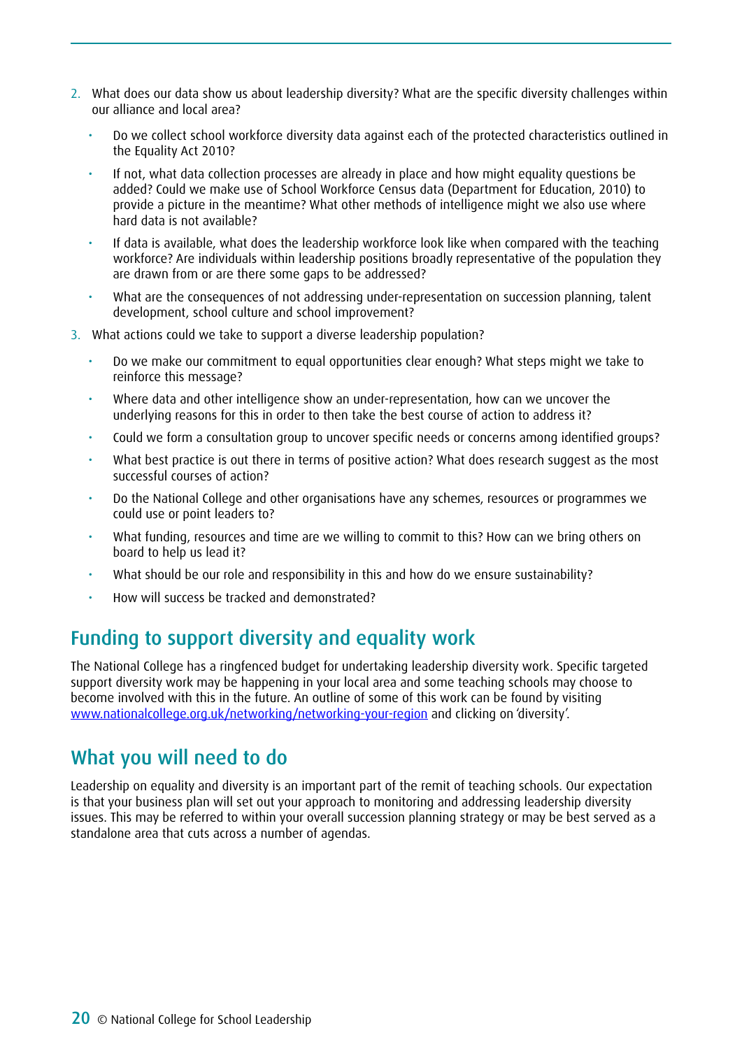2. What does our data show us about leadership diversity? What are the specific diversity challenges within our alliance and local area?

   - Do we collect school workforce diversity data against each of the protected characteristics outlined in the Equality Act 2010?
   - If not, what data collection processes are already in place and how might equality questions be added? Could we make use of School Workforce Census data (Department for Education, 2010) to provide a picture in the meantime? What other methods of intelligence might we also use where hard data is not available?
   - If data is available, what does the leadership workforce look like when compared with the teaching workforce? Are individuals within leadership positions broadly representative of the population they are drawn from or are there some gaps to be addressed?
   - What are the consequences of not addressing under-representation on succession planning, talent development, school culture and school improvement?

3. What actions could we take to support a diverse leadership population?

   - Do we make our commitment to equal opportunities clear enough? What steps might we take to reinforce this message?
   - Where data and other intelligence show an under-representation, how can we uncover the underlying reasons for this in order to then take the best course of action to address it?
   - Could we form a consultation group to uncover specific needs or concerns among identified groups?
   - What best practice is out there in terms of positive action? What does research suggest as the most successful courses of action?
   - Do the National College and other organisations have any schemes, resources or programmes we could use or point leaders to?
   - What funding, resources and time are we willing to commit to this? How can we bring others on board to help us lead it?
   - What should be our role and responsibility in this and how do we ensure sustainability?
   - How will success be tracked and demonstrated?

## Funding to support diversity and equality work

The National College has a ringfenced budget for undertaking leadership diversity work. Specific targeted support diversity work may be happening in your local area and some teaching schools may choose to become involved with this in the future. An outline of some of this work can be found by visiting www.nationalcollege.org.uk/networking/networking-your-region and clicking on 'diversity'.

## What you will need to do

Leadership on equality and diversity is an important part of the remit of teaching schools. Our expectation is that your business plan will set out your approach to monitoring and addressing leadership diversity issues. This may be referred to within your overall succession planning strategy or may be best served as a standalone area that cuts across a number of agendas.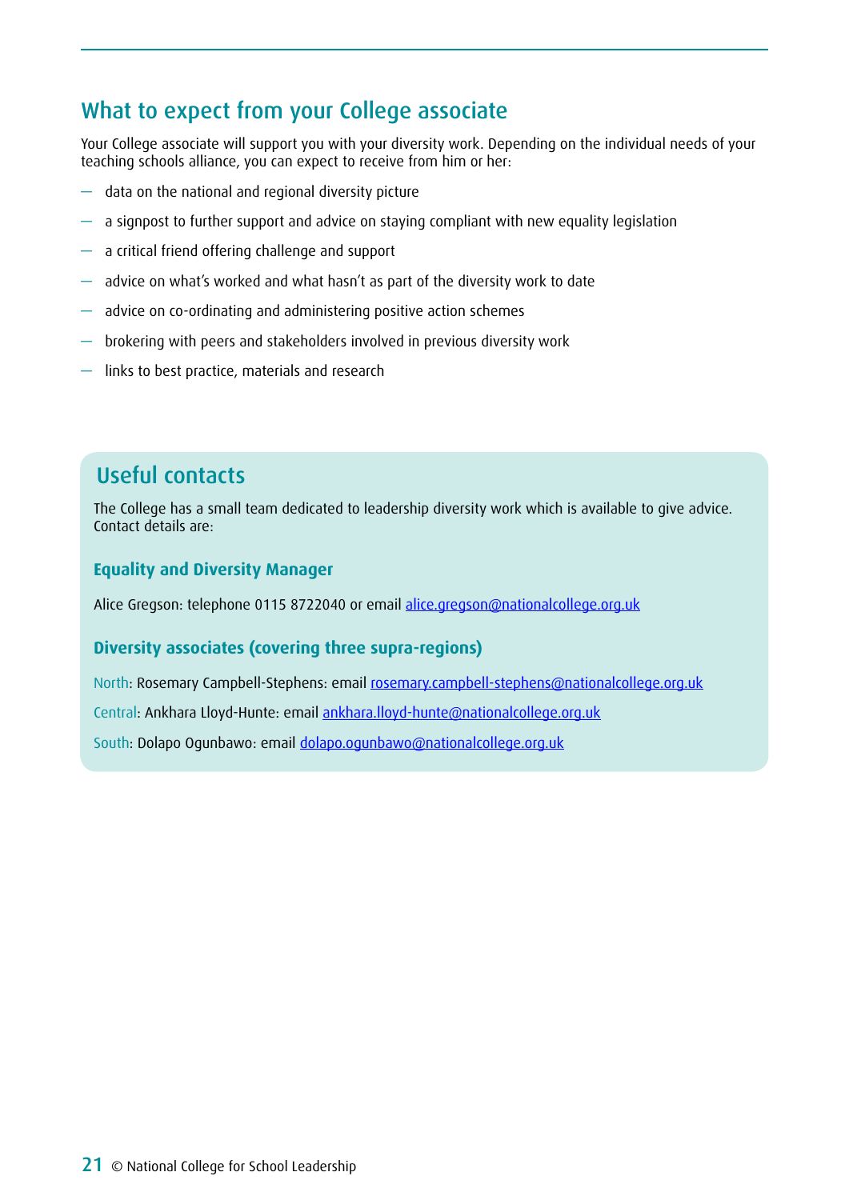## What to expect from your College associate

Your College associate will support you with your diversity work. Depending on the individual needs of your teaching schools alliance, you can expect to receive from him or her:

- data on the national and regional diversity picture
- a signpost to further support and advice on staying compliant with new equality legislation
- a critical friend offering challenge and support
- advice on what's worked and what hasn't as part of the diversity work to date
- advice on co-ordinating and administering positive action schemes
- brokering with peers and stakeholders involved in previous diversity work
- links to best practice, materials and research

## Useful contacts

The College has a small team dedicated to leadership diversity work which is available to give advice. Contact details are:

### Equality and Diversity Manager

Alice Gregson: telephone 0115 8722040 or email alice.gregson@nationalcollege.org.uk

### Diversity associates (covering three supra-regions)

North: Rosemary Campbell-Stephens: email rosemary.campbell-stephens@nationalcollege.org.uk

Central: Ankhara Lloyd-Hunte: email ankhara.lloyd-hunte@nationalcollege.org.uk

South: Dolapo Ogunbawo: email dolapo.ogunbawo@nationalcollege.org.uk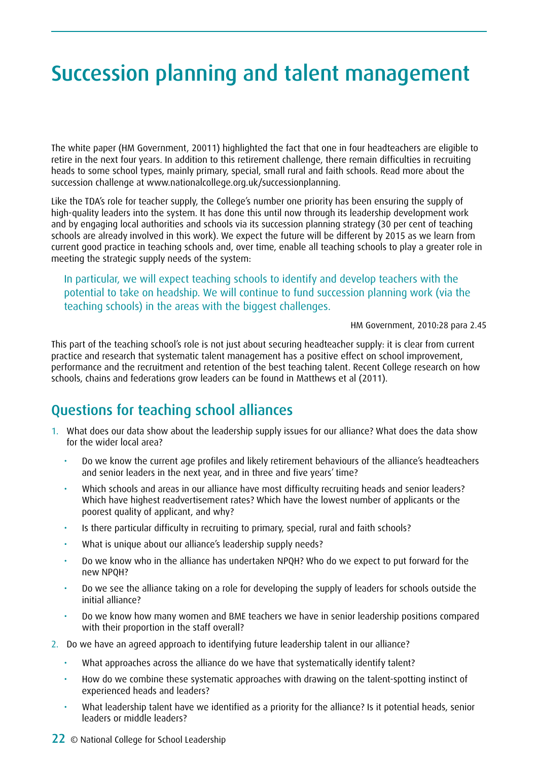# Succession planning and talent management

The white paper (HM Government, 20011) highlighted the fact that one in four headteachers are eligible to retire in the next four years. In addition to this retirement challenge, there remain difficulties in recruiting heads to some school types, mainly primary, special, small rural and faith schools. Read more about the succession challenge at www.nationalcollege.org.uk/successionplanning.

Like the TDA's role for teacher supply, the College's number one priority has been ensuring the supply of high-quality leaders into the system. It has done this until now through its leadership development work and by engaging local authorities and schools via its succession planning strategy (30 per cent of teaching schools are already involved in this work). We expect the future will be different by 2015 as we learn from current good practice in teaching schools and, over time, enable all teaching schools to play a greater role in meeting the strategic supply needs of the system:

> In particular, we will expect teaching schools to identify and develop teachers with the potential to take on headship. We will continue to fund succession planning work (via the teaching schools) in the areas with the biggest challenges.
>
> HM Government, 2010:28 para 2.45

This part of the teaching school's role is not just about securing headteacher supply: it is clear from current practice and research that systematic talent management has a positive effect on school improvement, performance and the recruitment and retention of the best teaching talent. Recent College research on how schools, chains and federations grow leaders can be found in Matthews et al (2011).

## Questions for teaching school alliances

1. What does our data show about the leadership supply issues for our alliance? What does the data show for the wider local area?
   - Do we know the current age profiles and likely retirement behaviours of the alliance's headteachers and senior leaders in the next year, and in three and five years' time?
   - Which schools and areas in our alliance have most difficulty recruiting heads and senior leaders? Which have highest readvertisement rates? Which have the lowest number of applicants or the poorest quality of applicant, and why?
   - Is there particular difficulty in recruiting to primary, special, rural and faith schools?
   - What is unique about our alliance's leadership supply needs?
   - Do we know who in the alliance has undertaken NPQH? Who do we expect to put forward for the new NPQH?
   - Do we see the alliance taking on a role for developing the supply of leaders for schools outside the initial alliance?
   - Do we know how many women and BME teachers we have in senior leadership positions compared with their proportion in the staff overall?
2. Do we have an agreed approach to identifying future leadership talent in our alliance?
   - What approaches across the alliance do we have that systematically identify talent?
   - How do we combine these systematic approaches with drawing on the talent-spotting instinct of experienced heads and leaders?
   - What leadership talent have we identified as a priority for the alliance? Is it potential heads, senior leaders or middle leaders?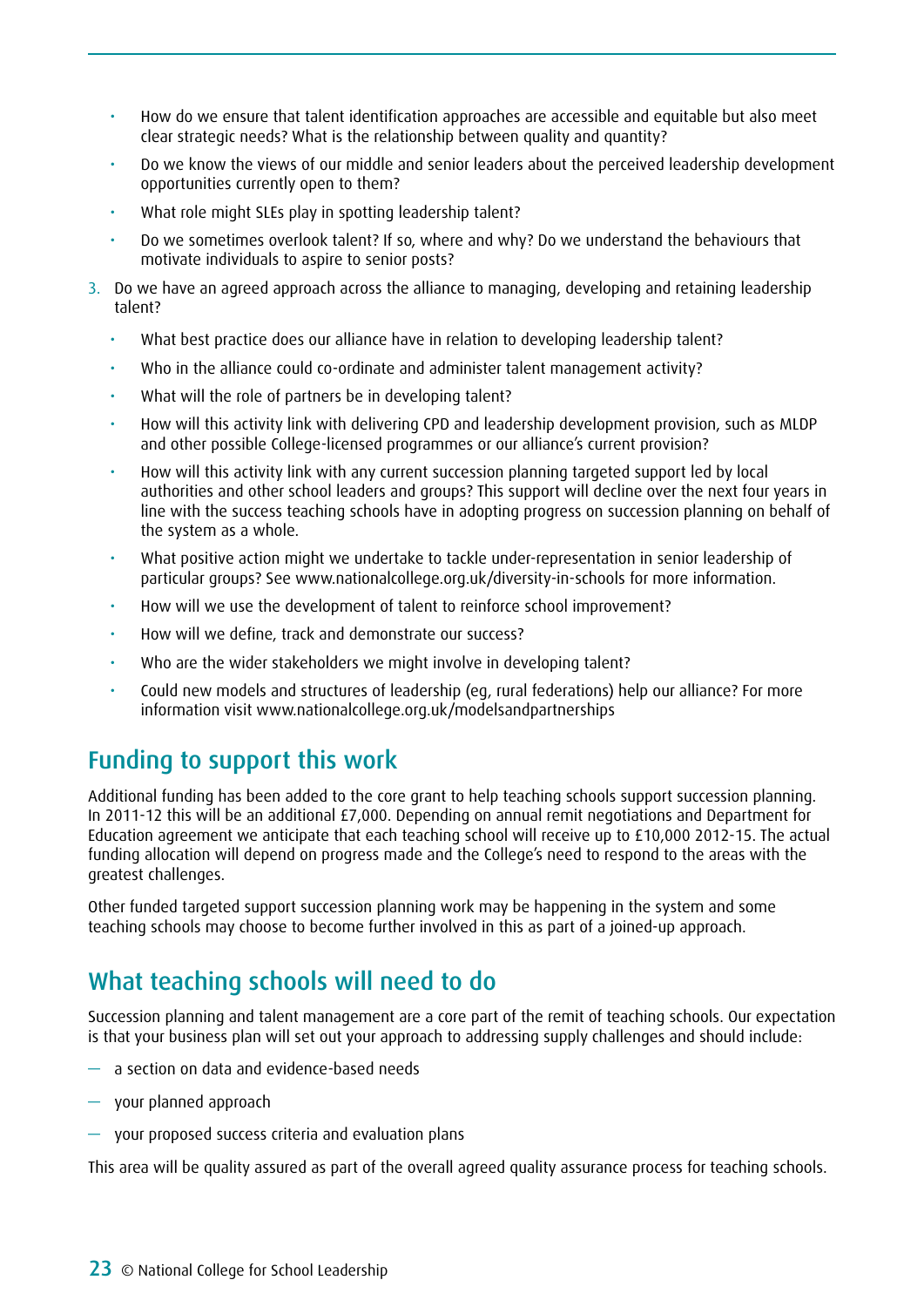- How do we ensure that talent identification approaches are accessible and equitable but also meet clear strategic needs? What is the relationship between quality and quantity?
- Do we know the views of our middle and senior leaders about the perceived leadership development opportunities currently open to them?
- What role might SLEs play in spotting leadership talent?
- Do we sometimes overlook talent? If so, where and why? Do we understand the behaviours that motivate individuals to aspire to senior posts?

3. Do we have an agreed approach across the alliance to managing, developing and retaining leadership talent?
   - What best practice does our alliance have in relation to developing leadership talent?
   - Who in the alliance could co-ordinate and administer talent management activity?
   - What will the role of partners be in developing talent?
   - How will this activity link with delivering CPD and leadership development provision, such as MLDP and other possible College-licensed programmes or our alliance's current provision?
   - How will this activity link with any current succession planning targeted support led by local authorities and other school leaders and groups? This support will decline over the next four years in line with the success teaching schools have in adopting progress on succession planning on behalf of the system as a whole.
   - What positive action might we undertake to tackle under-representation in senior leadership of particular groups? See www.nationalcollege.org.uk/diversity-in-schools for more information.
   - How will we use the development of talent to reinforce school improvement?
   - How will we define, track and demonstrate our success?
   - Who are the wider stakeholders we might involve in developing talent?
   - Could new models and structures of leadership (eg, rural federations) help our alliance? For more information visit www.nationalcollege.org.uk/modelsandpartnerships

## Funding to support this work

Additional funding has been added to the core grant to help teaching schools support succession planning. In 2011-12 this will be an additional £7,000. Depending on annual remit negotiations and Department for Education agreement we anticipate that each teaching school will receive up to £10,000 2012-15. The actual funding allocation will depend on progress made and the College's need to respond to the areas with the greatest challenges.

Other funded targeted support succession planning work may be happening in the system and some teaching schools may choose to become further involved in this as part of a joined-up approach.

## What teaching schools will need to do

Succession planning and talent management are a core part of the remit of teaching schools. Our expectation is that your business plan will set out your approach to addressing supply challenges and should include:

- a section on data and evidence-based needs
- your planned approach
- your proposed success criteria and evaluation plans

This area will be quality assured as part of the overall agreed quality assurance process for teaching schools.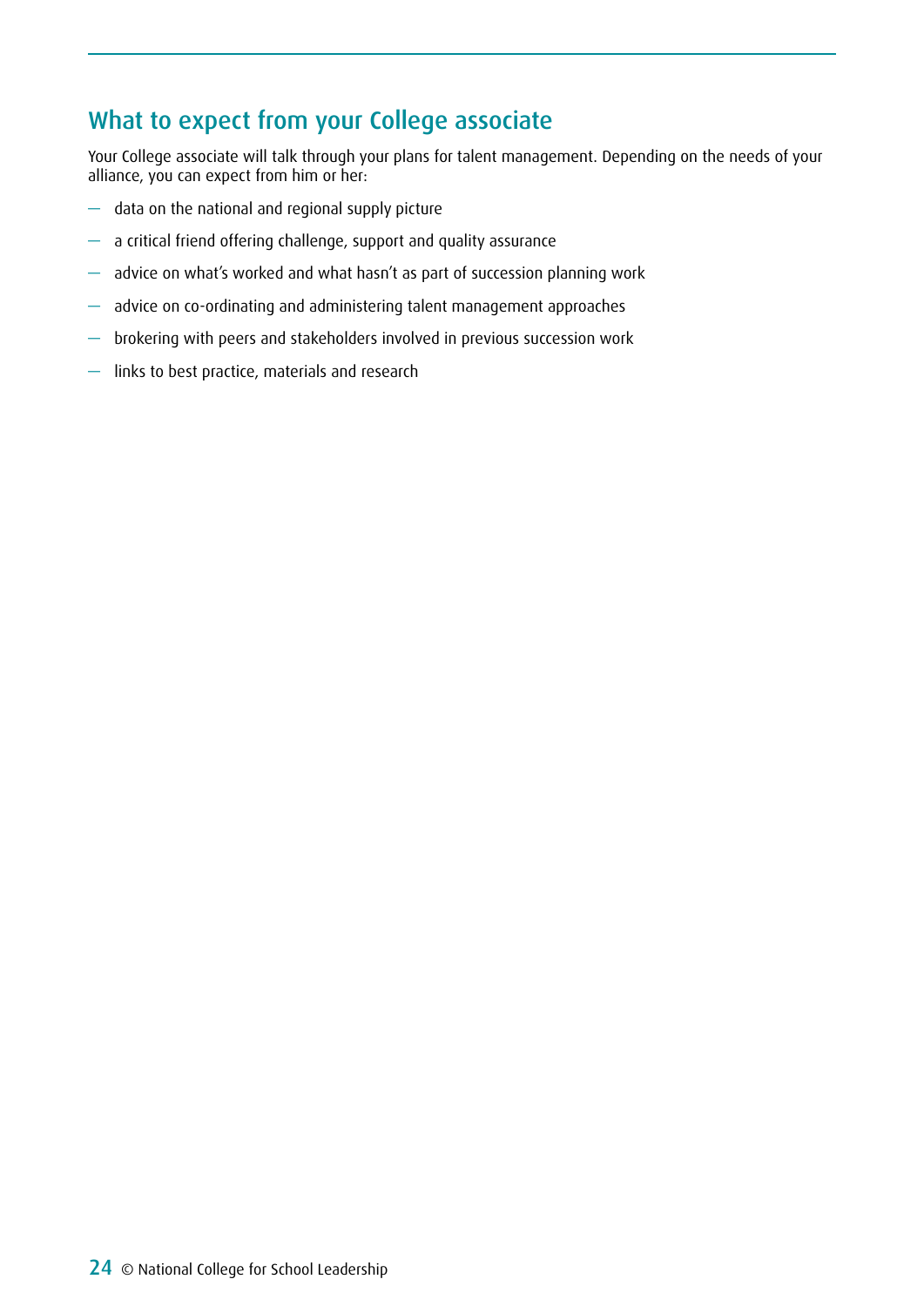## What to expect from your College associate

Your College associate will talk through your plans for talent management. Depending on the needs of your alliance, you can expect from him or her:

- data on the national and regional supply picture
- a critical friend offering challenge, support and quality assurance
- advice on what's worked and what hasn't as part of succession planning work
- advice on co-ordinating and administering talent management approaches
- brokering with peers and stakeholders involved in previous succession work
- links to best practice, materials and research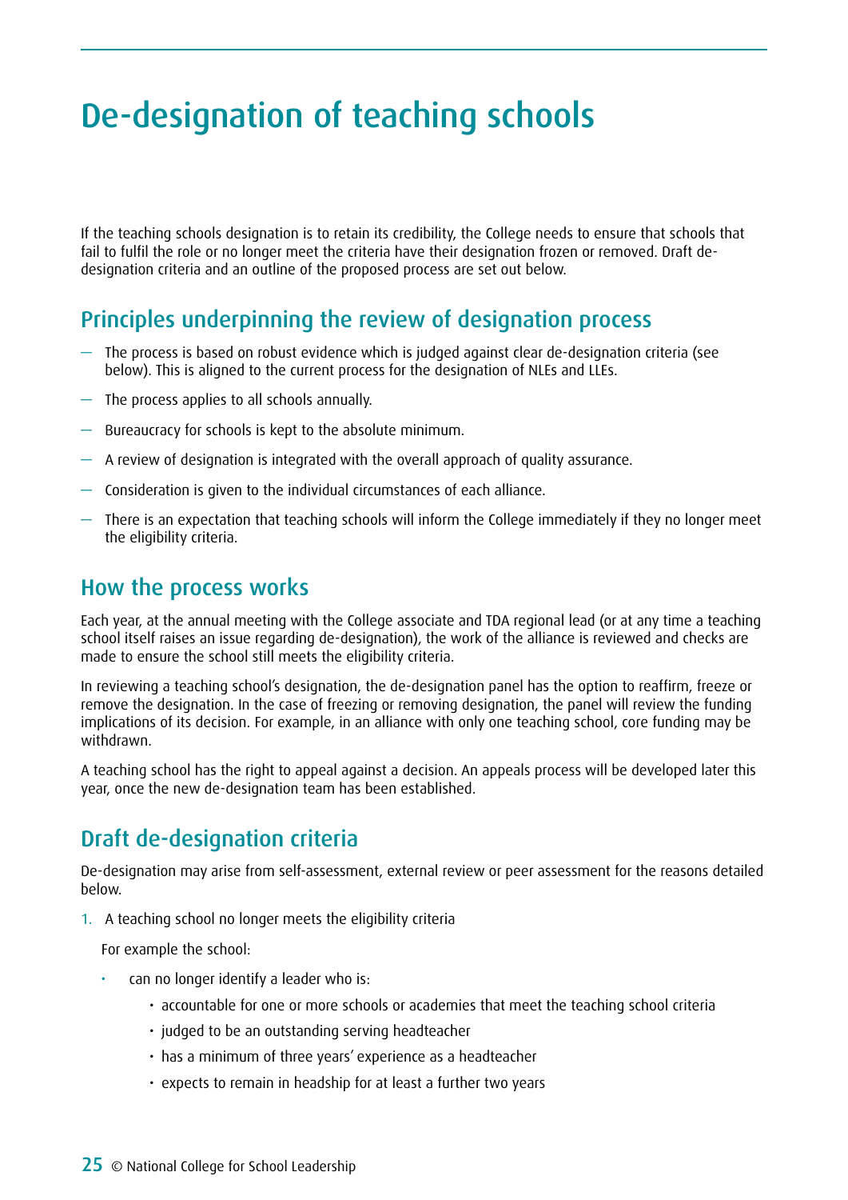# De-designation of teaching schools

If the teaching schools designation is to retain its credibility, the College needs to ensure that schools that fail to fulfil the role or no longer meet the criteria have their designation frozen or removed. Draft de-designation criteria and an outline of the proposed process are set out below.

## Principles underpinning the review of designation process

- The process is based on robust evidence which is judged against clear de-designation criteria (see below). This is aligned to the current process for the designation of NLEs and LLEs.
- The process applies to all schools annually.
- Bureaucracy for schools is kept to the absolute minimum.
- A review of designation is integrated with the overall approach of quality assurance.
- Consideration is given to the individual circumstances of each alliance.
- There is an expectation that teaching schools will inform the College immediately if they no longer meet the eligibility criteria.

## How the process works

Each year, at the annual meeting with the College associate and TDA regional lead (or at any time a teaching school itself raises an issue regarding de-designation), the work of the alliance is reviewed and checks are made to ensure the school still meets the eligibility criteria.

In reviewing a teaching school's designation, the de-designation panel has the option to reaffirm, freeze or remove the designation. In the case of freezing or removing designation, the panel will review the funding implications of its decision. For example, in an alliance with only one teaching school, core funding may be withdrawn.

A teaching school has the right to appeal against a decision. An appeals process will be developed later this year, once the new de-designation team has been established.

## Draft de-designation criteria

De-designation may arise from self-assessment, external review or peer assessment for the reasons detailed below.

1. A teaching school no longer meets the eligibility criteria

   For example the school:

   - can no longer identify a leader who is:
     - accountable for one or more schools or academies that meet the teaching school criteria
     - judged to be an outstanding serving headteacher
     - has a minimum of three years' experience as a headteacher
     - expects to remain in headship for at least a further two years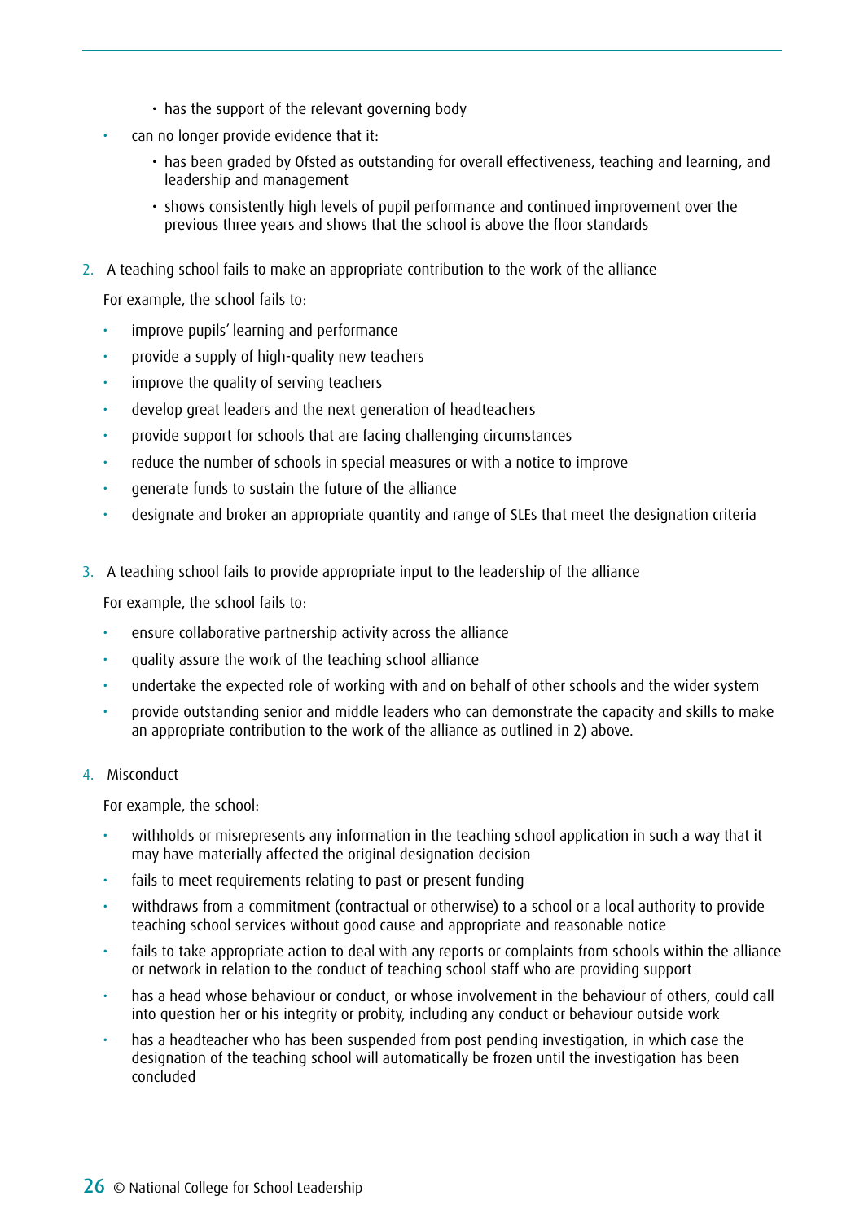- has the support of the relevant governing body
- can no longer provide evidence that it:
    - has been graded by Ofsted as outstanding for overall effectiveness, teaching and learning, and leadership and management
    - shows consistently high levels of pupil performance and continued improvement over the previous three years and shows that the school is above the floor standards

2. A teaching school fails to make an appropriate contribution to the work of the alliance

   For example, the school fails to:

   - improve pupils' learning and performance
   - provide a supply of high-quality new teachers
   - improve the quality of serving teachers
   - develop great leaders and the next generation of headteachers
   - provide support for schools that are facing challenging circumstances
   - reduce the number of schools in special measures or with a notice to improve
   - generate funds to sustain the future of the alliance
   - designate and broker an appropriate quantity and range of SLEs that meet the designation criteria

3. A teaching school fails to provide appropriate input to the leadership of the alliance

   For example, the school fails to:

   - ensure collaborative partnership activity across the alliance
   - quality assure the work of the teaching school alliance
   - undertake the expected role of working with and on behalf of other schools and the wider system
   - provide outstanding senior and middle leaders who can demonstrate the capacity and skills to make an appropriate contribution to the work of the alliance as outlined in 2) above.

4. Misconduct

   For example, the school:

   - withholds or misrepresents any information in the teaching school application in such a way that it may have materially affected the original designation decision
   - fails to meet requirements relating to past or present funding
   - withdraws from a commitment (contractual or otherwise) to a school or a local authority to provide teaching school services without good cause and appropriate and reasonable notice
   - fails to take appropriate action to deal with any reports or complaints from schools within the alliance or network in relation to the conduct of teaching school staff who are providing support
   - has a head whose behaviour or conduct, or whose involvement in the behaviour of others, could call into question her or his integrity or probity, including any conduct or behaviour outside work
   - has a headteacher who has been suspended from post pending investigation, in which case the designation of the teaching school will automatically be frozen until the investigation has been concluded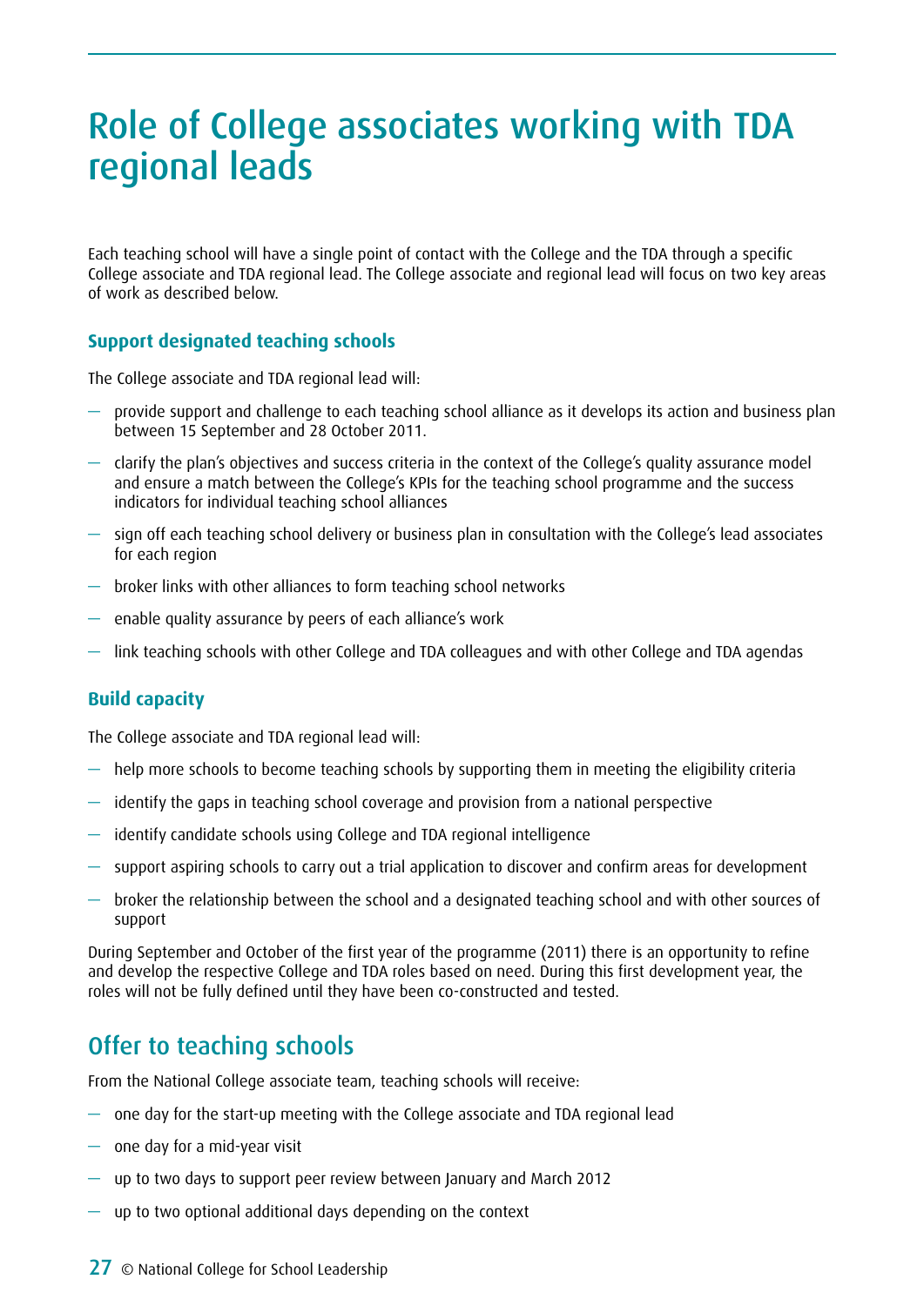# Role of College associates working with TDA regional leads

Each teaching school will have a single point of contact with the College and the TDA through a specific College associate and TDA regional lead. The College associate and regional lead will focus on two key areas of work as described below.

### Support designated teaching schools

The College associate and TDA regional lead will:

- provide support and challenge to each teaching school alliance as it develops its action and business plan between 15 September and 28 October 2011.
- clarify the plan's objectives and success criteria in the context of the College's quality assurance model and ensure a match between the College's KPIs for the teaching school programme and the success indicators for individual teaching school alliances
- sign off each teaching school delivery or business plan in consultation with the College's lead associates for each region
- broker links with other alliances to form teaching school networks
- enable quality assurance by peers of each alliance's work
- link teaching schools with other College and TDA colleagues and with other College and TDA agendas

### Build capacity

The College associate and TDA regional lead will:

- help more schools to become teaching schools by supporting them in meeting the eligibility criteria
- identify the gaps in teaching school coverage and provision from a national perspective
- identify candidate schools using College and TDA regional intelligence
- support aspiring schools to carry out a trial application to discover and confirm areas for development
- broker the relationship between the school and a designated teaching school and with other sources of support

During September and October of the first year of the programme (2011) there is an opportunity to refine and develop the respective College and TDA roles based on need. During this first development year, the roles will not be fully defined until they have been co-constructed and tested.

## Offer to teaching schools

From the National College associate team, teaching schools will receive:

- one day for the start-up meeting with the College associate and TDA regional lead
- one day for a mid-year visit
- up to two days to support peer review between January and March 2012
- up to two optional additional days depending on the context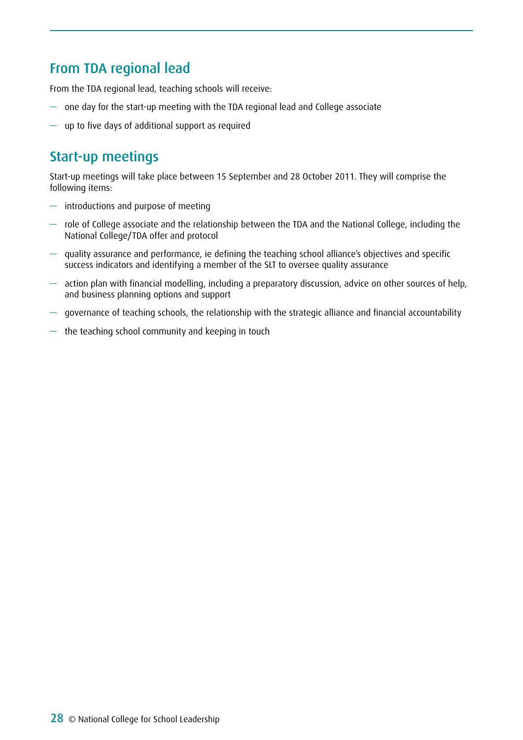## From TDA regional lead

From the TDA regional lead, teaching schools will receive:

- one day for the start-up meeting with the TDA regional lead and College associate
- up to five days of additional support as required

## Start-up meetings

Start-up meetings will take place between 15 September and 28 October 2011. They will comprise the following items:

- introductions and purpose of meeting
- role of College associate and the relationship between the TDA and the National College, including the National College/TDA offer and protocol
- quality assurance and performance, ie defining the teaching school alliance's objectives and specific success indicators and identifying a member of the SLT to oversee quality assurance
- action plan with financial modelling, including a preparatory discussion, advice on other sources of help, and business planning options and support
- governance of teaching schools, the relationship with the strategic alliance and financial accountability
- the teaching school community and keeping in touch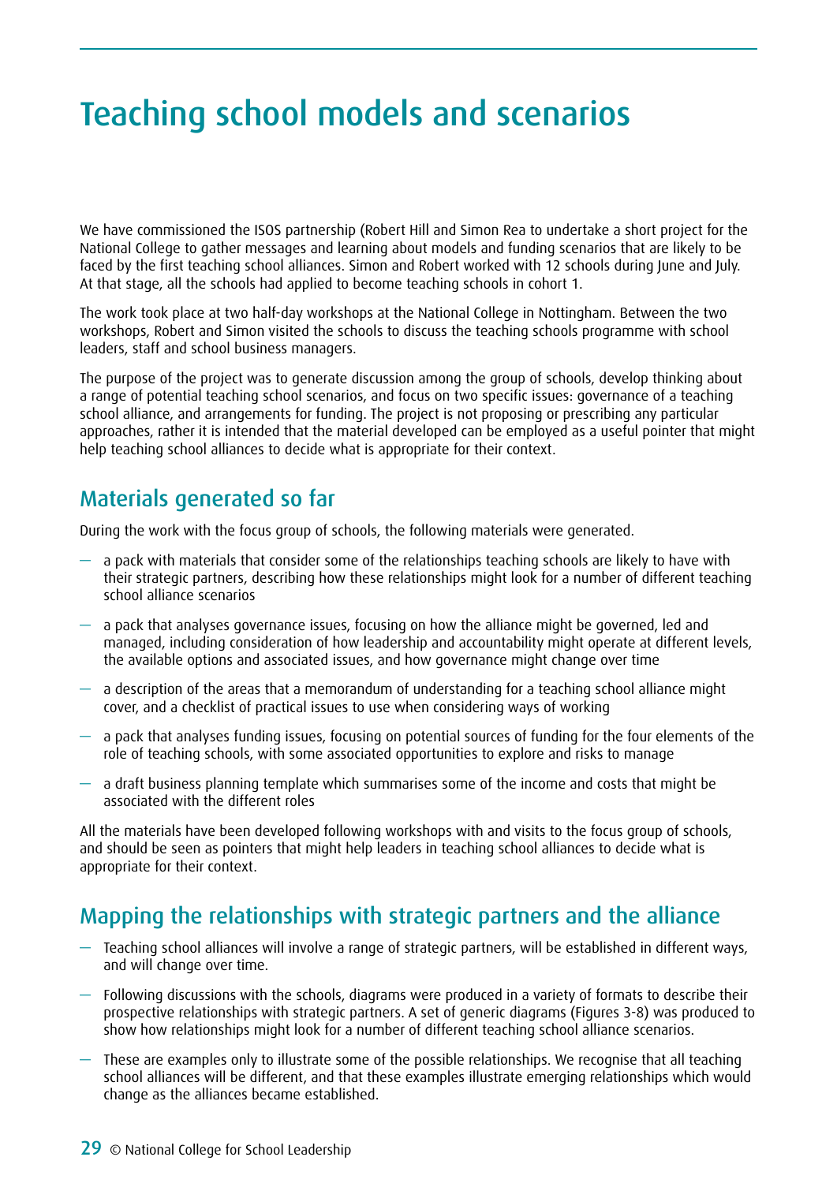# Teaching school models and scenarios

We have commissioned the ISOS partnership (Robert Hill and Simon Rea to undertake a short project for the National College to gather messages and learning about models and funding scenarios that are likely to be faced by the first teaching school alliances. Simon and Robert worked with 12 schools during June and July. At that stage, all the schools had applied to become teaching schools in cohort 1.

The work took place at two half-day workshops at the National College in Nottingham. Between the two workshops, Robert and Simon visited the schools to discuss the teaching schools programme with school leaders, staff and school business managers.

The purpose of the project was to generate discussion among the group of schools, develop thinking about a range of potential teaching school scenarios, and focus on two specific issues: governance of a teaching school alliance, and arrangements for funding. The project is not proposing or prescribing any particular approaches, rather it is intended that the material developed can be employed as a useful pointer that might help teaching school alliances to decide what is appropriate for their context.

## Materials generated so far

During the work with the focus group of schools, the following materials were generated.

- a pack with materials that consider some of the relationships teaching schools are likely to have with their strategic partners, describing how these relationships might look for a number of different teaching school alliance scenarios
- a pack that analyses governance issues, focusing on how the alliance might be governed, led and managed, including consideration of how leadership and accountability might operate at different levels, the available options and associated issues, and how governance might change over time
- a description of the areas that a memorandum of understanding for a teaching school alliance might cover, and a checklist of practical issues to use when considering ways of working
- a pack that analyses funding issues, focusing on potential sources of funding for the four elements of the role of teaching schools, with some associated opportunities to explore and risks to manage
- a draft business planning template which summarises some of the income and costs that might be associated with the different roles

All the materials have been developed following workshops with and visits to the focus group of schools, and should be seen as pointers that might help leaders in teaching school alliances to decide what is appropriate for their context.

## Mapping the relationships with strategic partners and the alliance

- Teaching school alliances will involve a range of strategic partners, will be established in different ways, and will change over time.
- Following discussions with the schools, diagrams were produced in a variety of formats to describe their prospective relationships with strategic partners. A set of generic diagrams (Figures 3-8) was produced to show how relationships might look for a number of different teaching school alliance scenarios.
- These are examples only to illustrate some of the possible relationships. We recognise that all teaching school alliances will be different, and that these examples illustrate emerging relationships which would change as the alliances became established.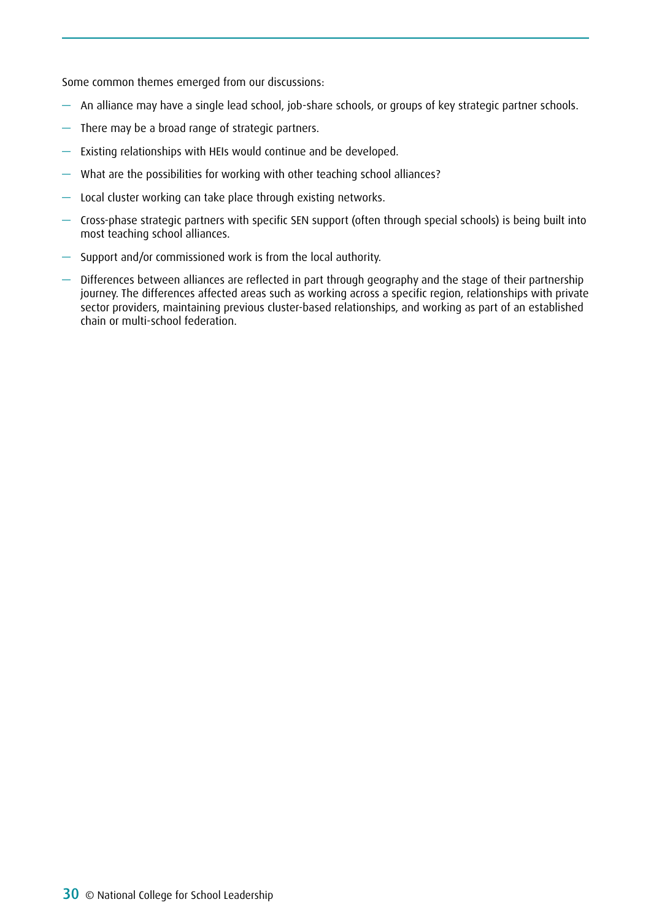Some common themes emerged from our discussions:

- An alliance may have a single lead school, job-share schools, or groups of key strategic partner schools.
- There may be a broad range of strategic partners.
- Existing relationships with HEIs would continue and be developed.
- What are the possibilities for working with other teaching school alliances?
- Local cluster working can take place through existing networks.
- Cross-phase strategic partners with specific SEN support (often through special schools) is being built into most teaching school alliances.
- Support and/or commissioned work is from the local authority.
- Differences between alliances are reflected in part through geography and the stage of their partnership journey. The differences affected areas such as working across a specific region, relationships with private sector providers, maintaining previous cluster-based relationships, and working as part of an established chain or multi-school federation.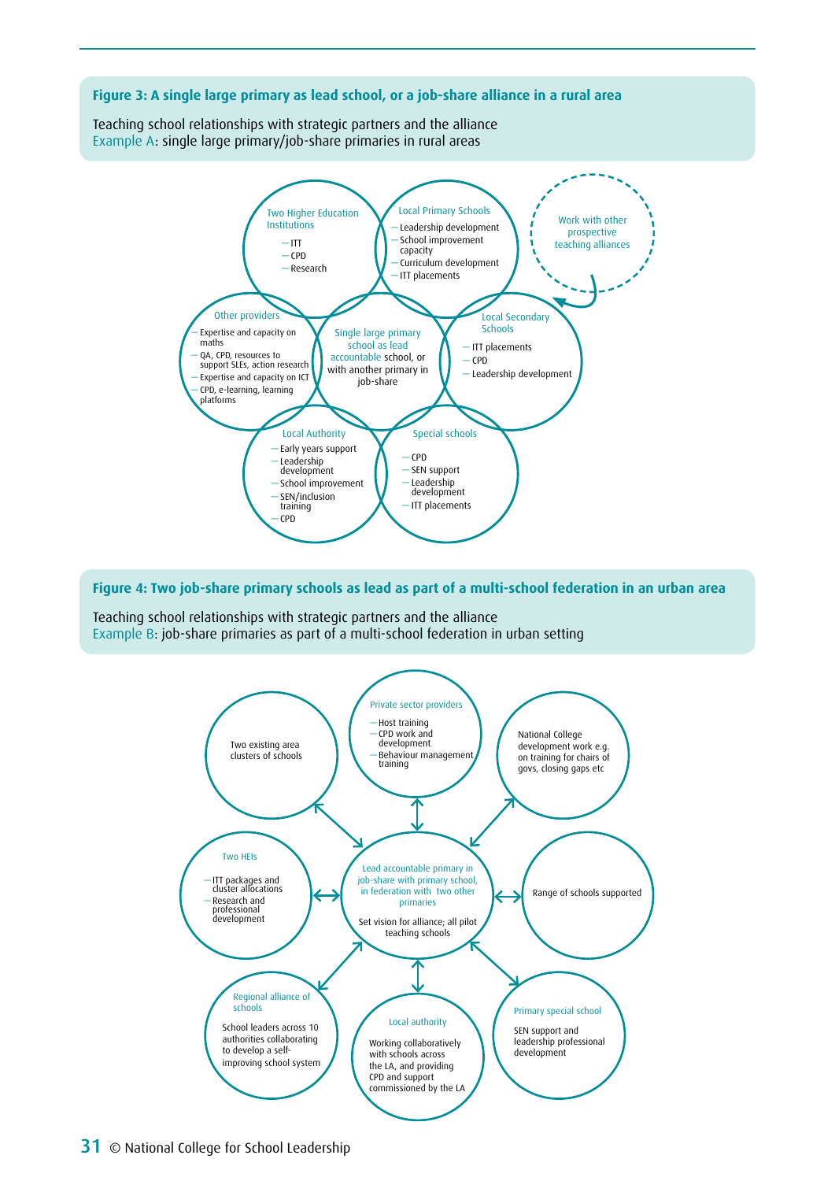**Figure 3: A single large primary as lead school, or a job-share alliance in a rural area**

Teaching school relationships with strategic partners and the alliance
Example A: single large primary/job-share primaries in rural areas

**Single large primary school as lead accountable school, or with another primary in job-share**

**Two Higher Education Institutions**
- ITT
- CPD
- Research

**Local Primary Schools**
- Leadership development
- School improvement capacity
- Curriculum development
- ITT placements

**Work with other prospective teaching alliances**

**Other providers**
- Expertise and capacity on maths
- QA, CPD, resources to support SLEs, action research
- Expertise and capacity on ICT
- CPD, e-learning, learning platforms

**Local Secondary Schools**
- ITT placements
- CPD
- Leadership development

**Local Authority**
- Early years support
- Leadership development
- School improvement
- SEN/inclusion training
- CPD

**Special schools**
- CPD
- SEN support
- Leadership development
- ITT placements

**Figure 4: Two job-share primary schools as lead as part of a multi-school federation in an urban area**

Teaching school relationships with strategic partners and the alliance
Example B: job-share primaries as part of a multi-school federation in urban setting

**Lead accountable primary in job-share with primary school, in federation with two other primaries**

Set vision for alliance; all pilot teaching schools

**Two existing area clusters of schools**

**Private sector providers**
- Host training
- CPD work and development
- Behaviour management training

**National College development work e.g. on training for chairs of govs, closing gaps etc**

**Two HEIs**
- ITT packages and cluster allocations
- Research and professional development

**Range of schools supported**

**Regional alliance of schools**

School leaders across 10 authorities collaborating to develop a self-improving school system

**Local authority**

Working collaboratively with schools across the LA, and providing CPD and support commissioned by the LA

**Primary special school**

SEN support and leadership professional development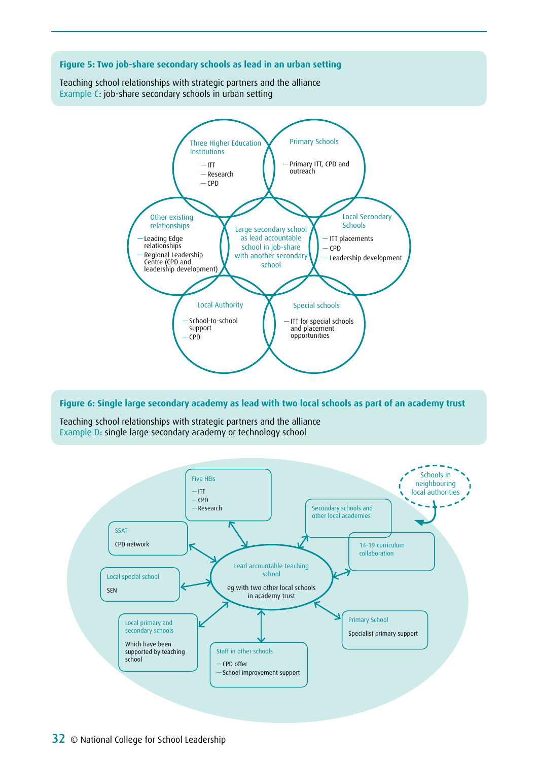**Figure 5: Two job-share secondary schools as lead in an urban setting**

Teaching school relationships with strategic partners and the alliance
Example C: job-share secondary schools in urban setting

Three Higher Education Institutions
- ITT
- Research
- CPD

Primary Schools
- Primary ITT, CPD and outreach

Other existing relationships
- Leading Edge relationships
- Regional Leadership Centre (CPD and leadership development)

Large secondary school as lead accountable school in job-share with another secondary school

Local Secondary Schools
- ITT placements
- CPD
- Leadership development

Local Authority
- School-to-school support
- CPD

Special schools
- ITT for special schools and placement opportunities

**Figure 6: Single large secondary academy as lead with two local schools as part of an academy trust**

Teaching school relationships with strategic partners and the alliance
Example D: single large secondary academy or technology school

Five HEIs
- ITT
- CPD
- Research

Schools in neighbouring local authorities

SSAT
CPD network

Secondary schools and other local academies

14-19 curriculum collaboration

Lead accountable teaching school
eg with two other local schools in academy trust

Local special school
SEN

Local primary and secondary schools
Which have been supported by teaching school

Staff in other schools
- CPD offer
- School improvement support

Primary School
Specialist primary support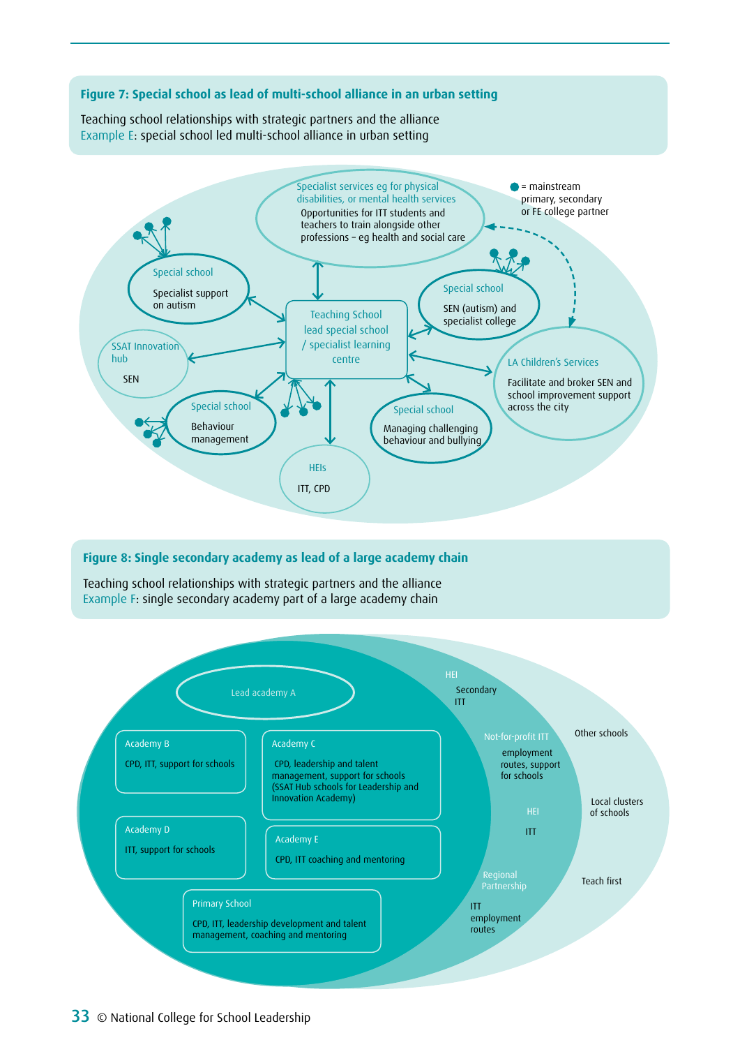### Figure 7: Special school as lead of multi-school alliance in an urban setting

Teaching school relationships with strategic partners and the alliance
Example E: special school led multi-school alliance in urban setting

● = mainstream primary, secondary or FE college partner

Specialist services eg for physical disabilities, or mental health services
Opportunities for ITT students and teachers to train alongside other professions – eg health and social care

Special school
Specialist support on autism

Teaching School lead special school / specialist learning centre

Special school
SEN (autism) and specialist college

SSAT Innovation hub
SEN

LA Children's Services
Facilitate and broker SEN and school improvement support across the city

Special school
Behaviour management

Special school
Managing challenging behaviour and bullying

HEIs
ITT, CPD

### Figure 8: Single secondary academy as lead of a large academy chain

Teaching school relationships with strategic partners and the alliance
Example F: single secondary academy part of a large academy chain

Lead academy A

Academy B
CPD, ITT, support for schools

Academy C
CPD, leadership and talent management, support for schools (SSAT Hub schools for Leadership and Innovation Academy)

Academy D
ITT, support for schools

Academy E
CPD, ITT coaching and mentoring

Primary School
CPD, ITT, leadership development and talent management, coaching and mentoring

HEI
Secondary ITT

Not-for-profit ITT
employment routes, support for schools

HEI
ITT

Regional Partnership
ITT employment routes

Other schools

Local clusters of schools

Teach first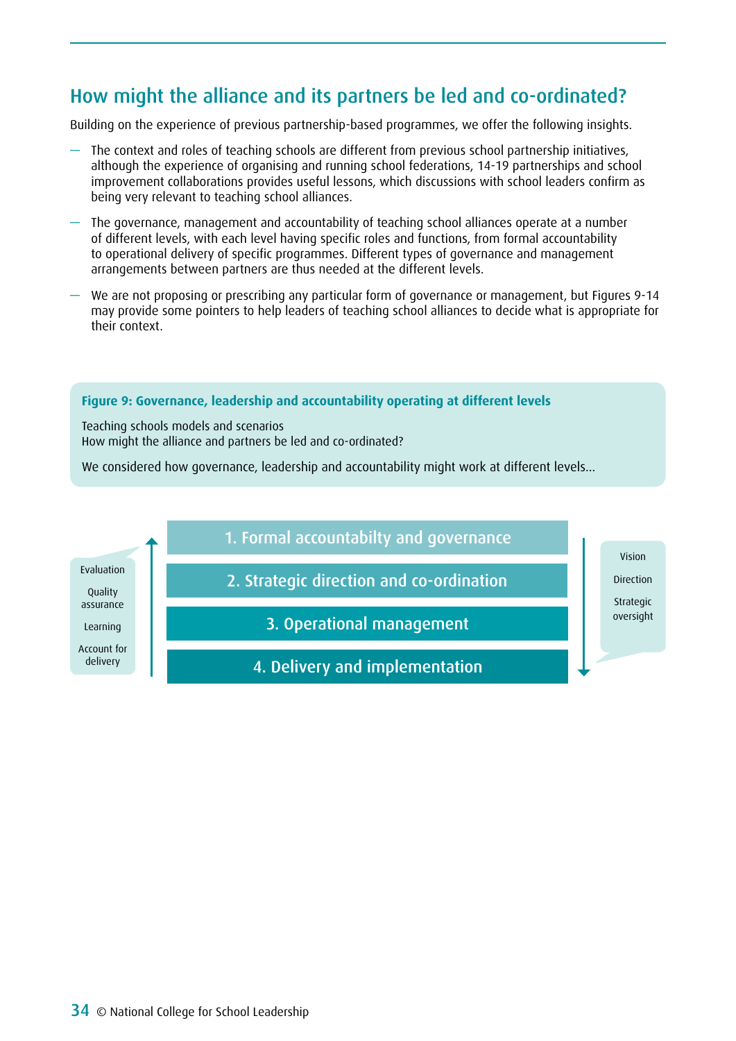## How might the alliance and its partners be led and co-ordinated?

Building on the experience of previous partnership-based programmes, we offer the following insights.

- The context and roles of teaching schools are different from previous school partnership initiatives, although the experience of organising and running school federations, 14-19 partnerships and school improvement collaborations provides useful lessons, which discussions with school leaders confirm as being very relevant to teaching school alliances.
- The governance, management and accountability of teaching school alliances operate at a number of different levels, with each level having specific roles and functions, from formal accountability to operational delivery of specific programmes. Different types of governance and management arrangements between partners are thus needed at the different levels.
- We are not proposing or prescribing any particular form of governance or management, but Figures 9-14 may provide some pointers to help leaders of teaching school alliances to decide what is appropriate for their context.

**Figure 9: Governance, leadership and accountability operating at different levels**

Teaching schools models and scenarios
How might the alliance and partners be led and co-ordinated?

We considered how governance, leadership and accountability might work at different levels...

Evaluation
Quality assurance
Learning
Account for delivery

1. Formal accountabilty and governance
2. Strategic direction and co-ordination
3. Operational management
4. Delivery and implementation

Vision
Direction
Strategic oversight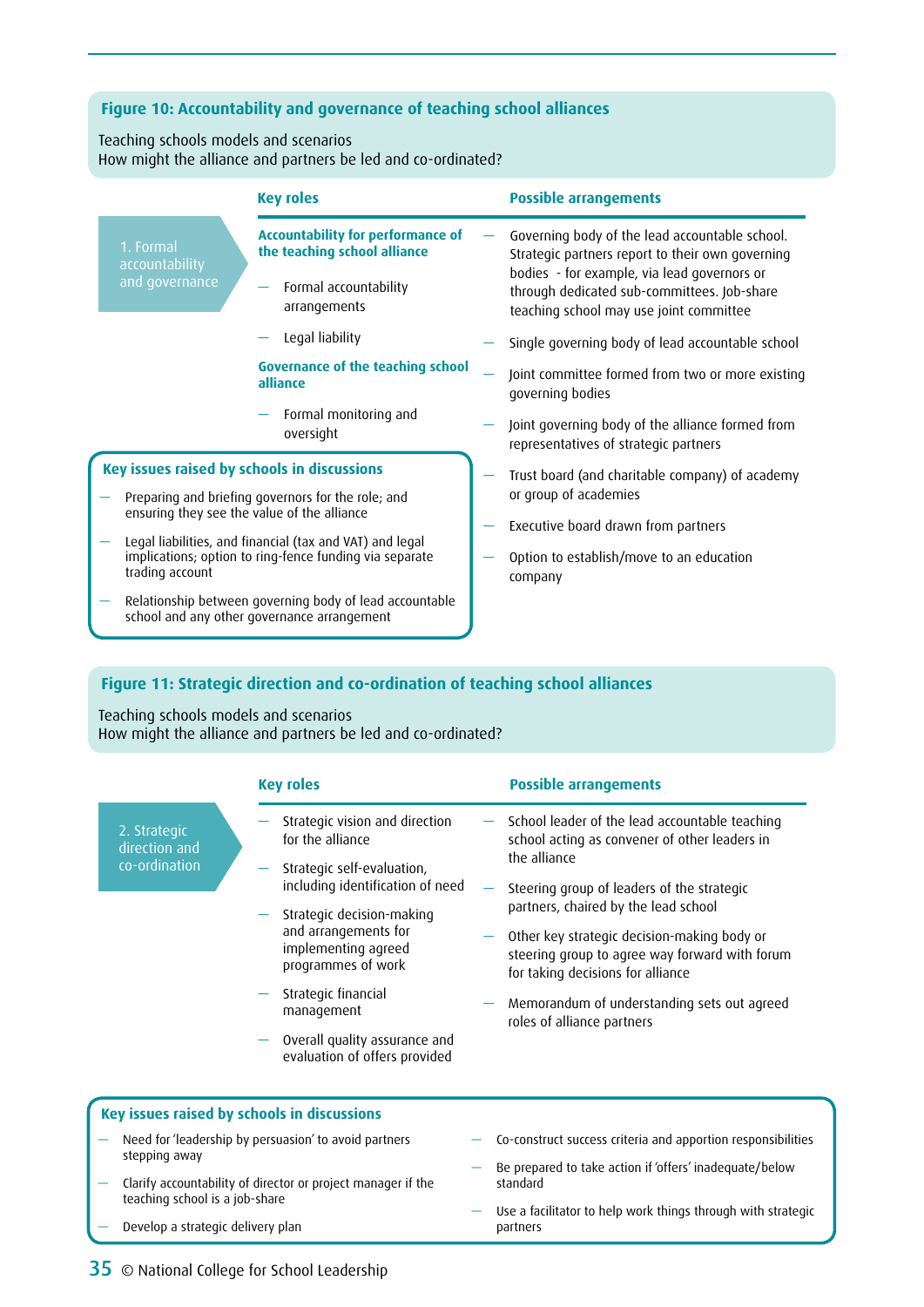## Figure 10: Accountability and governance of teaching school alliances

Teaching schools models and scenarios
How might the alliance and partners be led and co-ordinated?

### 1. Formal accountability and governance

**Key roles**

**Accountability for performance of the teaching school alliance**

- Formal accountability arrangements
- Legal liability

**Governance of the teaching school alliance**

- Formal monitoring and oversight

**Possible arrangements**

- Governing body of the lead accountable school. Strategic partners report to their own governing bodies - for example, via lead governors or through dedicated sub-committees. Job-share teaching school may use joint committee
- Single governing body of lead accountable school
- Joint committee formed from two or more existing governing bodies
- Joint governing body of the alliance formed from representatives of strategic partners
- Trust board (and charitable company) of academy or group of academies
- Executive board drawn from partners
- Option to establish/move to an education company

**Key issues raised by schools in discussions**

- Preparing and briefing governors for the role; and ensuring they see the value of the alliance
- Legal liabilities, and financial (tax and VAT) and legal implications; option to ring-fence funding via separate trading account
- Relationship between governing body of lead accountable school and any other governance arrangement

## Figure 11: Strategic direction and co-ordination of teaching school alliances

Teaching schools models and scenarios
How might the alliance and partners be led and co-ordinated?

### 2. Strategic direction and co-ordination

**Key roles**

- Strategic vision and direction for the alliance
- Strategic self-evaluation, including identification of need
- Strategic decision-making and arrangements for implementing agreed programmes of work
- Strategic financial management
- Overall quality assurance and evaluation of offers provided

**Possible arrangements**

- School leader of the lead accountable teaching school acting as convener of other leaders in the alliance
- Steering group of leaders of the strategic partners, chaired by the lead school
- Other key strategic decision-making body or steering group to agree way forward with forum for taking decisions for alliance
- Memorandum of understanding sets out agreed roles of alliance partners

**Key issues raised by schools in discussions**

- Need for 'leadership by persuasion' to avoid partners stepping away
- Clarify accountability of director or project manager if the teaching school is a job-share
- Develop a strategic delivery plan
- Co-construct success criteria and apportion responsibilities
- Be prepared to take action if 'offers' inadequate/below standard
- Use a facilitator to help work things through with strategic partners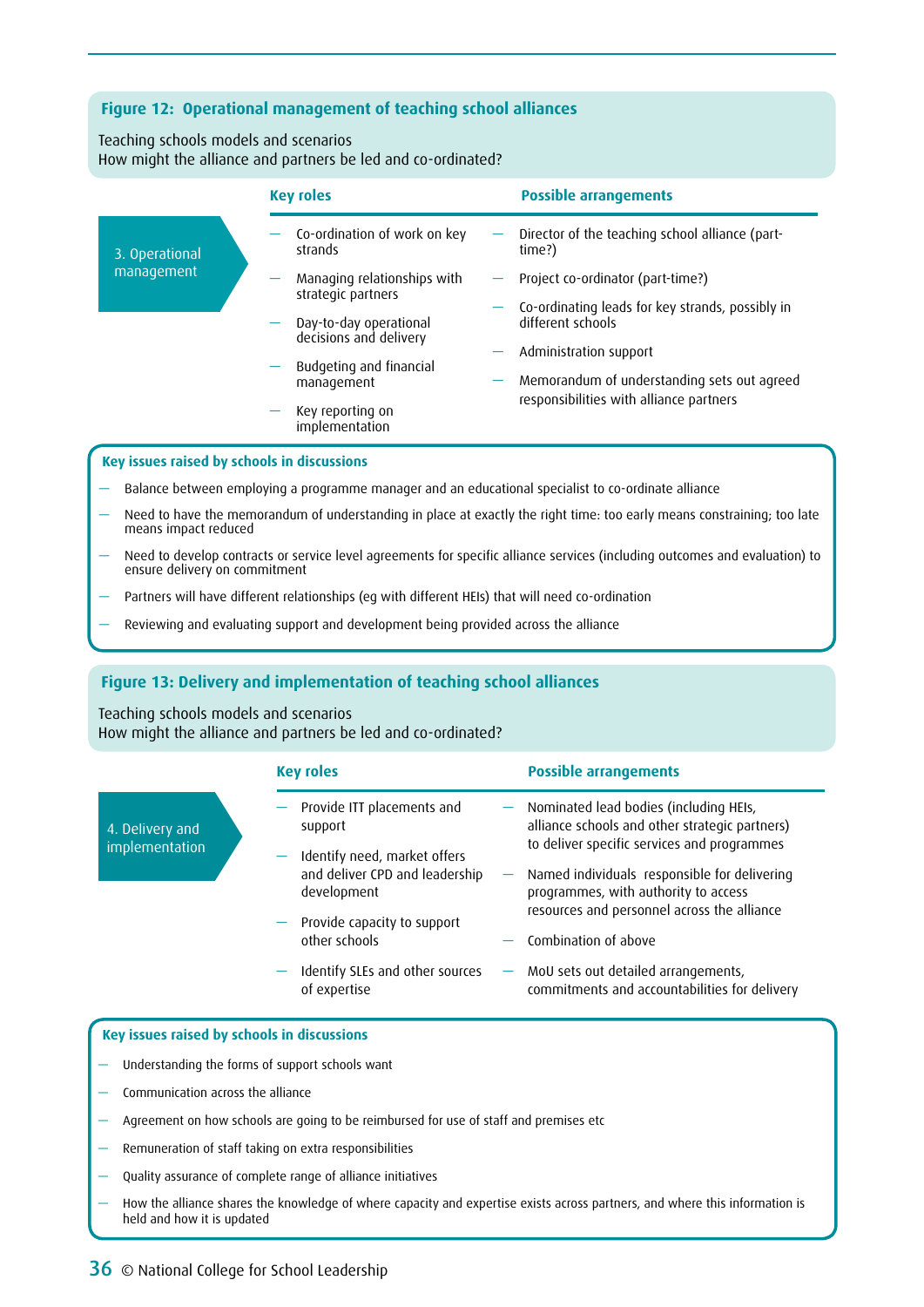## Figure 12: Operational management of teaching school alliances

Teaching schools models and scenarios
How might the alliance and partners be led and co-ordinated?

| | Key roles | Possible arrangements |
|---|---|---|
| 3. Operational management | — Co-ordination of work on key strands<br>— Managing relationships with strategic partners<br>— Day-to-day operational decisions and delivery<br>— Budgeting and financial management<br>— Key reporting on implementation | — Director of the teaching school alliance (part-time?)<br>— Project co-ordinator (part-time?)<br>— Co-ordinating leads for key strands, possibly in different schools<br>— Administration support<br>— Memorandum of understanding sets out agreed responsibilities with alliance partners |

**Key issues raised by schools in discussions**

- Balance between employing a programme manager and an educational specialist to co-ordinate alliance
- Need to have the memorandum of understanding in place at exactly the right time: too early means constraining; too late means impact reduced
- Need to develop contracts or service level agreements for specific alliance services (including outcomes and evaluation) to ensure delivery on commitment
- Partners will have different relationships (eg with different HEIs) that will need co-ordination
- Reviewing and evaluating support and development being provided across the alliance

## Figure 13: Delivery and implementation of teaching school alliances

Teaching schools models and scenarios
How might the alliance and partners be led and co-ordinated?

| | Key roles | Possible arrangements |
|---|---|---|
| 4. Delivery and implementation | — Provide ITT placements and support<br>— Identify need, market offers and deliver CPD and leadership development<br>— Provide capacity to support other schools<br>— Identify SLEs and other sources of expertise | — Nominated lead bodies (including HEIs, alliance schools and other strategic partners) to deliver specific services and programmes<br>— Named individuals responsible for delivering programmes, with authority to access resources and personnel across the alliance<br>— Combination of above<br>— MoU sets out detailed arrangements, commitments and accountabilities for delivery |

**Key issues raised by schools in discussions**

- Understanding the forms of support schools want
- Communication across the alliance
- Agreement on how schools are going to be reimbursed for use of staff and premises etc
- Remuneration of staff taking on extra responsibilities
- Quality assurance of complete range of alliance initiatives
- How the alliance shares the knowledge of where capacity and expertise exists across partners, and where this information is held and how it is updated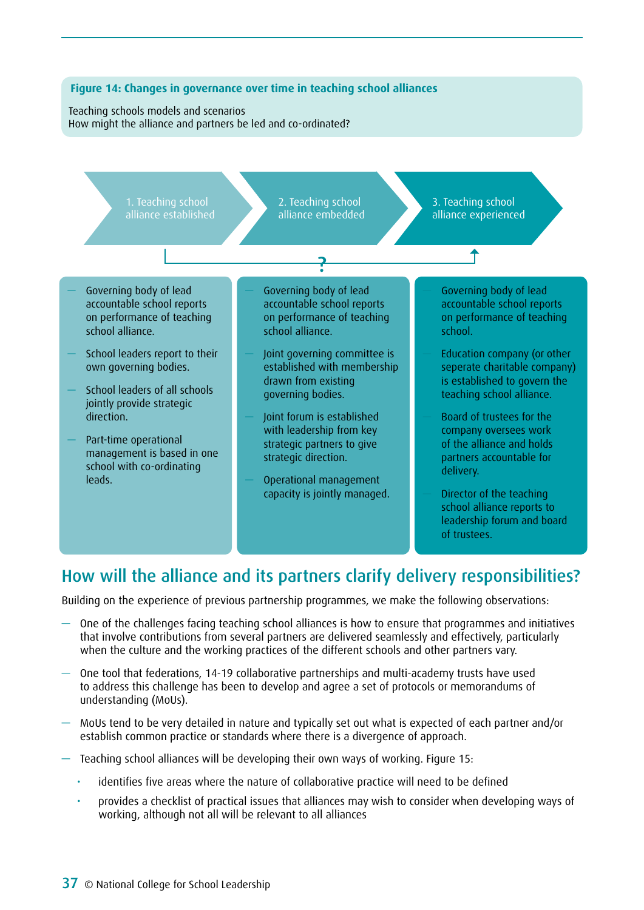**Figure 14: Changes in governance over time in teaching school alliances**

Teaching schools models and scenarios
How might the alliance and partners be led and co-ordinated?

| 1. Teaching school alliance established | 2. Teaching school alliance embedded | 3. Teaching school alliance experienced |
| --- | --- | --- |
| — Governing body of lead accountable school reports on performance of teaching school alliance.<br>— School leaders report to their own governing bodies.<br>— School leaders of all schools jointly provide strategic direction.<br>— Part-time operational management is based in one school with co-ordinating leads. | — Governing body of lead accountable school reports on performance of teaching school alliance.<br>— Joint governing committee is established with membership drawn from existing governing bodies.<br>— Joint forum is established with leadership from key strategic partners to give strategic direction.<br>— Operational management capacity is jointly managed. | — Governing body of lead accountable school reports on performance of teaching school.<br>— Education company (or other seperate charitable company) is established to govern the teaching school alliance.<br>— Board of trustees for the company oversees work of the alliance and holds partners accountable for delivery.<br>— Director of the teaching school alliance reports to leadership forum and board of trustees. |

## How will the alliance and its partners clarify delivery responsibilities?

Building on the experience of previous partnership programmes, we make the following observations:

- One of the challenges facing teaching school alliances is how to ensure that programmes and initiatives that involve contributions from several partners are delivered seamlessly and effectively, particularly when the culture and the working practices of the different schools and other partners vary.
- One tool that federations, 14-19 collaborative partnerships and multi-academy trusts have used to address this challenge has been to develop and agree a set of protocols or memorandums of understanding (MoUs).
- MoUs tend to be very detailed in nature and typically set out what is expected of each partner and/or establish common practice or standards where there is a divergence of approach.
- Teaching school alliances will be developing their own ways of working. Figure 15:
  - identifies five areas where the nature of collaborative practice will need to be defined
  - provides a checklist of practical issues that alliances may wish to consider when developing ways of working, although not all will be relevant to all alliances

© National College for School Leadership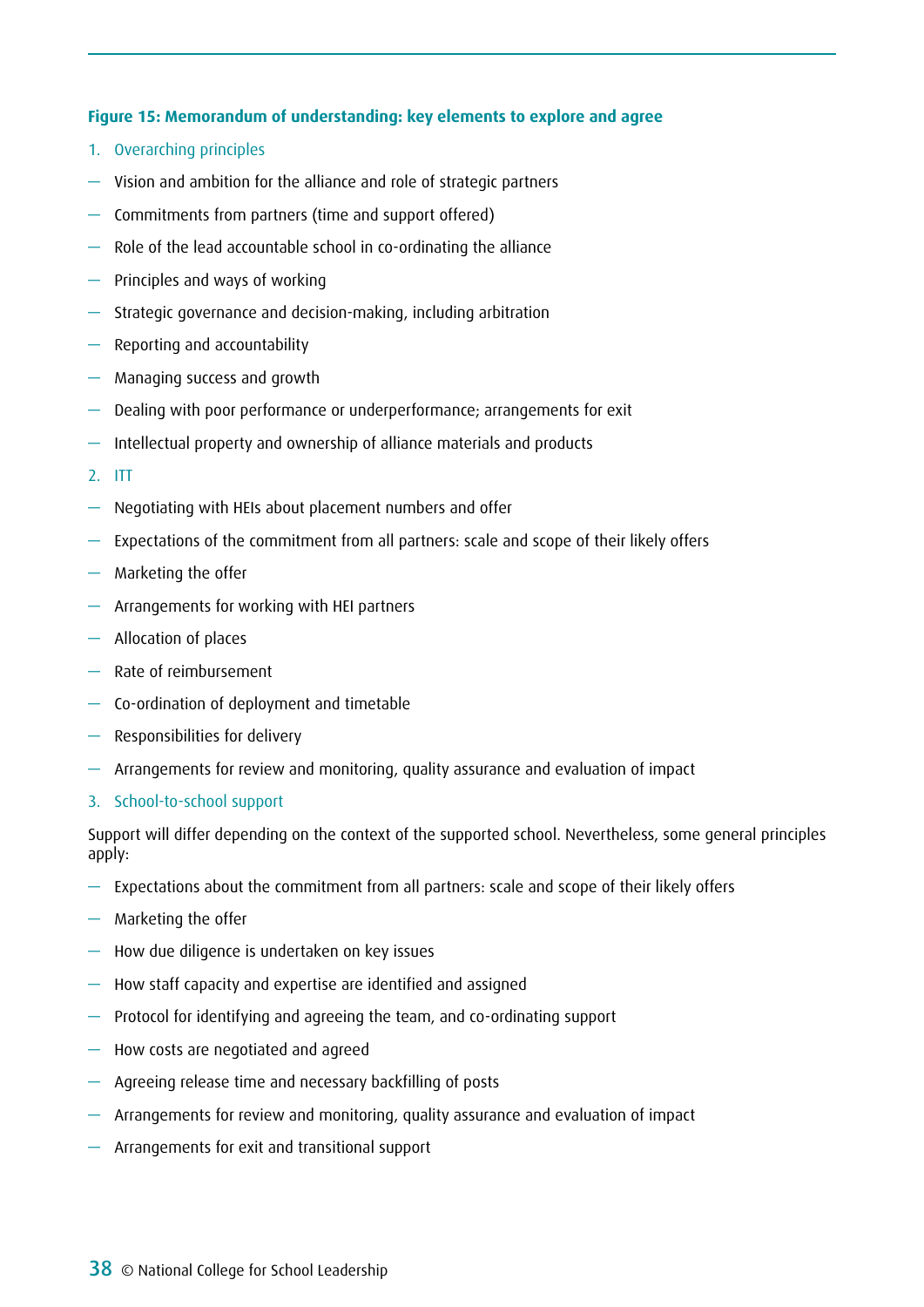**Figure 15: Memorandum of understanding: key elements to explore and agree**

1. Overarching principles

- Vision and ambition for the alliance and role of strategic partners
- Commitments from partners (time and support offered)
- Role of the lead accountable school in co-ordinating the alliance
- Principles and ways of working
- Strategic governance and decision-making, including arbitration
- Reporting and accountability
- Managing success and growth
- Dealing with poor performance or underperformance; arrangements for exit
- Intellectual property and ownership of alliance materials and products

2. ITT

- Negotiating with HEIs about placement numbers and offer
- Expectations of the commitment from all partners: scale and scope of their likely offers
- Marketing the offer
- Arrangements for working with HEI partners
- Allocation of places
- Rate of reimbursement
- Co-ordination of deployment and timetable
- Responsibilities for delivery
- Arrangements for review and monitoring, quality assurance and evaluation of impact

3. School-to-school support

Support will differ depending on the context of the supported school. Nevertheless, some general principles apply:

- Expectations about the commitment from all partners: scale and scope of their likely offers
- Marketing the offer
- How due diligence is undertaken on key issues
- How staff capacity and expertise are identified and assigned
- Protocol for identifying and agreeing the team, and co-ordinating support
- How costs are negotiated and agreed
- Agreeing release time and necessary backfilling of posts
- Arrangements for review and monitoring, quality assurance and evaluation of impact
- Arrangements for exit and transitional support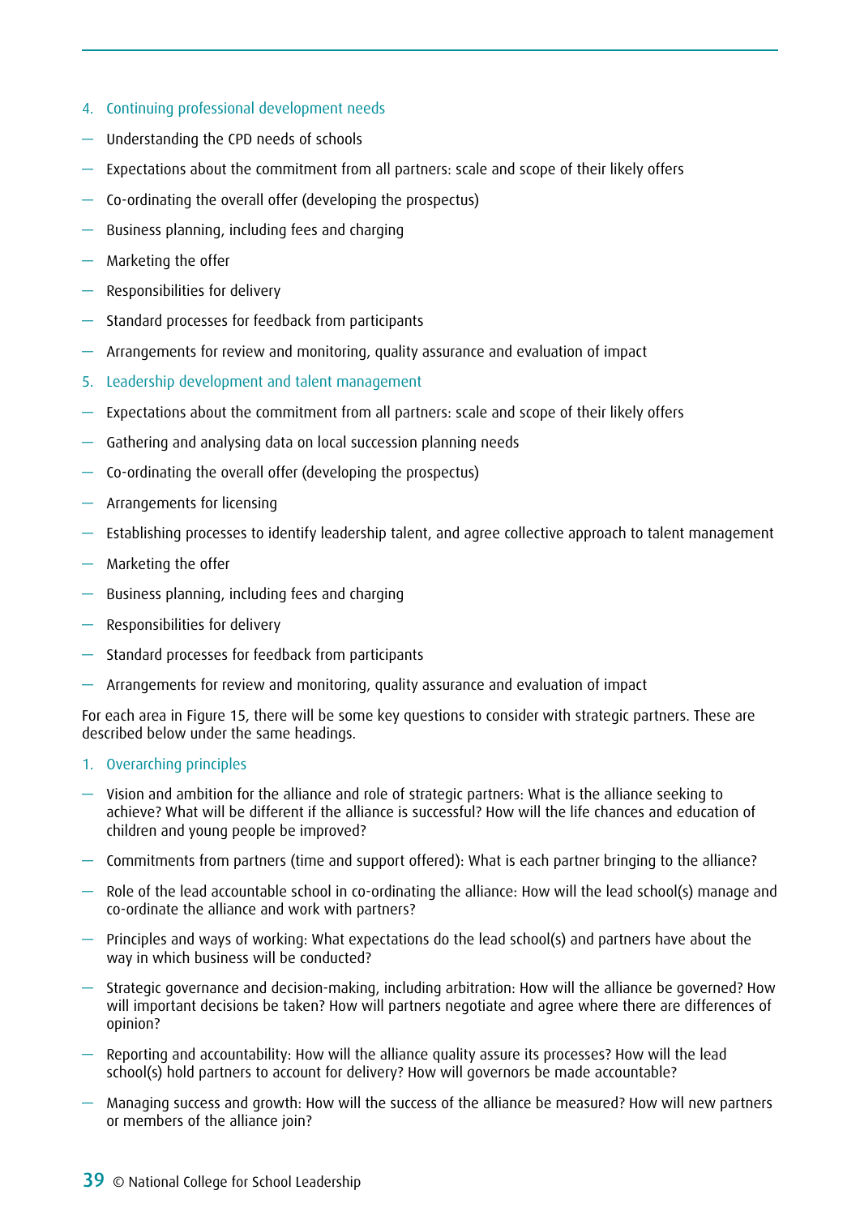4. Continuing professional development needs

- Understanding the CPD needs of schools
- Expectations about the commitment from all partners: scale and scope of their likely offers
- Co-ordinating the overall offer (developing the prospectus)
- Business planning, including fees and charging
- Marketing the offer
- Responsibilities for delivery
- Standard processes for feedback from participants
- Arrangements for review and monitoring, quality assurance and evaluation of impact

5. Leadership development and talent management

- Expectations about the commitment from all partners: scale and scope of their likely offers
- Gathering and analysing data on local succession planning needs
- Co-ordinating the overall offer (developing the prospectus)
- Arrangements for licensing
- Establishing processes to identify leadership talent, and agree collective approach to talent management
- Marketing the offer
- Business planning, including fees and charging
- Responsibilities for delivery
- Standard processes for feedback from participants
- Arrangements for review and monitoring, quality assurance and evaluation of impact

For each area in Figure 15, there will be some key questions to consider with strategic partners. These are described below under the same headings.

1. Overarching principles

- Vision and ambition for the alliance and role of strategic partners: What is the alliance seeking to achieve? What will be different if the alliance is successful? How will the life chances and education of children and young people be improved?
- Commitments from partners (time and support offered): What is each partner bringing to the alliance?
- Role of the lead accountable school in co-ordinating the alliance: How will the lead school(s) manage and co-ordinate the alliance and work with partners?
- Principles and ways of working: What expectations do the lead school(s) and partners have about the way in which business will be conducted?
- Strategic governance and decision-making, including arbitration: How will the alliance be governed? How will important decisions be taken? How will partners negotiate and agree where there are differences of opinion?
- Reporting and accountability: How will the alliance quality assure its processes? How will the lead school(s) hold partners to account for delivery? How will governors be made accountable?
- Managing success and growth: How will the success of the alliance be measured? How will new partners or members of the alliance join?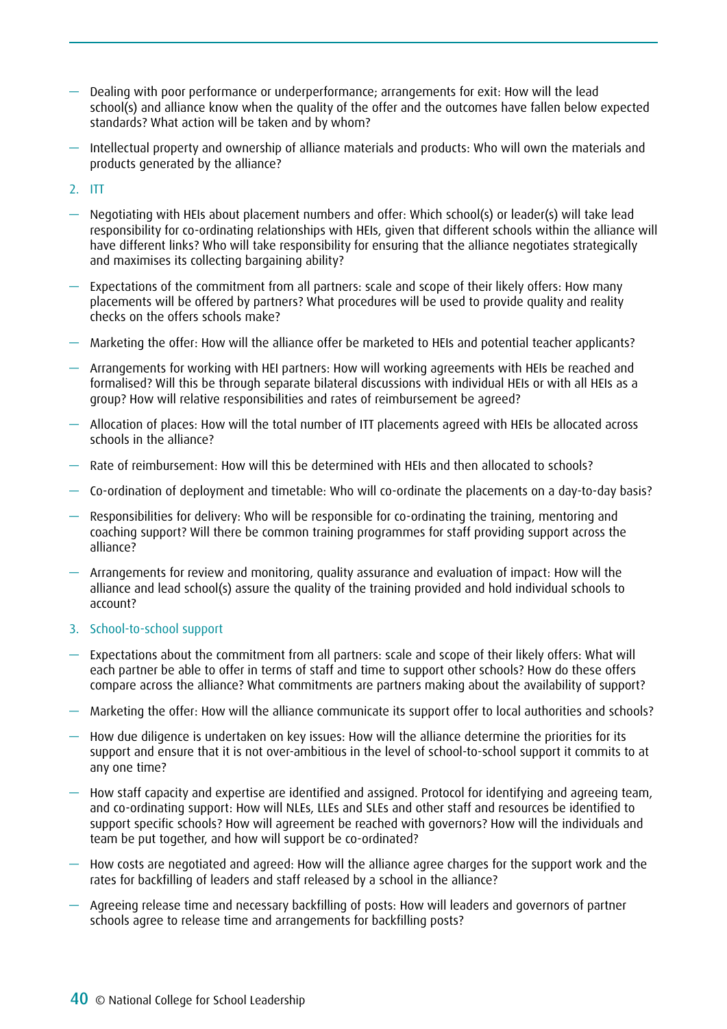- Dealing with poor performance or underperformance; arrangements for exit: How will the lead school(s) and alliance know when the quality of the offer and the outcomes have fallen below expected standards? What action will be taken and by whom?
- Intellectual property and ownership of alliance materials and products: Who will own the materials and products generated by the alliance?

2. ITT

- Negotiating with HEIs about placement numbers and offer: Which school(s) or leader(s) will take lead responsibility for co-ordinating relationships with HEIs, given that different schools within the alliance will have different links? Who will take responsibility for ensuring that the alliance negotiates strategically and maximises its collecting bargaining ability?
- Expectations of the commitment from all partners: scale and scope of their likely offers: How many placements will be offered by partners? What procedures will be used to provide quality and reality checks on the offers schools make?
- Marketing the offer: How will the alliance offer be marketed to HEIs and potential teacher applicants?
- Arrangements for working with HEI partners: How will working agreements with HEIs be reached and formalised? Will this be through separate bilateral discussions with individual HEIs or with all HEIs as a group? How will relative responsibilities and rates of reimbursement be agreed?
- Allocation of places: How will the total number of ITT placements agreed with HEIs be allocated across schools in the alliance?
- Rate of reimbursement: How will this be determined with HEIs and then allocated to schools?
- Co-ordination of deployment and timetable: Who will co-ordinate the placements on a day-to-day basis?
- Responsibilities for delivery: Who will be responsible for co-ordinating the training, mentoring and coaching support? Will there be common training programmes for staff providing support across the alliance?
- Arrangements for review and monitoring, quality assurance and evaluation of impact: How will the alliance and lead school(s) assure the quality of the training provided and hold individual schools to account?

3. School-to-school support

- Expectations about the commitment from all partners: scale and scope of their likely offers: What will each partner be able to offer in terms of staff and time to support other schools? How do these offers compare across the alliance? What commitments are partners making about the availability of support?
- Marketing the offer: How will the alliance communicate its support offer to local authorities and schools?
- How due diligence is undertaken on key issues: How will the alliance determine the priorities for its support and ensure that it is not over-ambitious in the level of school-to-school support it commits to at any one time?
- How staff capacity and expertise are identified and assigned. Protocol for identifying and agreeing team, and co-ordinating support: How will NLEs, LLEs and SLEs and other staff and resources be identified to support specific schools? How will agreement be reached with governors? How will the individuals and team be put together, and how will support be co-ordinated?
- How costs are negotiated and agreed: How will the alliance agree charges for the support work and the rates for backfilling of leaders and staff released by a school in the alliance?
- Agreeing release time and necessary backfilling of posts: How will leaders and governors of partner schools agree to release time and arrangements for backfilling posts?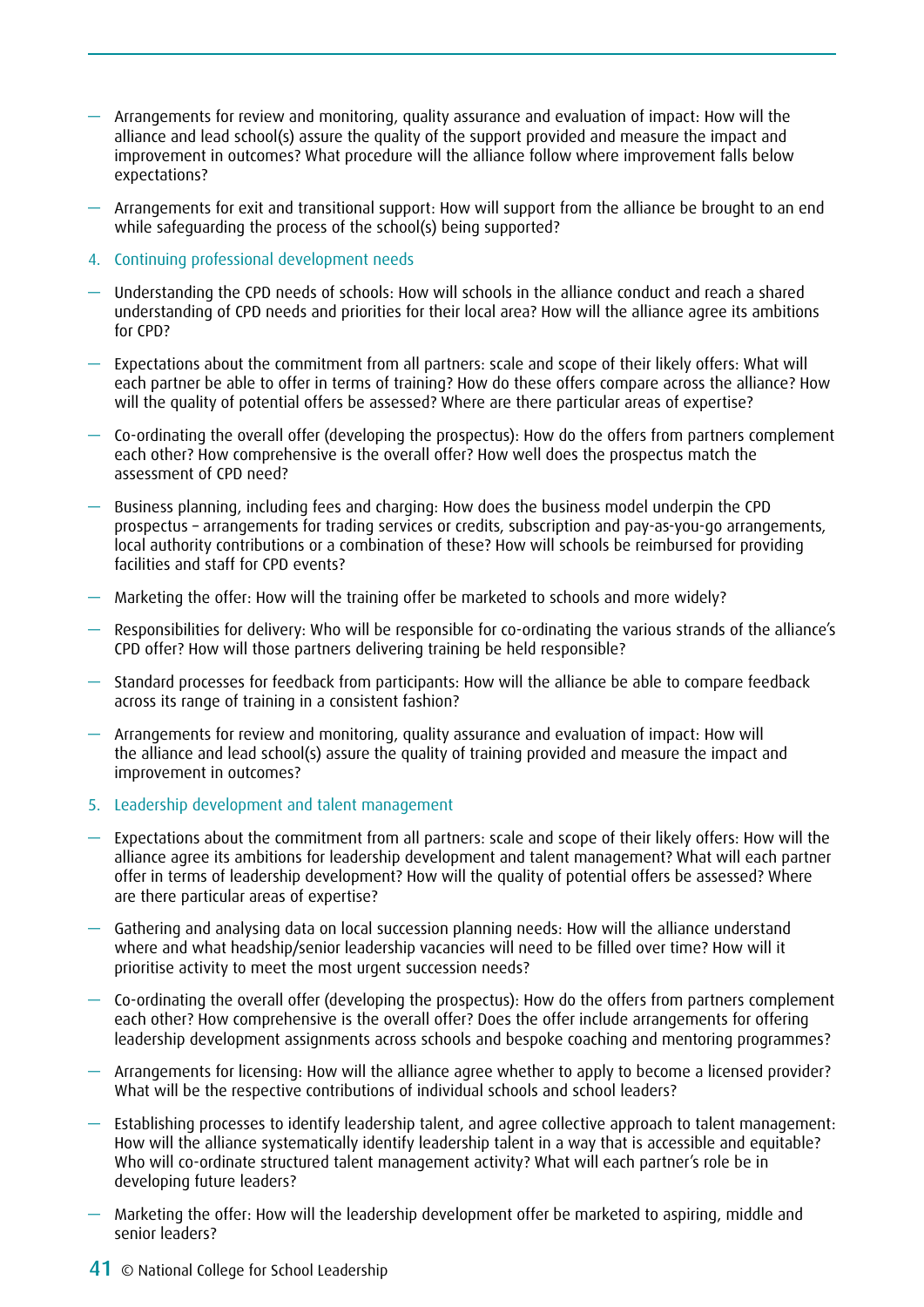- Arrangements for review and monitoring, quality assurance and evaluation of impact: How will the alliance and lead school(s) assure the quality of the support provided and measure the impact and improvement in outcomes? What procedure will the alliance follow where improvement falls below expectations?
- Arrangements for exit and transitional support: How will support from the alliance be brought to an end while safeguarding the process of the school(s) being supported?

4. Continuing professional development needs

- Understanding the CPD needs of schools: How will schools in the alliance conduct and reach a shared understanding of CPD needs and priorities for their local area? How will the alliance agree its ambitions for CPD?
- Expectations about the commitment from all partners: scale and scope of their likely offers: What will each partner be able to offer in terms of training? How do these offers compare across the alliance? How will the quality of potential offers be assessed? Where are there particular areas of expertise?
- Co-ordinating the overall offer (developing the prospectus): How do the offers from partners complement each other? How comprehensive is the overall offer? How well does the prospectus match the assessment of CPD need?
- Business planning, including fees and charging: How does the business model underpin the CPD prospectus – arrangements for trading services or credits, subscription and pay-as-you-go arrangements, local authority contributions or a combination of these? How will schools be reimbursed for providing facilities and staff for CPD events?
- Marketing the offer: How will the training offer be marketed to schools and more widely?
- Responsibilities for delivery: Who will be responsible for co-ordinating the various strands of the alliance's CPD offer? How will those partners delivering training be held responsible?
- Standard processes for feedback from participants: How will the alliance be able to compare feedback across its range of training in a consistent fashion?
- Arrangements for review and monitoring, quality assurance and evaluation of impact: How will the alliance and lead school(s) assure the quality of training provided and measure the impact and improvement in outcomes?

5. Leadership development and talent management

- Expectations about the commitment from all partners: scale and scope of their likely offers: How will the alliance agree its ambitions for leadership development and talent management? What will each partner offer in terms of leadership development? How will the quality of potential offers be assessed? Where are there particular areas of expertise?
- Gathering and analysing data on local succession planning needs: How will the alliance understand where and what headship/senior leadership vacancies will need to be filled over time? How will it prioritise activity to meet the most urgent succession needs?
- Co-ordinating the overall offer (developing the prospectus): How do the offers from partners complement each other? How comprehensive is the overall offer? Does the offer include arrangements for offering leadership development assignments across schools and bespoke coaching and mentoring programmes?
- Arrangements for licensing: How will the alliance agree whether to apply to become a licensed provider? What will be the respective contributions of individual schools and school leaders?
- Establishing processes to identify leadership talent, and agree collective approach to talent management: How will the alliance systematically identify leadership talent in a way that is accessible and equitable? Who will co-ordinate structured talent management activity? What will each partner's role be in developing future leaders?
- Marketing the offer: How will the leadership development offer be marketed to aspiring, middle and senior leaders?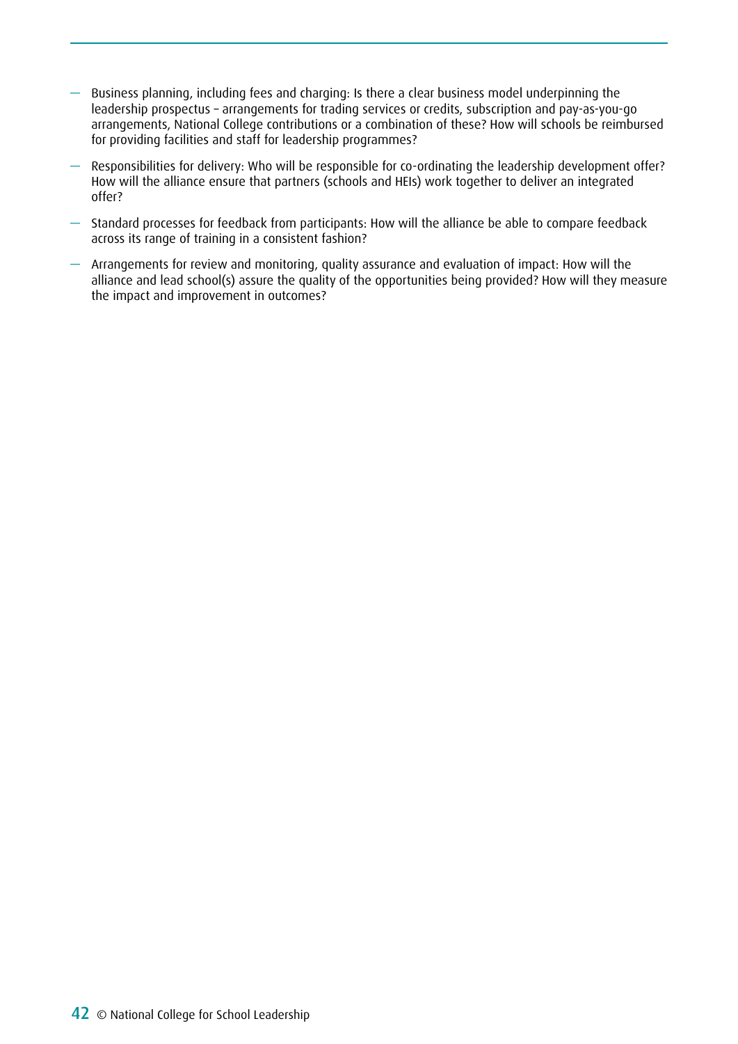- Business planning, including fees and charging: Is there a clear business model underpinning the leadership prospectus – arrangements for trading services or credits, subscription and pay-as-you-go arrangements, National College contributions or a combination of these? How will schools be reimbursed for providing facilities and staff for leadership programmes?
- Responsibilities for delivery: Who will be responsible for co-ordinating the leadership development offer? How will the alliance ensure that partners (schools and HEIs) work together to deliver an integrated offer?
- Standard processes for feedback from participants: How will the alliance be able to compare feedback across its range of training in a consistent fashion?
- Arrangements for review and monitoring, quality assurance and evaluation of impact: How will the alliance and lead school(s) assure the quality of the opportunities being provided? How will they measure the impact and improvement in outcomes?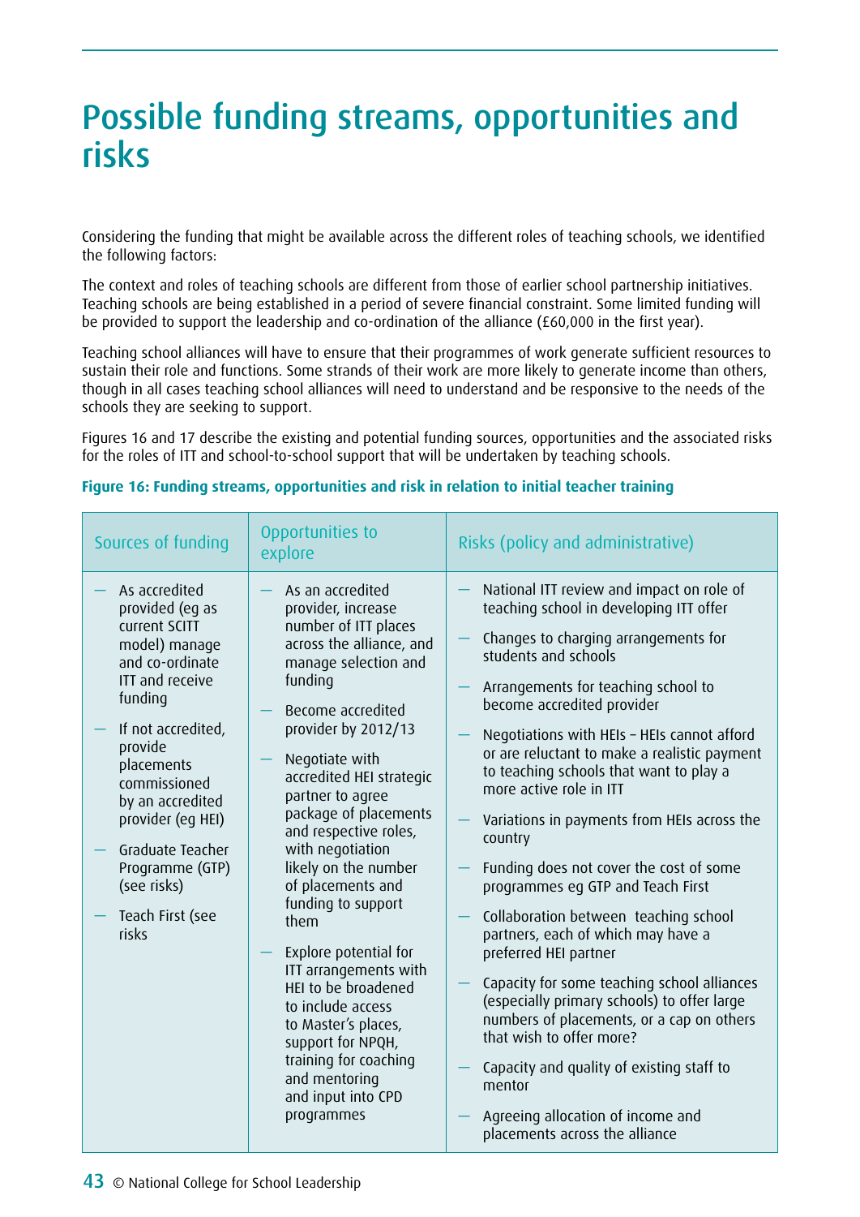# Possible funding streams, opportunities and risks

Considering the funding that might be available across the different roles of teaching schools, we identified the following factors:

The context and roles of teaching schools are different from those of earlier school partnership initiatives. Teaching schools are being established in a period of severe financial constraint. Some limited funding will be provided to support the leadership and co-ordination of the alliance (£60,000 in the first year).

Teaching school alliances will have to ensure that their programmes of work generate sufficient resources to sustain their role and functions. Some strands of their work are more likely to generate income than others, though in all cases teaching school alliances will need to understand and be responsive to the needs of the schools they are seeking to support.

Figures 16 and 17 describe the existing and potential funding sources, opportunities and the associated risks for the roles of ITT and school-to-school support that will be undertaken by teaching schools.

**Figure 16: Funding streams, opportunities and risk in relation to initial teacher training**

| Sources of funding | Opportunities to explore | Risks (policy and administrative) |
|---|---|---|
| — As accredited provided (eg as current SCITT model) manage and co-ordinate ITT and receive funding<br>— If not accredited, provide placements commissioned by an accredited provider (eg HEI)<br>— Graduate Teacher Programme (GTP) (see risks)<br>— Teach First (see risks | — As an accredited provider, increase number of ITT places across the alliance, and manage selection and funding<br>— Become accredited provider by 2012/13<br>— Negotiate with accredited HEI strategic partner to agree package of placements and respective roles, with negotiation likely on the number of placements and funding to support them<br>— Explore potential for ITT arrangements with HEI to be broadened to include access to Master's places, support for NPQH, training for coaching and mentoring and input into CPD programmes | — National ITT review and impact on role of teaching school in developing ITT offer<br>— Changes to charging arrangements for students and schools<br>— Arrangements for teaching school to become accredited provider<br>— Negotiations with HEIs – HEIs cannot afford or are reluctant to make a realistic payment to teaching schools that want to play a more active role in ITT<br>— Variations in payments from HEIs across the country<br>— Funding does not cover the cost of some programmes eg GTP and Teach First<br>— Collaboration between teaching school partners, each of which may have a preferred HEI partner<br>— Capacity for some teaching school alliances (especially primary schools) to offer large numbers of placements, or a cap on others that wish to offer more?<br>— Capacity and quality of existing staff to mentor<br>— Agreeing allocation of income and placements across the alliance |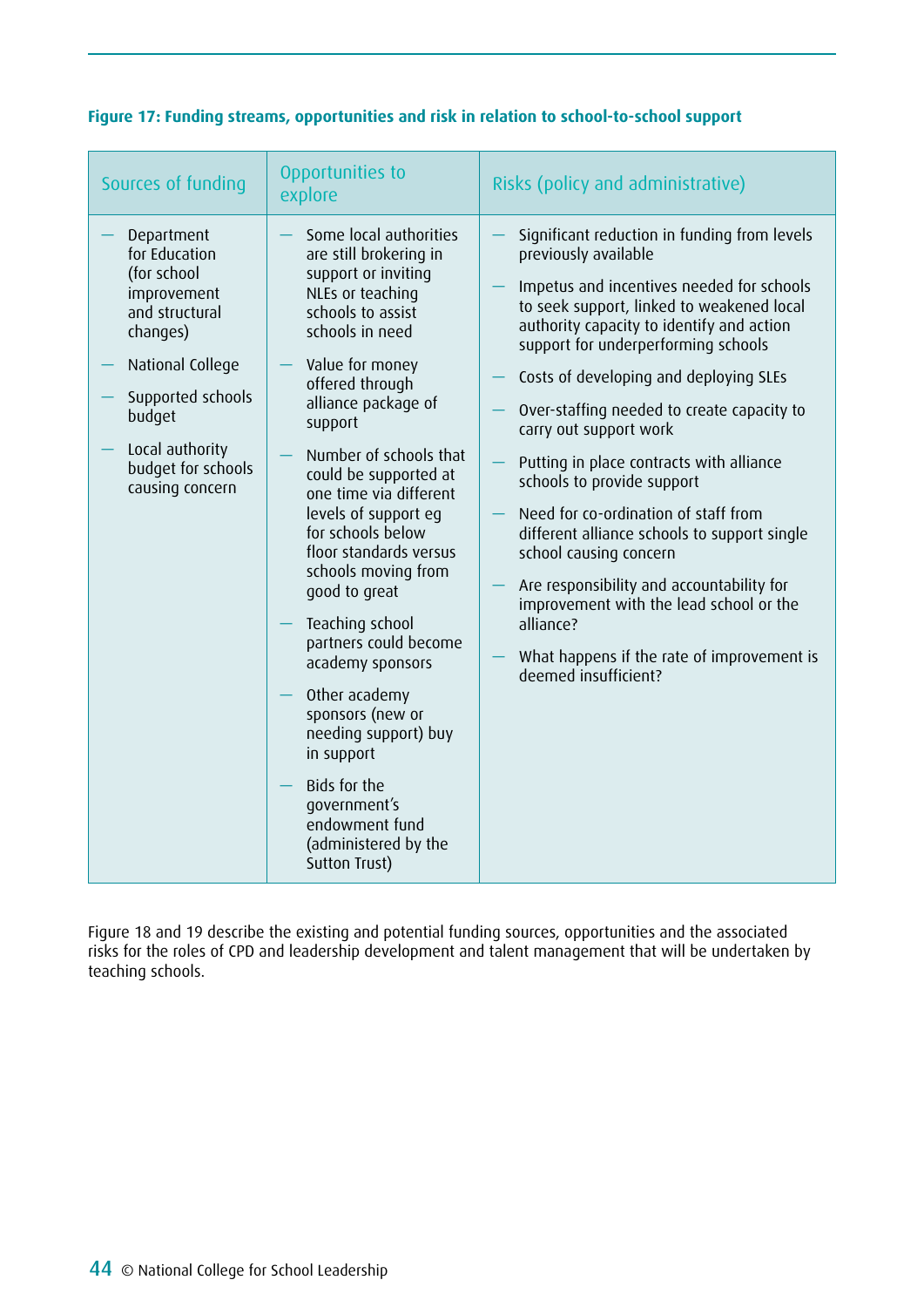**Figure 17: Funding streams, opportunities and risk in relation to school-to-school support**

| Sources of funding | Opportunities to explore | Risks (policy and administrative) |
| --- | --- | --- |
| — Department for Education (for school improvement and structural changes)<br>— National College<br>— Supported schools budget<br>— Local authority budget for schools causing concern | — Some local authorities are still brokering in support or inviting NLEs or teaching schools to assist schools in need<br>— Value for money offered through alliance package of support<br>— Number of schools that could be supported at one time via different levels of support eg for schools below floor standards versus schools moving from good to great<br>— Teaching school partners could become academy sponsors<br>— Other academy sponsors (new or needing support) buy in support<br>— Bids for the government's endowment fund (administered by the Sutton Trust) | — Significant reduction in funding from levels previously available<br>— Impetus and incentives needed for schools to seek support, linked to weakened local authority capacity to identify and action support for underperforming schools<br>— Costs of developing and deploying SLEs<br>— Over-staffing needed to create capacity to carry out support work<br>— Putting in place contracts with alliance schools to provide support<br>— Need for co-ordination of staff from different alliance schools to support single school causing concern<br>— Are responsibility and accountability for improvement with the lead school or the alliance?<br>— What happens if the rate of improvement is deemed insufficient? |

Figure 18 and 19 describe the existing and potential funding sources, opportunities and the associated risks for the roles of CPD and leadership development and talent management that will be undertaken by teaching schools.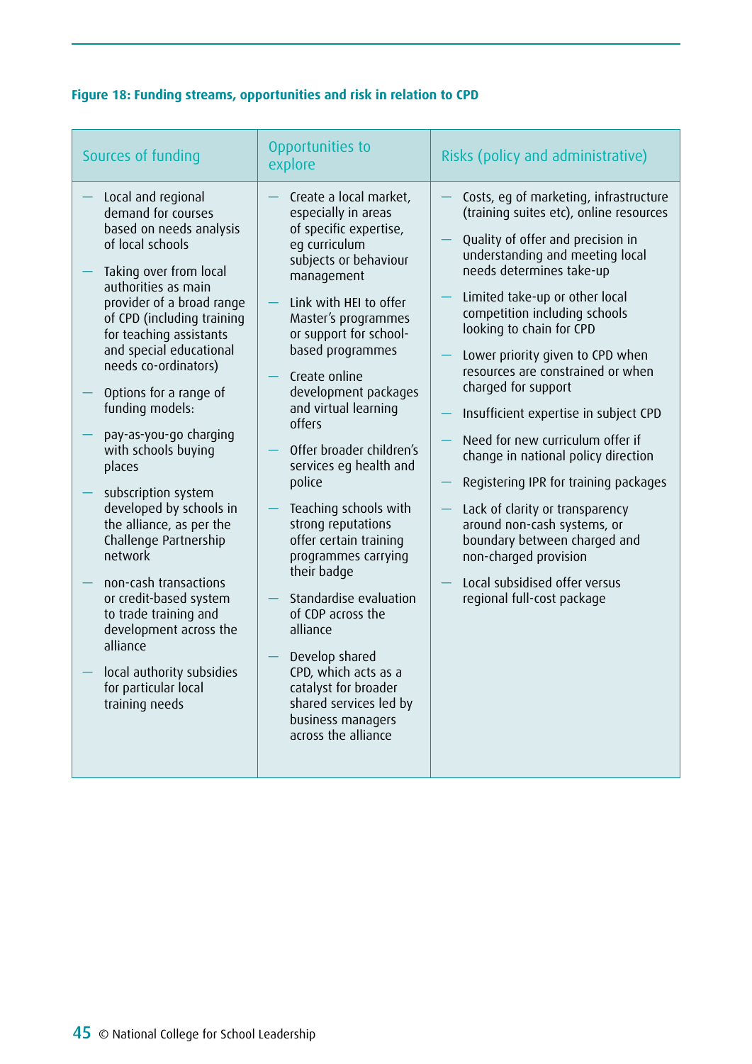**Figure 18: Funding streams, opportunities and risk in relation to CPD**

| Sources of funding | Opportunities to explore | Risks (policy and administrative) |
|---|---|---|
| — Local and regional demand for courses based on needs analysis of local schools<br>— Taking over from local authorities as main provider of a broad range of CPD (including training for teaching assistants and special educational needs co-ordinators)<br>— Options for a range of funding models:<br>— pay-as-you-go charging with schools buying places<br>— subscription system developed by schools in the alliance, as per the Challenge Partnership network<br>— non-cash transactions or credit-based system to trade training and development across the alliance<br>— local authority subsidies for particular local training needs | — Create a local market, especially in areas of specific expertise, eg curriculum subjects or behaviour management<br>— Link with HEI to offer Master's programmes or support for school-based programmes<br>— Create online development packages and virtual learning offers<br>— Offer broader children's services eg health and police<br>— Teaching schools with strong reputations offer certain training programmes carrying their badge<br>— Standardise evaluation of CDP across the alliance<br>— Develop shared CPD, which acts as a catalyst for broader shared services led by business managers across the alliance | — Costs, eg of marketing, infrastructure (training suites etc), online resources<br>— Quality of offer and precision in understanding and meeting local needs determines take-up<br>— Limited take-up or other local competition including schools looking to chain for CPD<br>— Lower priority given to CPD when resources are constrained or when charged for support<br>— Insufficient expertise in subject CPD<br>— Need for new curriculum offer if change in national policy direction<br>— Registering IPR for training packages<br>— Lack of clarity or transparency around non-cash systems, or boundary between charged and non-charged provision<br>— Local subsidised offer versus regional full-cost package |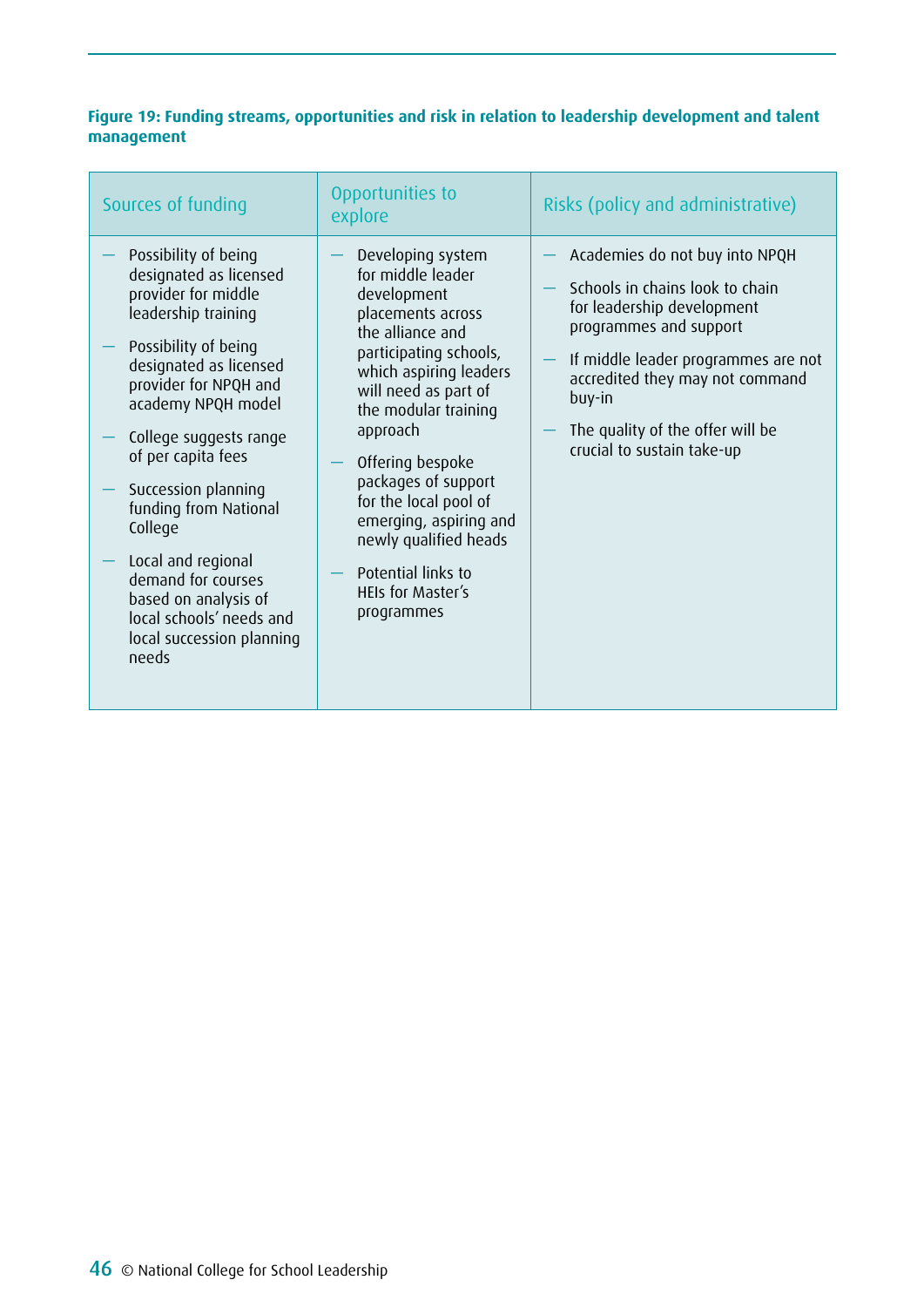**Figure 19: Funding streams, opportunities and risk in relation to leadership development and talent management**

| Sources of funding | Opportunities to explore | Risks (policy and administrative) |
|---|---|---|
| — Possibility of being designated as licensed provider for middle leadership training<br>— Possibility of being designated as licensed provider for NPQH and academy NPQH model<br>— College suggests range of per capita fees<br>— Succession planning funding from National College<br>— Local and regional demand for courses based on analysis of local schools' needs and local succession planning needs | — Developing system for middle leader development placements across the alliance and participating schools, which aspiring leaders will need as part of the modular training approach<br>— Offering bespoke packages of support for the local pool of emerging, aspiring and newly qualified heads<br>— Potential links to HEIs for Master's programmes | — Academies do not buy into NPQH<br>— Schools in chains look to chain for leadership development programmes and support<br>— If middle leader programmes are not accredited they may not command buy-in<br>— The quality of the offer will be crucial to sustain take-up |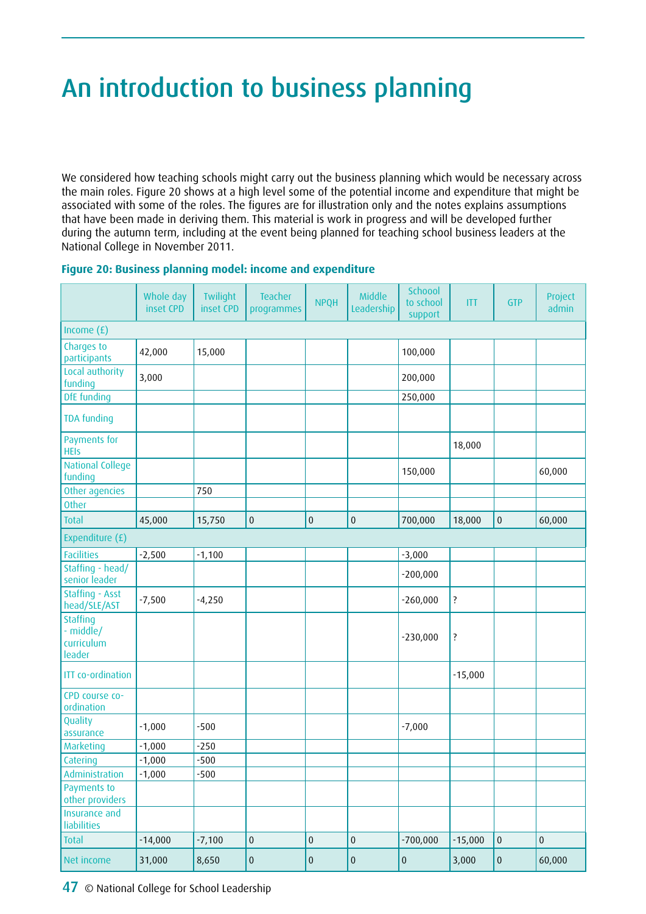# An introduction to business planning

We considered how teaching schools might carry out the business planning which would be necessary across the main roles. Figure 20 shows at a high level some of the potential income and expenditure that might be associated with some of the roles. The figures are for illustration only and the notes explains assumptions that have been made in deriving them. This material is work in progress and will be developed further during the autumn term, including at the event being planned for teaching school business leaders at the National College in November 2011.

**Figure 20: Business planning model: income and expenditure**

| | Whole day inset CPD | Twilight inset CPD | Teacher programmes | NPQH | Middle Leadership | Schoool to school support | ITT | GTP | Project admin |
|---|---|---|---|---|---|---|---|---|---|
| Income (£) | | | | | | | | | |
| Charges to participants | 42,000 | 15,000 | | | | 100,000 | | | |
| Local authority funding | 3,000 | | | | | 200,000 | | | |
| DfE funding | | | | | | 250,000 | | | |
| TDA funding | | | | | | | | | |
| Payments for HEIs | | | | | | | 18,000 | | |
| National College funding | | | | | | 150,000 | | | 60,000 |
| Other agencies | | 750 | | | | | | | |
| Other | | | | | | | | | |
| Total | 45,000 | 15,750 | 0 | 0 | 0 | 700,000 | 18,000 | 0 | 60,000 |
| Expenditure (£) | | | | | | | | | |
| Facilities | -2,500 | -1,100 | | | | -3,000 | | | |
| Staffing - head/ senior leader | | | | | | -200,000 | | | |
| Staffing - Asst head/SLE/AST | -7,500 | -4,250 | | | | -260,000 | ? | | |
| Staffing - middle/ curriculum leader | | | | | | -230,000 | ? | | |
| ITT co-ordination | | | | | | | -15,000 | | |
| CPD course co-ordination | | | | | | | | | |
| Quality assurance | -1,000 | -500 | | | | -7,000 | | | |
| Marketing | -1,000 | -250 | | | | | | | |
| Catering | -1,000 | -500 | | | | | | | |
| Administration | -1,000 | -500 | | | | | | | |
| Payments to other providers | | | | | | | | | |
| Insurance and liabilities | | | | | | | | | |
| Total | -14,000 | -7,100 | 0 | 0 | 0 | -700,000 | -15,000 | 0 | 0 |
| Net income | 31,000 | 8,650 | 0 | 0 | 0 | 0 | 3,000 | 0 | 60,000 |

© National College for School Leadership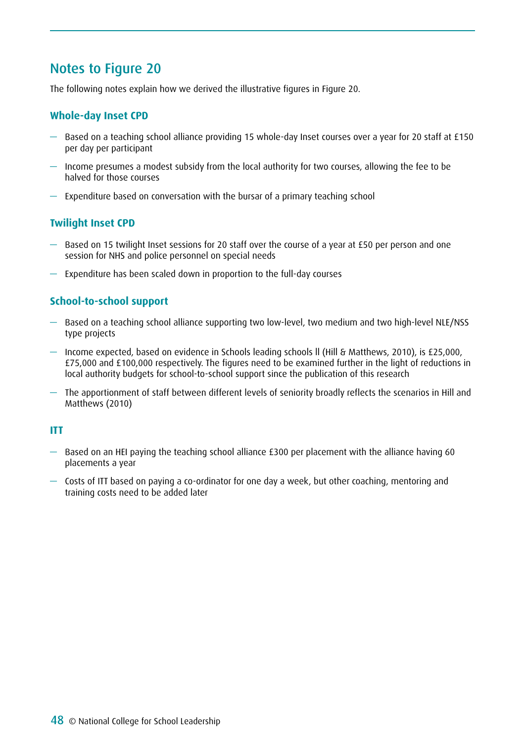## Notes to Figure 20

The following notes explain how we derived the illustrative figures in Figure 20.

### Whole-day Inset CPD

- Based on a teaching school alliance providing 15 whole-day Inset courses over a year for 20 staff at £150 per day per participant
- Income presumes a modest subsidy from the local authority for two courses, allowing the fee to be halved for those courses
- Expenditure based on conversation with the bursar of a primary teaching school

### Twilight Inset CPD

- Based on 15 twilight Inset sessions for 20 staff over the course of a year at £50 per person and one session for NHS and police personnel on special needs
- Expenditure has been scaled down in proportion to the full-day courses

### School-to-school support

- Based on a teaching school alliance supporting two low-level, two medium and two high-level NLE/NSS type projects
- Income expected, based on evidence in Schools leading schools II (Hill & Matthews, 2010), is £25,000, £75,000 and £100,000 respectively. The figures need to be examined further in the light of reductions in local authority budgets for school-to-school support since the publication of this research
- The apportionment of staff between different levels of seniority broadly reflects the scenarios in Hill and Matthews (2010)

### ITT

- Based on an HEI paying the teaching school alliance £300 per placement with the alliance having 60 placements a year
- Costs of ITT based on paying a co-ordinator for one day a week, but other coaching, mentoring and training costs need to be added later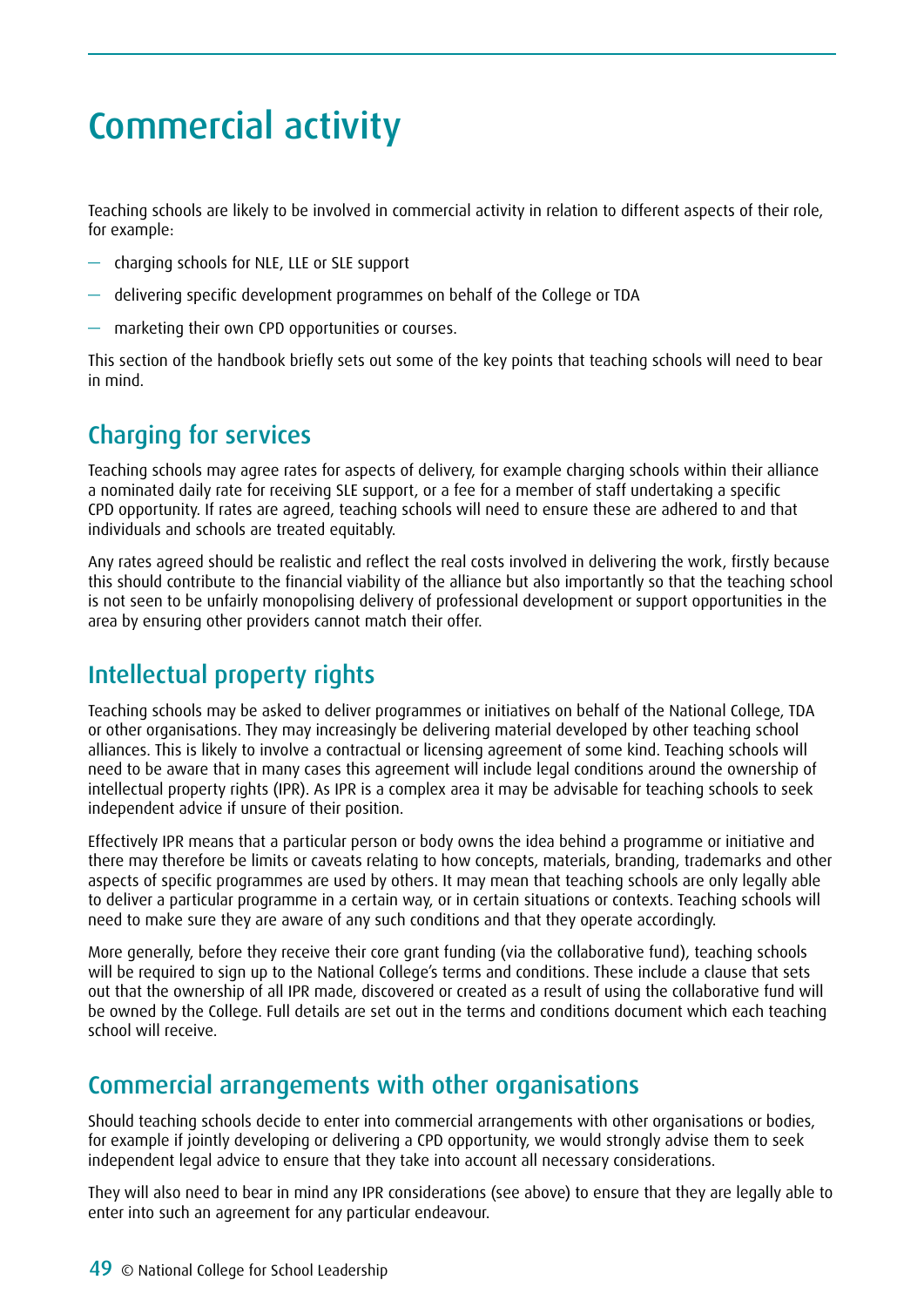# Commercial activity

Teaching schools are likely to be involved in commercial activity in relation to different aspects of their role, for example:

- charging schools for NLE, LLE or SLE support
- delivering specific development programmes on behalf of the College or TDA
- marketing their own CPD opportunities or courses.

This section of the handbook briefly sets out some of the key points that teaching schools will need to bear in mind.

## Charging for services

Teaching schools may agree rates for aspects of delivery, for example charging schools within their alliance a nominated daily rate for receiving SLE support, or a fee for a member of staff undertaking a specific CPD opportunity. If rates are agreed, teaching schools will need to ensure these are adhered to and that individuals and schools are treated equitably.

Any rates agreed should be realistic and reflect the real costs involved in delivering the work, firstly because this should contribute to the financial viability of the alliance but also importantly so that the teaching school is not seen to be unfairly monopolising delivery of professional development or support opportunities in the area by ensuring other providers cannot match their offer.

## Intellectual property rights

Teaching schools may be asked to deliver programmes or initiatives on behalf of the National College, TDA or other organisations. They may increasingly be delivering material developed by other teaching school alliances. This is likely to involve a contractual or licensing agreement of some kind. Teaching schools will need to be aware that in many cases this agreement will include legal conditions around the ownership of intellectual property rights (IPR). As IPR is a complex area it may be advisable for teaching schools to seek independent advice if unsure of their position.

Effectively IPR means that a particular person or body owns the idea behind a programme or initiative and there may therefore be limits or caveats relating to how concepts, materials, branding, trademarks and other aspects of specific programmes are used by others. It may mean that teaching schools are only legally able to deliver a particular programme in a certain way, or in certain situations or contexts. Teaching schools will need to make sure they are aware of any such conditions and that they operate accordingly.

More generally, before they receive their core grant funding (via the collaborative fund), teaching schools will be required to sign up to the National College's terms and conditions. These include a clause that sets out that the ownership of all IPR made, discovered or created as a result of using the collaborative fund will be owned by the College. Full details are set out in the terms and conditions document which each teaching school will receive.

## Commercial arrangements with other organisations

Should teaching schools decide to enter into commercial arrangements with other organisations or bodies, for example if jointly developing or delivering a CPD opportunity, we would strongly advise them to seek independent legal advice to ensure that they take into account all necessary considerations.

They will also need to bear in mind any IPR considerations (see above) to ensure that they are legally able to enter into such an agreement for any particular endeavour.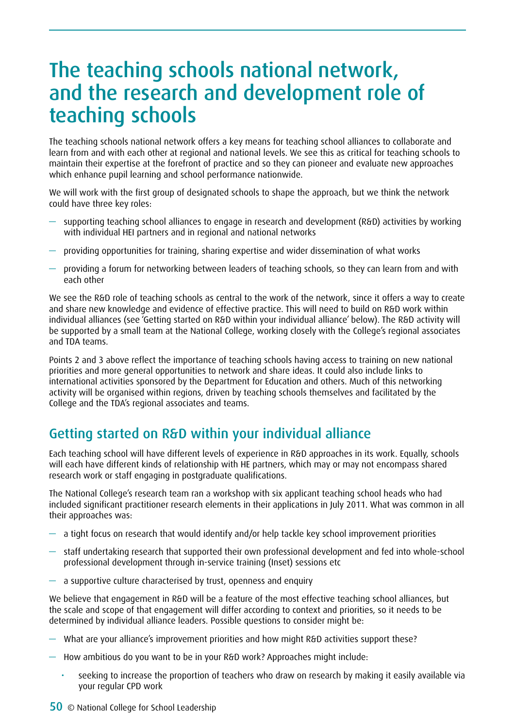# The teaching schools national network, and the research and development role of teaching schools

The teaching schools national network offers a key means for teaching school alliances to collaborate and learn from and with each other at regional and national levels. We see this as critical for teaching schools to maintain their expertise at the forefront of practice and so they can pioneer and evaluate new approaches which enhance pupil learning and school performance nationwide.

We will work with the first group of designated schools to shape the approach, but we think the network could have three key roles:

- supporting teaching school alliances to engage in research and development (R&D) activities by working with individual HEI partners and in regional and national networks
- providing opportunities for training, sharing expertise and wider dissemination of what works
- providing a forum for networking between leaders of teaching schools, so they can learn from and with each other

We see the R&D role of teaching schools as central to the work of the network, since it offers a way to create and share new knowledge and evidence of effective practice. This will need to build on R&D work within individual alliances (see 'Getting started on R&D within your individual alliance' below). The R&D activity will be supported by a small team at the National College, working closely with the College's regional associates and TDA teams.

Points 2 and 3 above reflect the importance of teaching schools having access to training on new national priorities and more general opportunities to network and share ideas. It could also include links to international activities sponsored by the Department for Education and others. Much of this networking activity will be organised within regions, driven by teaching schools themselves and facilitated by the College and the TDA's regional associates and teams.

## Getting started on R&D within your individual alliance

Each teaching school will have different levels of experience in R&D approaches in its work. Equally, schools will each have different kinds of relationship with HE partners, which may or may not encompass shared research work or staff engaging in postgraduate qualifications.

The National College's research team ran a workshop with six applicant teaching school heads who had included significant practitioner research elements in their applications in July 2011. What was common in all their approaches was:

- a tight focus on research that would identify and/or help tackle key school improvement priorities
- staff undertaking research that supported their own professional development and fed into whole-school professional development through in-service training (Inset) sessions etc
- a supportive culture characterised by trust, openness and enquiry

We believe that engagement in R&D will be a feature of the most effective teaching school alliances, but the scale and scope of that engagement will differ according to context and priorities, so it needs to be determined by individual alliance leaders. Possible questions to consider might be:

- What are your alliance's improvement priorities and how might R&D activities support these?
- How ambitious do you want to be in your R&D work? Approaches might include:
  - seeking to increase the proportion of teachers who draw on research by making it easily available via your regular CPD work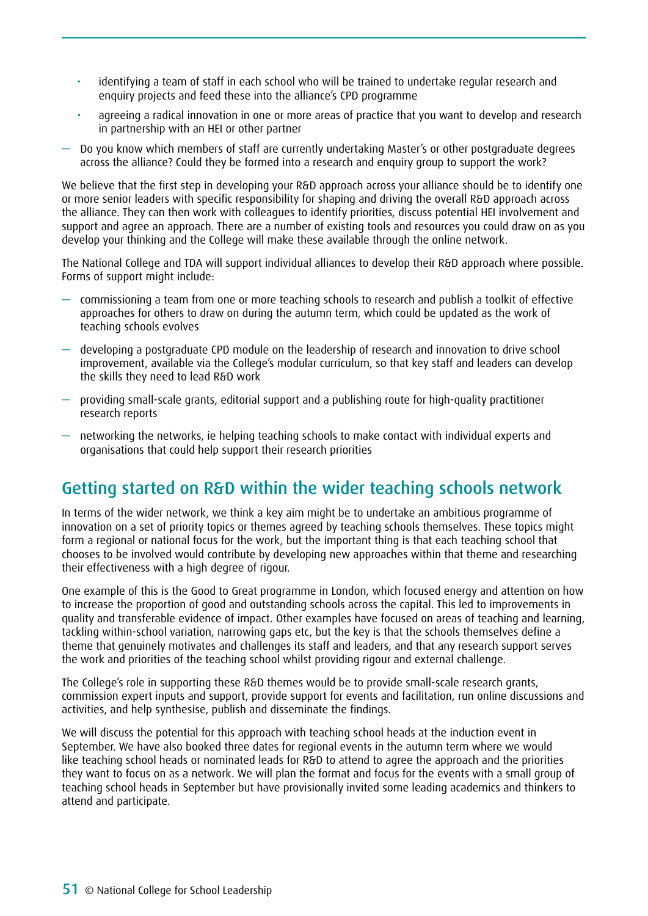- identifying a team of staff in each school who will be trained to undertake regular research and enquiry projects and feed these into the alliance's CPD programme
  - agreeing a radical innovation in one or more areas of practice that you want to develop and research in partnership with an HEI or other partner
- Do you know which members of staff are currently undertaking Master's or other postgraduate degrees across the alliance? Could they be formed into a research and enquiry group to support the work?

We believe that the first step in developing your R&D approach across your alliance should be to identify one or more senior leaders with specific responsibility for shaping and driving the overall R&D approach across the alliance. They can then work with colleagues to identify priorities, discuss potential HEI involvement and support and agree an approach. There are a number of existing tools and resources you could draw on as you develop your thinking and the College will make these available through the online network.

The National College and TDA will support individual alliances to develop their R&D approach where possible. Forms of support might include:

- commissioning a team from one or more teaching schools to research and publish a toolkit of effective approaches for others to draw on during the autumn term, which could be updated as the work of teaching schools evolves
- developing a postgraduate CPD module on the leadership of research and innovation to drive school improvement, available via the College's modular curriculum, so that key staff and leaders can develop the skills they need to lead R&D work
- providing small-scale grants, editorial support and a publishing route for high-quality practitioner research reports
- networking the networks, ie helping teaching schools to make contact with individual experts and organisations that could help support their research priorities

## Getting started on R&D within the wider teaching schools network

In terms of the wider network, we think a key aim might be to undertake an ambitious programme of innovation on a set of priority topics or themes agreed by teaching schools themselves. These topics might form a regional or national focus for the work, but the important thing is that each teaching school that chooses to be involved would contribute by developing new approaches within that theme and researching their effectiveness with a high degree of rigour.

One example of this is the Good to Great programme in London, which focused energy and attention on how to increase the proportion of good and outstanding schools across the capital. This led to improvements in quality and transferable evidence of impact. Other examples have focused on areas of teaching and learning, tackling within-school variation, narrowing gaps etc, but the key is that the schools themselves define a theme that genuinely motivates and challenges its staff and leaders, and that any research support serves the work and priorities of the teaching school whilst providing rigour and external challenge.

The College's role in supporting these R&D themes would be to provide small-scale research grants, commission expert inputs and support, provide support for events and facilitation, run online discussions and activities, and help synthesise, publish and disseminate the findings.

We will discuss the potential for this approach with teaching school heads at the induction event in September. We have also booked three dates for regional events in the autumn term where we would like teaching school heads or nominated leads for R&D to attend to agree the approach and the priorities they want to focus on as a network. We will plan the format and focus for the events with a small group of teaching school heads in September but have provisionally invited some leading academics and thinkers to attend and participate.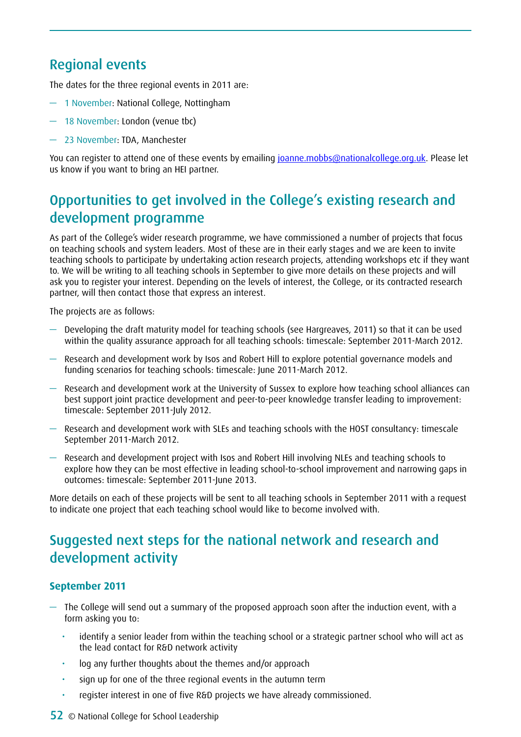## Regional events

The dates for the three regional events in 2011 are:

- 1 November: National College, Nottingham
- 18 November: London (venue tbc)
- 23 November: TDA, Manchester

You can register to attend one of these events by emailing joanne.mobbs@nationalcollege.org.uk. Please let us know if you want to bring an HEI partner.

## Opportunities to get involved in the College's existing research and development programme

As part of the College's wider research programme, we have commissioned a number of projects that focus on teaching schools and system leaders. Most of these are in their early stages and we are keen to invite teaching schools to participate by undertaking action research projects, attending workshops etc if they want to. We will be writing to all teaching schools in September to give more details on these projects and will ask you to register your interest. Depending on the levels of interest, the College, or its contracted research partner, will then contact those that express an interest.

The projects are as follows:

- Developing the draft maturity model for teaching schools (see Hargreaves, 2011) so that it can be used within the quality assurance approach for all teaching schools: timescale: September 2011-March 2012.
- Research and development work by Isos and Robert Hill to explore potential governance models and funding scenarios for teaching schools: timescale: June 2011-March 2012.
- Research and development work at the University of Sussex to explore how teaching school alliances can best support joint practice development and peer-to-peer knowledge transfer leading to improvement: timescale: September 2011-July 2012.
- Research and development work with SLEs and teaching schools with the HOST consultancy: timescale September 2011-March 2012.
- Research and development project with Isos and Robert Hill involving NLEs and teaching schools to explore how they can be most effective in leading school-to-school improvement and narrowing gaps in outcomes: timescale: September 2011-June 2013.

More details on each of these projects will be sent to all teaching schools in September 2011 with a request to indicate one project that each teaching school would like to become involved with.

## Suggested next steps for the national network and research and development activity

### September 2011

- The College will send out a summary of the proposed approach soon after the induction event, with a form asking you to:
  - identify a senior leader from within the teaching school or a strategic partner school who will act as the lead contact for R&D network activity
  - log any further thoughts about the themes and/or approach
  - sign up for one of the three regional events in the autumn term
  - register interest in one of five R&D projects we have already commissioned.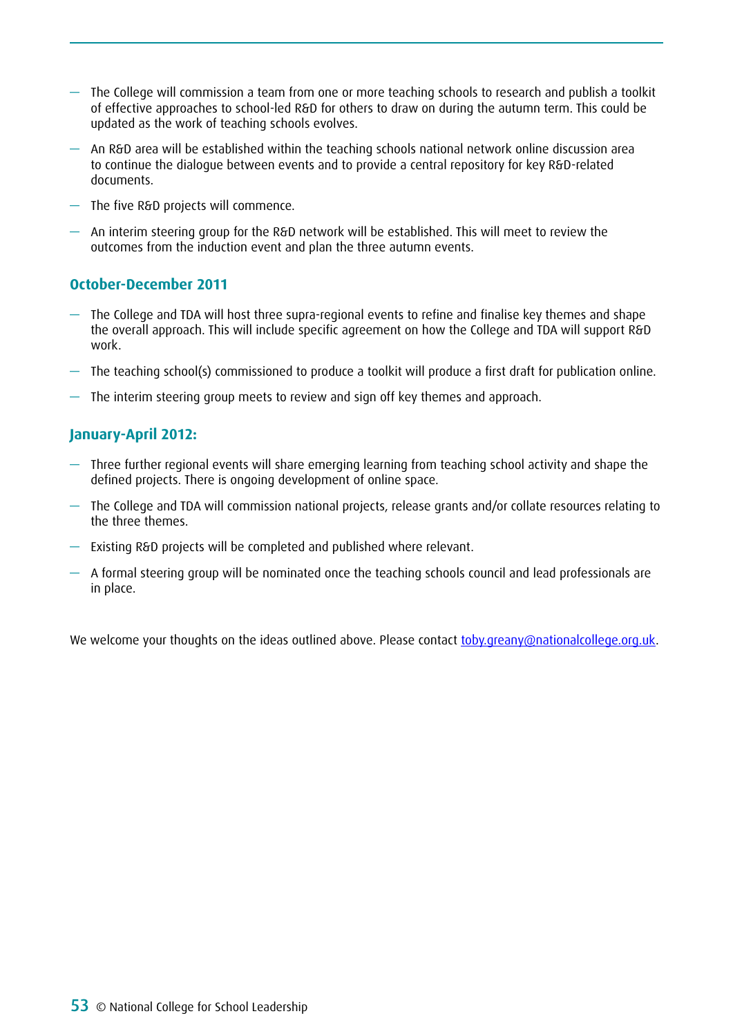- The College will commission a team from one or more teaching schools to research and publish a toolkit of effective approaches to school-led R&D for others to draw on during the autumn term. This could be updated as the work of teaching schools evolves.
- An R&D area will be established within the teaching schools national network online discussion area to continue the dialogue between events and to provide a central repository for key R&D-related documents.
- The five R&D projects will commence.
- An interim steering group for the R&D network will be established. This will meet to review the outcomes from the induction event and plan the three autumn events.

### October-December 2011

- The College and TDA will host three supra-regional events to refine and finalise key themes and shape the overall approach. This will include specific agreement on how the College and TDA will support R&D work.
- The teaching school(s) commissioned to produce a toolkit will produce a first draft for publication online.
- The interim steering group meets to review and sign off key themes and approach.

### January-April 2012:

- Three further regional events will share emerging learning from teaching school activity and shape the defined projects. There is ongoing development of online space.
- The College and TDA will commission national projects, release grants and/or collate resources relating to the three themes.
- Existing R&D projects will be completed and published where relevant.
- A formal steering group will be nominated once the teaching schools council and lead professionals are in place.

We welcome your thoughts on the ideas outlined above. Please contact toby.greany@nationalcollege.org.uk.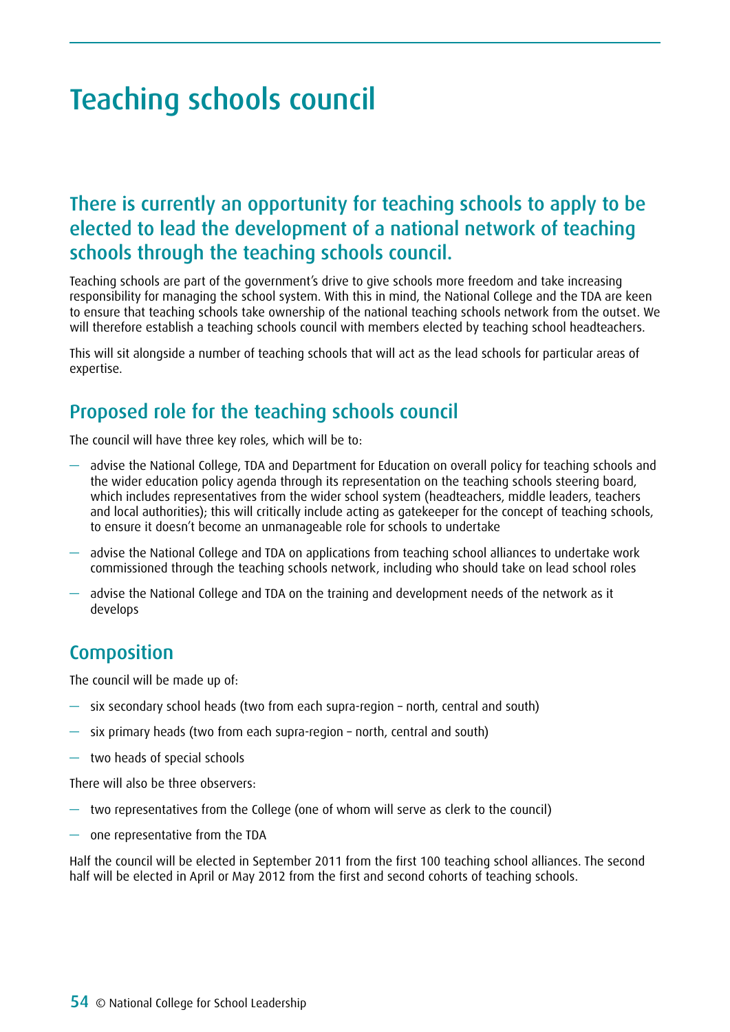# Teaching schools council

## There is currently an opportunity for teaching schools to apply to be elected to lead the development of a national network of teaching schools through the teaching schools council.

Teaching schools are part of the government's drive to give schools more freedom and take increasing responsibility for managing the school system. With this in mind, the National College and the TDA are keen to ensure that teaching schools take ownership of the national teaching schools network from the outset. We will therefore establish a teaching schools council with members elected by teaching school headteachers.

This will sit alongside a number of teaching schools that will act as the lead schools for particular areas of expertise.

## Proposed role for the teaching schools council

The council will have three key roles, which will be to:

- advise the National College, TDA and Department for Education on overall policy for teaching schools and the wider education policy agenda through its representation on the teaching schools steering board, which includes representatives from the wider school system (headteachers, middle leaders, teachers and local authorities); this will critically include acting as gatekeeper for the concept of teaching schools, to ensure it doesn't become an unmanageable role for schools to undertake
- advise the National College and TDA on applications from teaching school alliances to undertake work commissioned through the teaching schools network, including who should take on lead school roles
- advise the National College and TDA on the training and development needs of the network as it develops

## Composition

The council will be made up of:

- six secondary school heads (two from each supra-region – north, central and south)
- six primary heads (two from each supra-region – north, central and south)
- two heads of special schools

There will also be three observers:

- two representatives from the College (one of whom will serve as clerk to the council)
- one representative from the TDA

Half the council will be elected in September 2011 from the first 100 teaching school alliances. The second half will be elected in April or May 2012 from the first and second cohorts of teaching schools.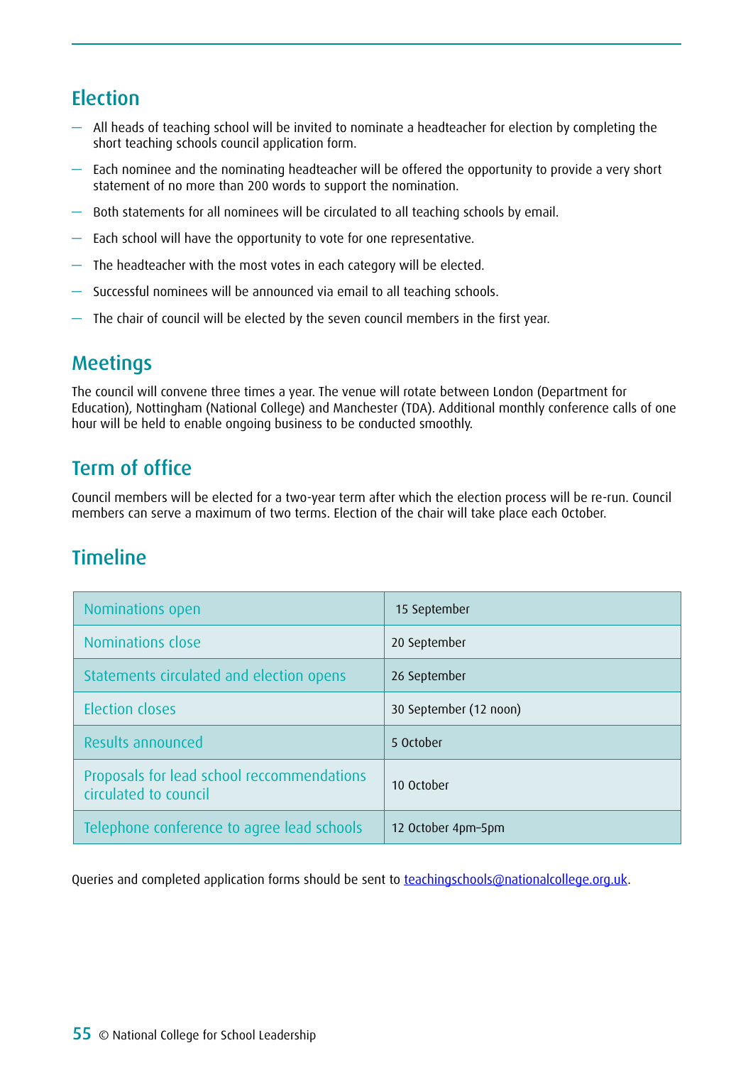## Election

- All heads of teaching school will be invited to nominate a headteacher for election by completing the short teaching schools council application form.
- Each nominee and the nominating headteacher will be offered the opportunity to provide a very short statement of no more than 200 words to support the nomination.
- Both statements for all nominees will be circulated to all teaching schools by email.
- Each school will have the opportunity to vote for one representative.
- The headteacher with the most votes in each category will be elected.
- Successful nominees will be announced via email to all teaching schools.
- The chair of council will be elected by the seven council members in the first year.

## Meetings

The council will convene three times a year. The venue will rotate between London (Department for Education), Nottingham (National College) and Manchester (TDA). Additional monthly conference calls of one hour will be held to enable ongoing business to be conducted smoothly.

## Term of office

Council members will be elected for a two-year term after which the election process will be re-run. Council members can serve a maximum of two terms. Election of the chair will take place each October.

## Timeline

| | |
|---|---|
| Nominations open | 15 September |
| Nominations close | 20 September |
| Statements circulated and election opens | 26 September |
| Election closes | 30 September (12 noon) |
| Results announced | 5 October |
| Proposals for lead school reccommendations circulated to council | 10 October |
| Telephone conference to agree lead schools | 12 October 4pm–5pm |

Queries and completed application forms should be sent to teachingschools@nationalcollege.org.uk.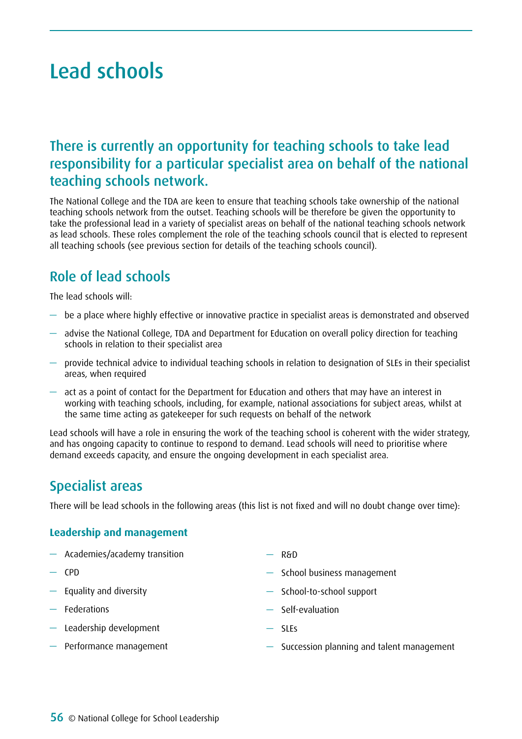# Lead schools

## There is currently an opportunity for teaching schools to take lead responsibility for a particular specialist area on behalf of the national teaching schools network.

The National College and the TDA are keen to ensure that teaching schools take ownership of the national teaching schools network from the outset. Teaching schools will be therefore be given the opportunity to take the professional lead in a variety of specialist areas on behalf of the national teaching schools network as lead schools. These roles complement the role of the teaching schools council that is elected to represent all teaching schools (see previous section for details of the teaching schools council).

## Role of lead schools

The lead schools will:

- be a place where highly effective or innovative practice in specialist areas is demonstrated and observed
- advise the National College, TDA and Department for Education on overall policy direction for teaching schools in relation to their specialist area
- provide technical advice to individual teaching schools in relation to designation of SLEs in their specialist areas, when required
- act as a point of contact for the Department for Education and others that may have an interest in working with teaching schools, including, for example, national associations for subject areas, whilst at the same time acting as gatekeeper for such requests on behalf of the network

Lead schools will have a role in ensuring the work of the teaching school is coherent with the wider strategy, and has ongoing capacity to continue to respond to demand. Lead schools will need to prioritise where demand exceeds capacity, and ensure the ongoing development in each specialist area.

## Specialist areas

There will be lead schools in the following areas (this list is not fixed and will no doubt change over time):

### Leadership and management

- Academies/academy transition
- CPD
- Equality and diversity
- Federations
- Leadership development
- Performance management
- R&D
- School business management
- School-to-school support
- Self-evaluation
- SLEs
- Succession planning and talent management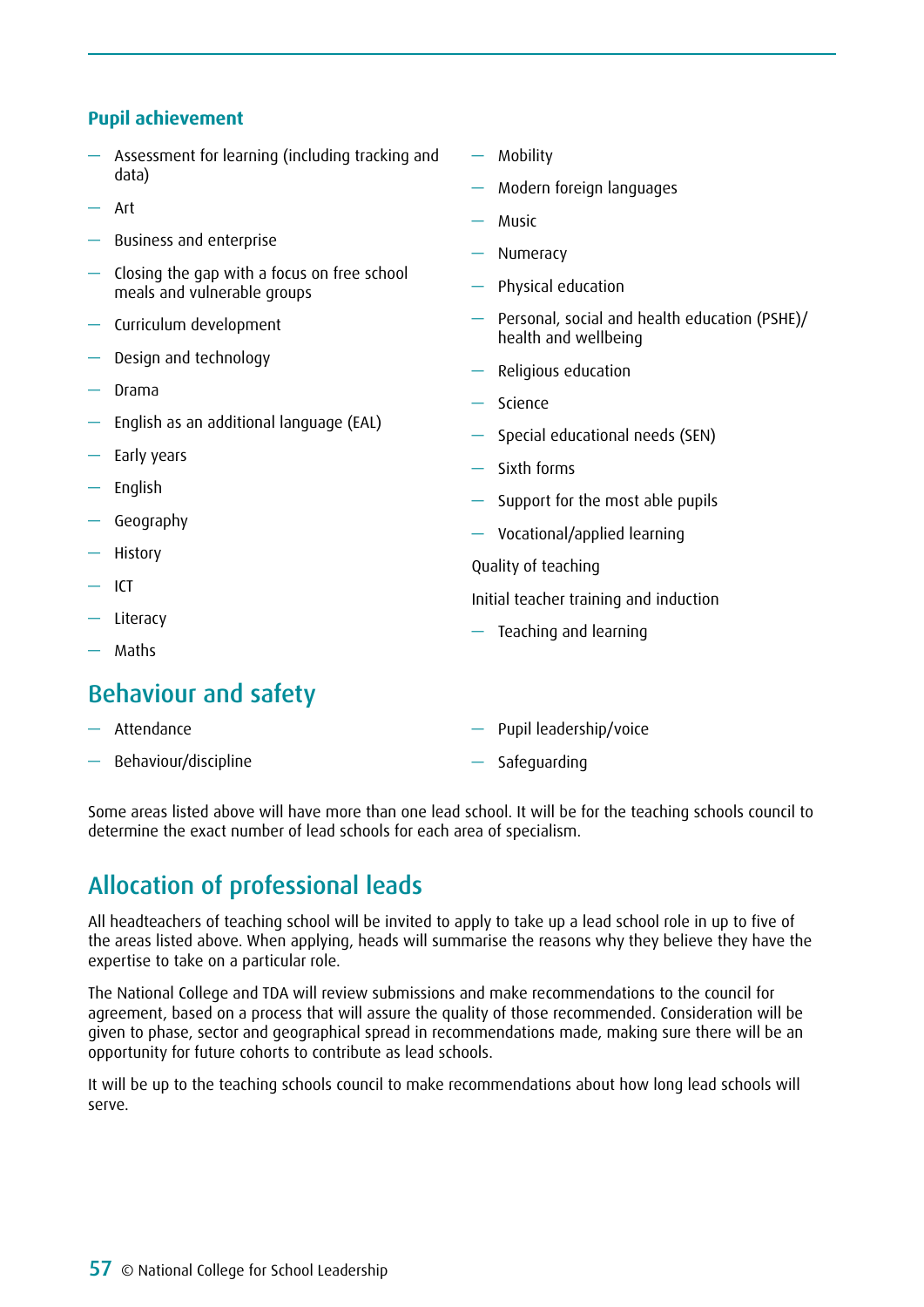### Pupil achievement

- Assessment for learning (including tracking and data)
- Art
- Business and enterprise
- Closing the gap with a focus on free school meals and vulnerable groups
- Curriculum development
- Design and technology
- Drama
- English as an additional language (EAL)
- Early years
- English
- Geography
- History
- ICT
- Literacy
- Maths
- Mobility
- Modern foreign languages
- Music
- Numeracy
- Physical education
- Personal, social and health education (PSHE)/ health and wellbeing
- Religious education
- Science
- Special educational needs (SEN)
- Sixth forms
- Support for the most able pupils
- Vocational/applied learning

Quality of teaching

Initial teacher training and induction

- Teaching and learning

## Behaviour and safety

- Attendance
- Behaviour/discipline
- Pupil leadership/voice
- Safeguarding

Some areas listed above will have more than one lead school. It will be for the teaching schools council to determine the exact number of lead schools for each area of specialism.

## Allocation of professional leads

All headteachers of teaching school will be invited to apply to take up a lead school role in up to five of the areas listed above. When applying, heads will summarise the reasons why they believe they have the expertise to take on a particular role.

The National College and TDA will review submissions and make recommendations to the council for agreement, based on a process that will assure the quality of those recommended. Consideration will be given to phase, sector and geographical spread in recommendations made, making sure there will be an opportunity for future cohorts to contribute as lead schools.

It will be up to the teaching schools council to make recommendations about how long lead schools will serve.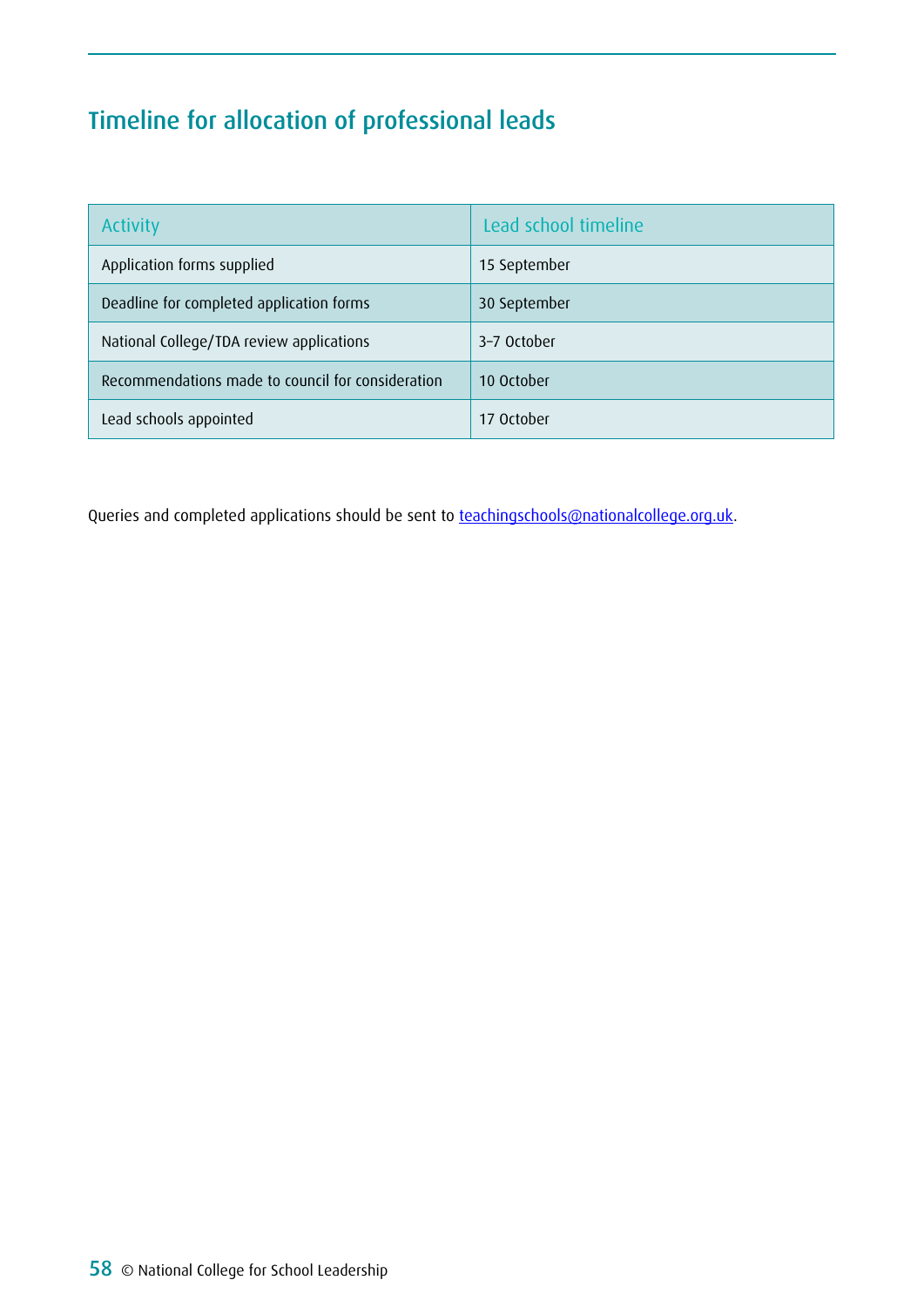## Timeline for allocation of professional leads

| Activity | Lead school timeline |
|---|---|
| Application forms supplied | 15 September |
| Deadline for completed application forms | 30 September |
| National College/TDA review applications | 3–7 October |
| Recommendations made to council for consideration | 10 October |
| Lead schools appointed | 17 October |

Queries and completed applications should be sent to teachingschools@nationalcollege.org.uk.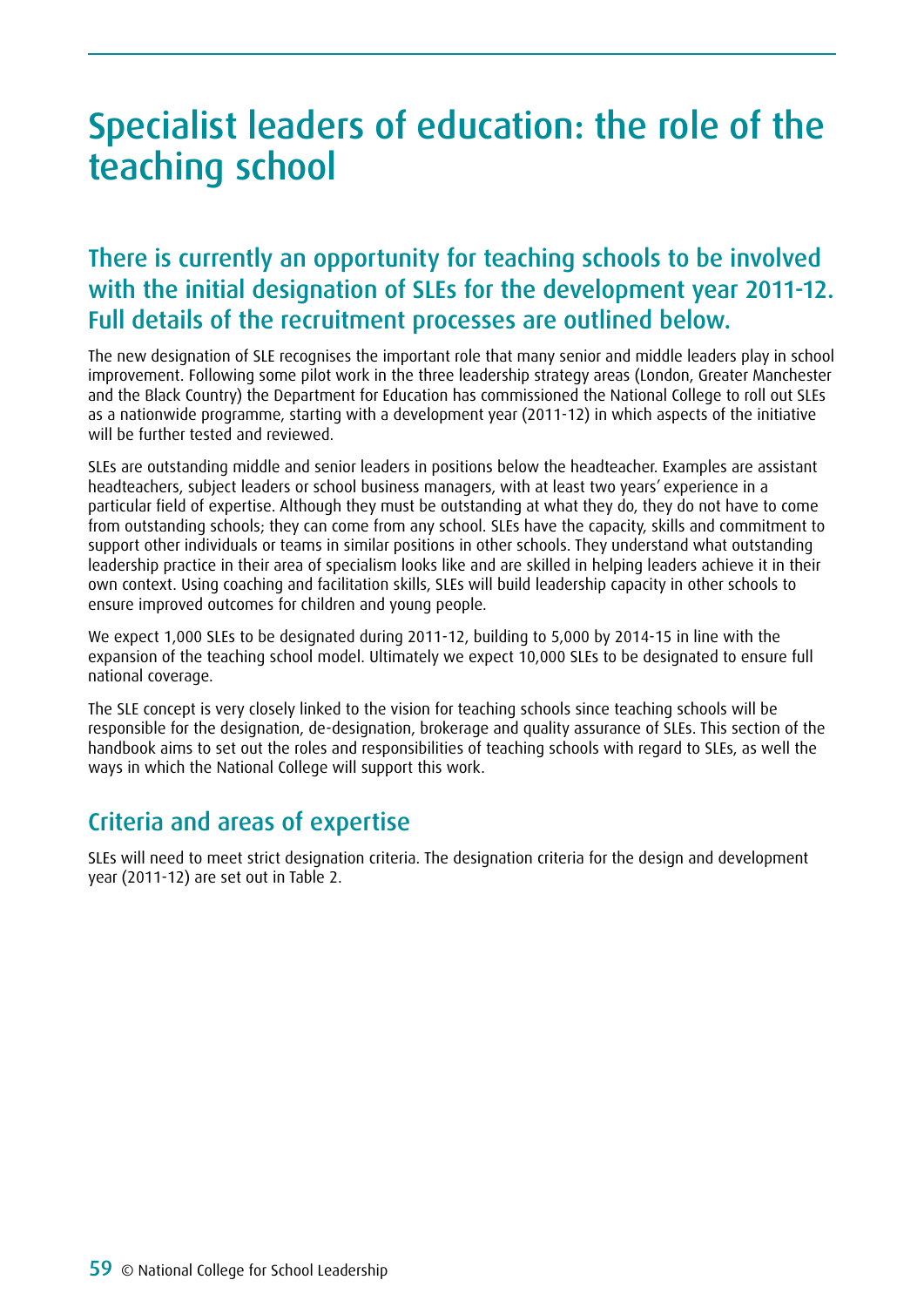# Specialist leaders of education: the role of the teaching school

## There is currently an opportunity for teaching schools to be involved with the initial designation of SLEs for the development year 2011-12. Full details of the recruitment processes are outlined below.

The new designation of SLE recognises the important role that many senior and middle leaders play in school improvement. Following some pilot work in the three leadership strategy areas (London, Greater Manchester and the Black Country) the Department for Education has commissioned the National College to roll out SLEs as a nationwide programme, starting with a development year (2011-12) in which aspects of the initiative will be further tested and reviewed.

SLEs are outstanding middle and senior leaders in positions below the headteacher. Examples are assistant headteachers, subject leaders or school business managers, with at least two years' experience in a particular field of expertise. Although they must be outstanding at what they do, they do not have to come from outstanding schools; they can come from any school. SLEs have the capacity, skills and commitment to support other individuals or teams in similar positions in other schools. They understand what outstanding leadership practice in their area of specialism looks like and are skilled in helping leaders achieve it in their own context. Using coaching and facilitation skills, SLEs will build leadership capacity in other schools to ensure improved outcomes for children and young people.

We expect 1,000 SLEs to be designated during 2011-12, building to 5,000 by 2014-15 in line with the expansion of the teaching school model. Ultimately we expect 10,000 SLEs to be designated to ensure full national coverage.

The SLE concept is very closely linked to the vision for teaching schools since teaching schools will be responsible for the designation, de-designation, brokerage and quality assurance of SLEs. This section of the handbook aims to set out the roles and responsibilities of teaching schools with regard to SLEs, as well the ways in which the National College will support this work.

## Criteria and areas of expertise

SLEs will need to meet strict designation criteria. The designation criteria for the design and development year (2011-12) are set out in Table 2.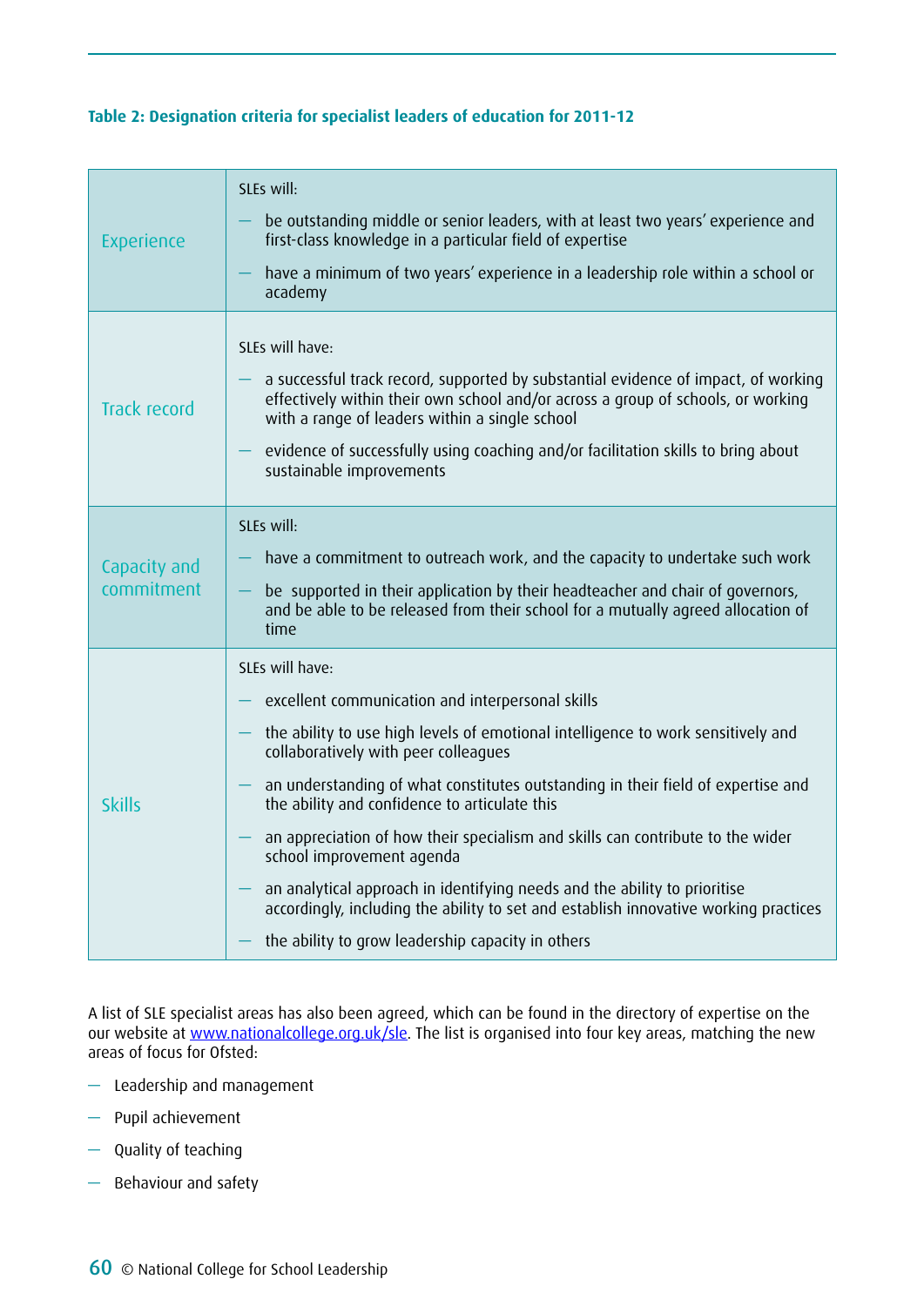**Table 2: Designation criteria for specialist leaders of education for 2011-12**

| | |
|---|---|
| Experience | SLEs will:<br>— be outstanding middle or senior leaders, with at least two years' experience and first-class knowledge in a particular field of expertise<br>— have a minimum of two years' experience in a leadership role within a school or academy |
| Track record | SLEs will have:<br>— a successful track record, supported by substantial evidence of impact, of working effectively within their own school and/or across a group of schools, or working with a range of leaders within a single school<br>— evidence of successfully using coaching and/or facilitation skills to bring about sustainable improvements |
| Capacity and commitment | SLEs will:<br>— have a commitment to outreach work, and the capacity to undertake such work<br>— be supported in their application by their headteacher and chair of governors, and be able to be released from their school for a mutually agreed allocation of time |
| Skills | SLEs will have:<br>— excellent communication and interpersonal skills<br>— the ability to use high levels of emotional intelligence to work sensitively and collaboratively with peer colleagues<br>— an understanding of what constitutes outstanding in their field of expertise and the ability and confidence to articulate this<br>— an appreciation of how their specialism and skills can contribute to the wider school improvement agenda<br>— an analytical approach in identifying needs and the ability to prioritise accordingly, including the ability to set and establish innovative working practices<br>— the ability to grow leadership capacity in others |

A list of SLE specialist areas has also been agreed, which can be found in the directory of expertise on the our website at www.nationalcollege.org.uk/sle. The list is organised into four key areas, matching the new areas of focus for Ofsted:

- Leadership and management
- Pupil achievement
- Quality of teaching
- Behaviour and safety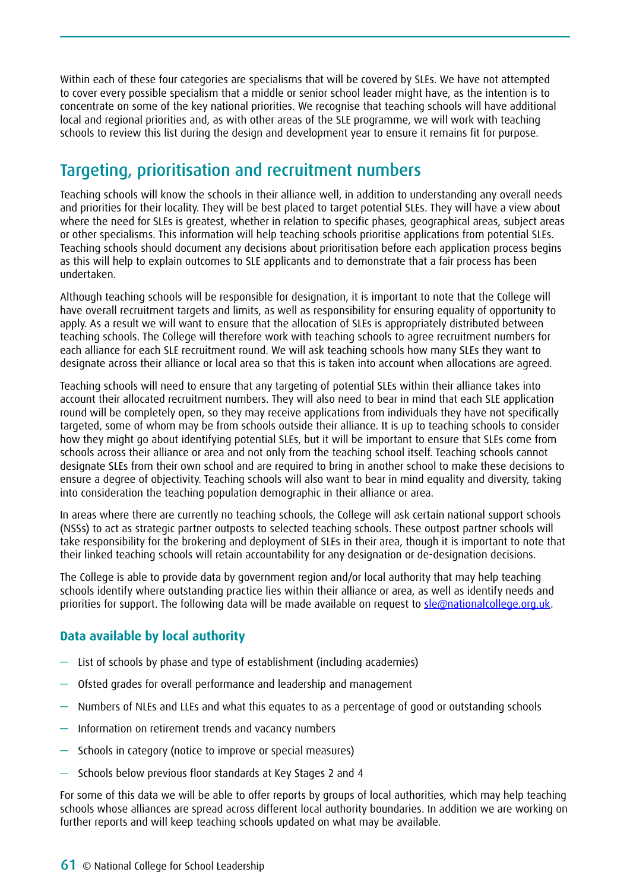Within each of these four categories are specialisms that will be covered by SLEs. We have not attempted to cover every possible specialism that a middle or senior school leader might have, as the intention is to concentrate on some of the key national priorities. We recognise that teaching schools will have additional local and regional priorities and, as with other areas of the SLE programme, we will work with teaching schools to review this list during the design and development year to ensure it remains fit for purpose.

## Targeting, prioritisation and recruitment numbers

Teaching schools will know the schools in their alliance well, in addition to understanding any overall needs and priorities for their locality. They will be best placed to target potential SLEs. They will have a view about where the need for SLEs is greatest, whether in relation to specific phases, geographical areas, subject areas or other specialisms. This information will help teaching schools prioritise applications from potential SLEs. Teaching schools should document any decisions about prioritisation before each application process begins as this will help to explain outcomes to SLE applicants and to demonstrate that a fair process has been undertaken.

Although teaching schools will be responsible for designation, it is important to note that the College will have overall recruitment targets and limits, as well as responsibility for ensuring equality of opportunity to apply. As a result we will want to ensure that the allocation of SLEs is appropriately distributed between teaching schools. The College will therefore work with teaching schools to agree recruitment numbers for each alliance for each SLE recruitment round. We will ask teaching schools how many SLEs they want to designate across their alliance or local area so that this is taken into account when allocations are agreed.

Teaching schools will need to ensure that any targeting of potential SLEs within their alliance takes into account their allocated recruitment numbers. They will also need to bear in mind that each SLE application round will be completely open, so they may receive applications from individuals they have not specifically targeted, some of whom may be from schools outside their alliance. It is up to teaching schools to consider how they might go about identifying potential SLEs, but it will be important to ensure that SLEs come from schools across their alliance or area and not only from the teaching school itself. Teaching schools cannot designate SLEs from their own school and are required to bring in another school to make these decisions to ensure a degree of objectivity. Teaching schools will also want to bear in mind equality and diversity, taking into consideration the teaching population demographic in their alliance or area.

In areas where there are currently no teaching schools, the College will ask certain national support schools (NSSs) to act as strategic partner outposts to selected teaching schools. These outpost partner schools will take responsibility for the brokering and deployment of SLEs in their area, though it is important to note that their linked teaching schools will retain accountability for any designation or de-designation decisions.

The College is able to provide data by government region and/or local authority that may help teaching schools identify where outstanding practice lies within their alliance or area, as well as identify needs and priorities for support. The following data will be made available on request to sle@nationalcollege.org.uk.

### Data available by local authority

- List of schools by phase and type of establishment (including academies)
- Ofsted grades for overall performance and leadership and management
- Numbers of NLEs and LLEs and what this equates to as a percentage of good or outstanding schools
- Information on retirement trends and vacancy numbers
- Schools in category (notice to improve or special measures)
- Schools below previous floor standards at Key Stages 2 and 4

For some of this data we will be able to offer reports by groups of local authorities, which may help teaching schools whose alliances are spread across different local authority boundaries. In addition we are working on further reports and will keep teaching schools updated on what may be available.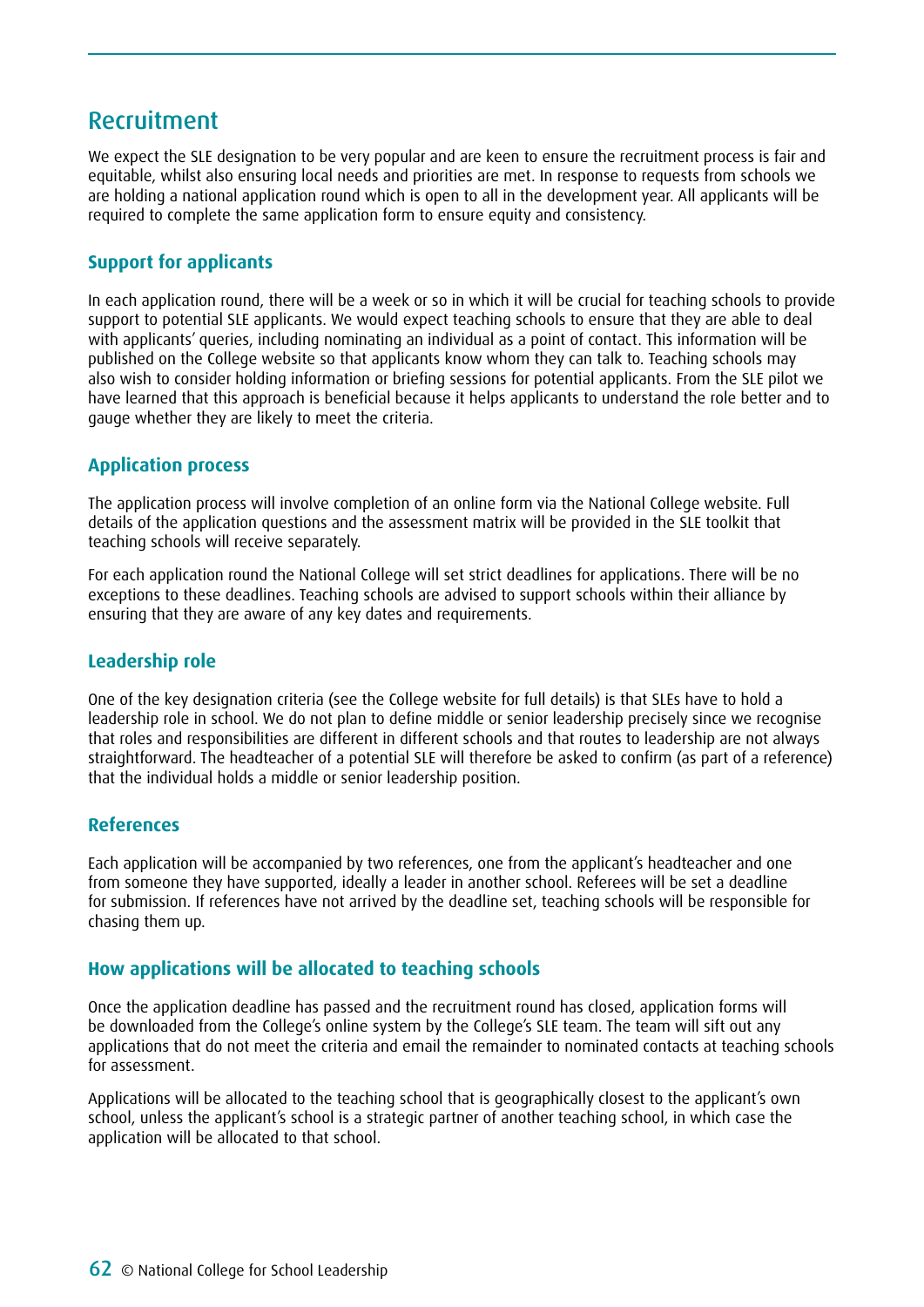## Recruitment

We expect the SLE designation to be very popular and are keen to ensure the recruitment process is fair and equitable, whilst also ensuring local needs and priorities are met. In response to requests from schools we are holding a national application round which is open to all in the development year. All applicants will be required to complete the same application form to ensure equity and consistency.

### Support for applicants

In each application round, there will be a week or so in which it will be crucial for teaching schools to provide support to potential SLE applicants. We would expect teaching schools to ensure that they are able to deal with applicants' queries, including nominating an individual as a point of contact. This information will be published on the College website so that applicants know whom they can talk to. Teaching schools may also wish to consider holding information or briefing sessions for potential applicants. From the SLE pilot we have learned that this approach is beneficial because it helps applicants to understand the role better and to gauge whether they are likely to meet the criteria.

### Application process

The application process will involve completion of an online form via the National College website. Full details of the application questions and the assessment matrix will be provided in the SLE toolkit that teaching schools will receive separately.

For each application round the National College will set strict deadlines for applications. There will be no exceptions to these deadlines. Teaching schools are advised to support schools within their alliance by ensuring that they are aware of any key dates and requirements.

### Leadership role

One of the key designation criteria (see the College website for full details) is that SLEs have to hold a leadership role in school. We do not plan to define middle or senior leadership precisely since we recognise that roles and responsibilities are different in different schools and that routes to leadership are not always straightforward. The headteacher of a potential SLE will therefore be asked to confirm (as part of a reference) that the individual holds a middle or senior leadership position.

### References

Each application will be accompanied by two references, one from the applicant's headteacher and one from someone they have supported, ideally a leader in another school. Referees will be set a deadline for submission. If references have not arrived by the deadline set, teaching schools will be responsible for chasing them up.

### How applications will be allocated to teaching schools

Once the application deadline has passed and the recruitment round has closed, application forms will be downloaded from the College's online system by the College's SLE team. The team will sift out any applications that do not meet the criteria and email the remainder to nominated contacts at teaching schools for assessment.

Applications will be allocated to the teaching school that is geographically closest to the applicant's own school, unless the applicant's school is a strategic partner of another teaching school, in which case the application will be allocated to that school.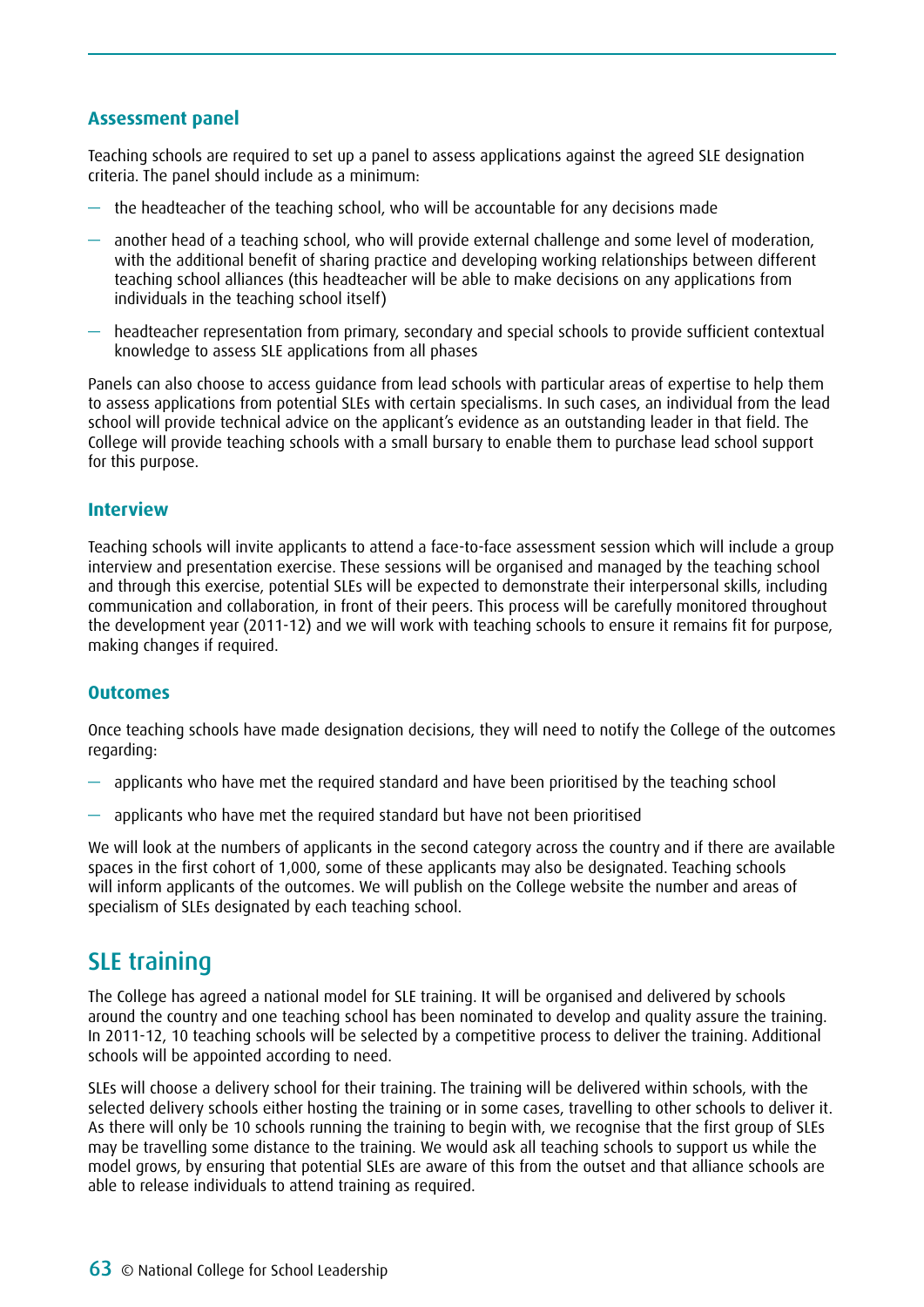### Assessment panel

Teaching schools are required to set up a panel to assess applications against the agreed SLE designation criteria. The panel should include as a minimum:

- the headteacher of the teaching school, who will be accountable for any decisions made
- another head of a teaching school, who will provide external challenge and some level of moderation, with the additional benefit of sharing practice and developing working relationships between different teaching school alliances (this headteacher will be able to make decisions on any applications from individuals in the teaching school itself)
- headteacher representation from primary, secondary and special schools to provide sufficient contextual knowledge to assess SLE applications from all phases

Panels can also choose to access guidance from lead schools with particular areas of expertise to help them to assess applications from potential SLEs with certain specialisms. In such cases, an individual from the lead school will provide technical advice on the applicant's evidence as an outstanding leader in that field. The College will provide teaching schools with a small bursary to enable them to purchase lead school support for this purpose.

### Interview

Teaching schools will invite applicants to attend a face-to-face assessment session which will include a group interview and presentation exercise. These sessions will be organised and managed by the teaching school and through this exercise, potential SLEs will be expected to demonstrate their interpersonal skills, including communication and collaboration, in front of their peers. This process will be carefully monitored throughout the development year (2011-12) and we will work with teaching schools to ensure it remains fit for purpose, making changes if required.

### Outcomes

Once teaching schools have made designation decisions, they will need to notify the College of the outcomes regarding:

- applicants who have met the required standard and have been prioritised by the teaching school
- applicants who have met the required standard but have not been prioritised

We will look at the numbers of applicants in the second category across the country and if there are available spaces in the first cohort of 1,000, some of these applicants may also be designated. Teaching schools will inform applicants of the outcomes. We will publish on the College website the number and areas of specialism of SLEs designated by each teaching school.

## SLE training

The College has agreed a national model for SLE training. It will be organised and delivered by schools around the country and one teaching school has been nominated to develop and quality assure the training. In 2011-12, 10 teaching schools will be selected by a competitive process to deliver the training. Additional schools will be appointed according to need.

SLEs will choose a delivery school for their training. The training will be delivered within schools, with the selected delivery schools either hosting the training or in some cases, travelling to other schools to deliver it. As there will only be 10 schools running the training to begin with, we recognise that the first group of SLEs may be travelling some distance to the training. We would ask all teaching schools to support us while the model grows, by ensuring that potential SLEs are aware of this from the outset and that alliance schools are able to release individuals to attend training as required.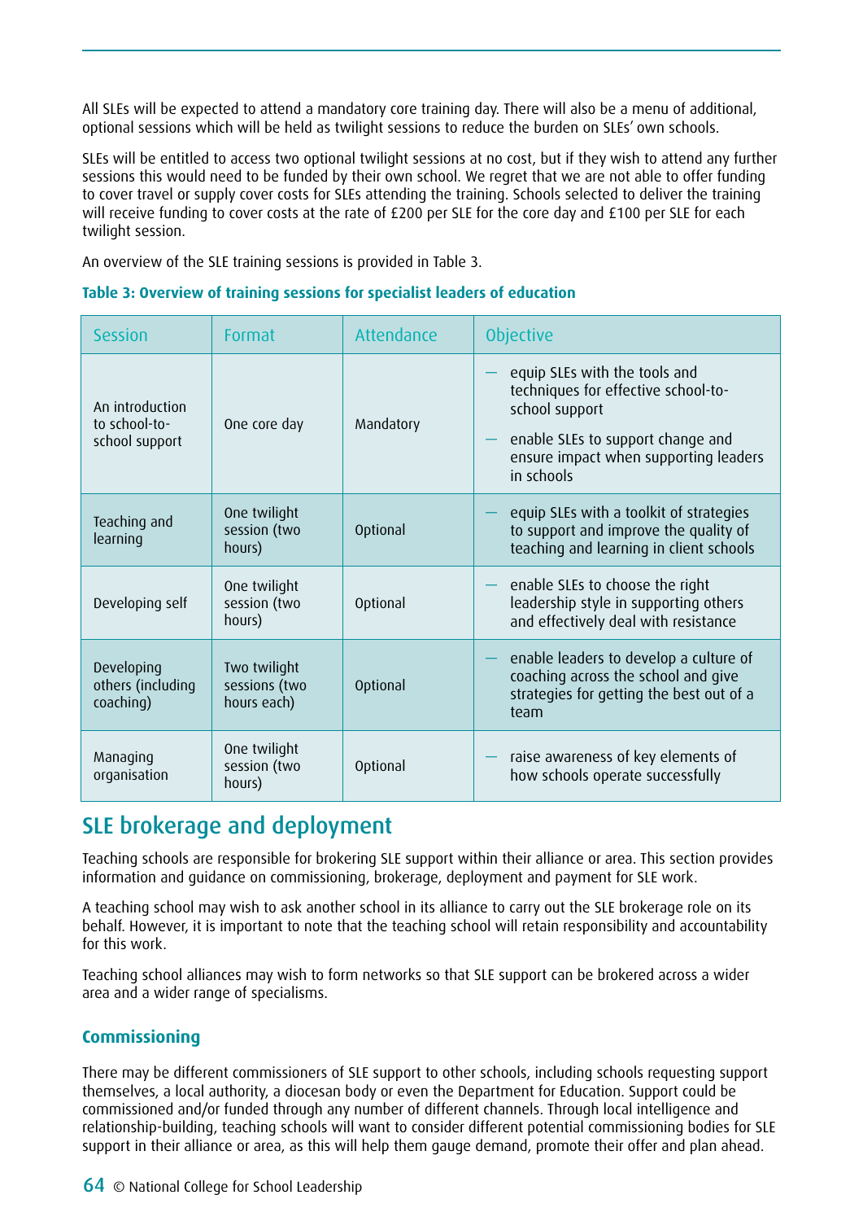All SLEs will be expected to attend a mandatory core training day. There will also be a menu of additional, optional sessions which will be held as twilight sessions to reduce the burden on SLEs' own schools.

SLEs will be entitled to access two optional twilight sessions at no cost, but if they wish to attend any further sessions this would need to be funded by their own school. We regret that we are not able to offer funding to cover travel or supply cover costs for SLEs attending the training. Schools selected to deliver the training will receive funding to cover costs at the rate of £200 per SLE for the core day and £100 per SLE for each twilight session.

An overview of the SLE training sessions is provided in Table 3.

**Table 3: Overview of training sessions for specialist leaders of education**

| Session | Format | Attendance | Objective |
|---|---|---|---|
| An introduction to school-to-school support | One core day | Mandatory | — equip SLEs with the tools and techniques for effective school-to-school support<br>— enable SLEs to support change and ensure impact when supporting leaders in schools |
| Teaching and learning | One twilight session (two hours) | Optional | — equip SLEs with a toolkit of strategies to support and improve the quality of teaching and learning in client schools |
| Developing self | One twilight session (two hours) | Optional | — enable SLEs to choose the right leadership style in supporting others and effectively deal with resistance |
| Developing others (including coaching) | Two twilight sessions (two hours each) | Optional | — enable leaders to develop a culture of coaching across the school and give strategies for getting the best out of a team |
| Managing organisation | One twilight session (two hours) | Optional | — raise awareness of key elements of how schools operate successfully |

## SLE brokerage and deployment

Teaching schools are responsible for brokering SLE support within their alliance or area. This section provides information and guidance on commissioning, brokerage, deployment and payment for SLE work.

A teaching school may wish to ask another school in its alliance to carry out the SLE brokerage role on its behalf. However, it is important to note that the teaching school will retain responsibility and accountability for this work.

Teaching school alliances may wish to form networks so that SLE support can be brokered across a wider area and a wider range of specialisms.

### Commissioning

There may be different commissioners of SLE support to other schools, including schools requesting support themselves, a local authority, a diocesan body or even the Department for Education. Support could be commissioned and/or funded through any number of different channels. Through local intelligence and relationship-building, teaching schools will want to consider different potential commissioning bodies for SLE support in their alliance or area, as this will help them gauge demand, promote their offer and plan ahead.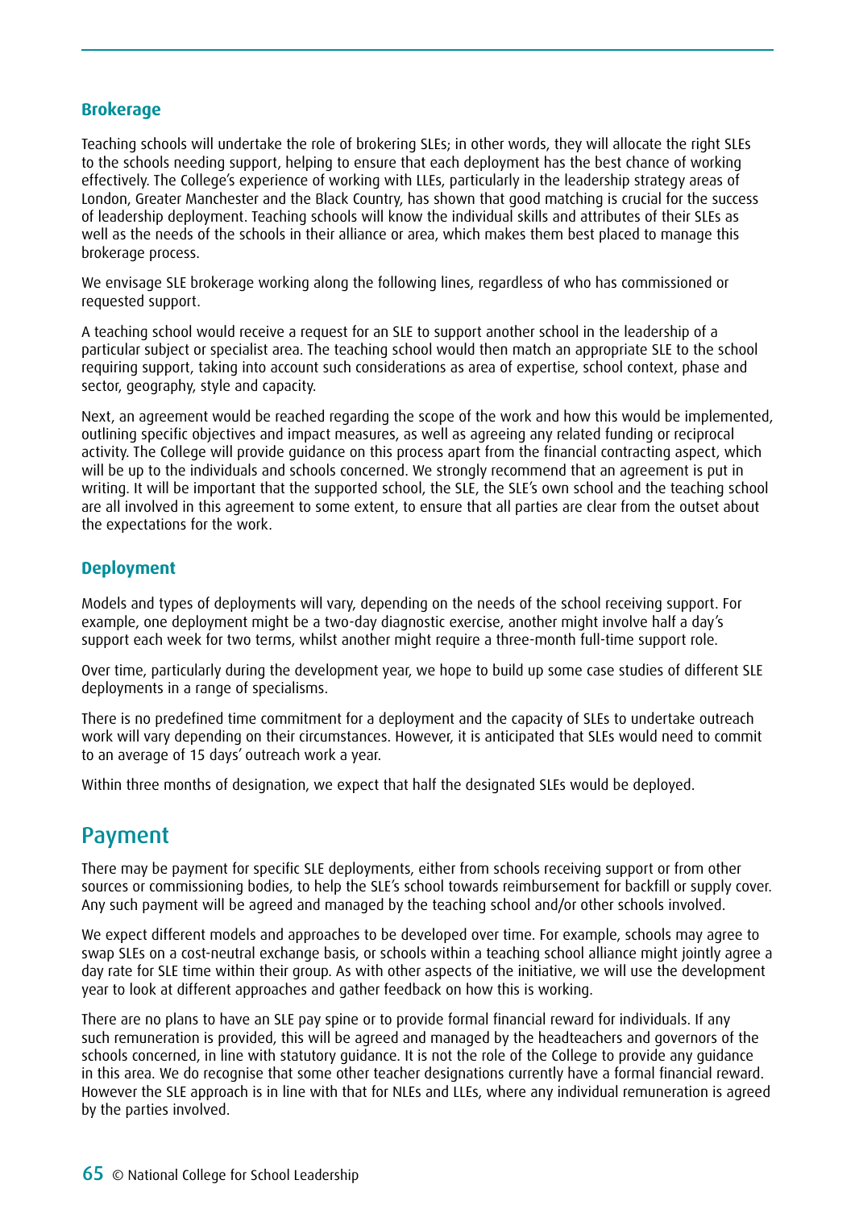### Brokerage

Teaching schools will undertake the role of brokering SLEs; in other words, they will allocate the right SLEs to the schools needing support, helping to ensure that each deployment has the best chance of working effectively. The College's experience of working with LLEs, particularly in the leadership strategy areas of London, Greater Manchester and the Black Country, has shown that good matching is crucial for the success of leadership deployment. Teaching schools will know the individual skills and attributes of their SLEs as well as the needs of the schools in their alliance or area, which makes them best placed to manage this brokerage process.

We envisage SLE brokerage working along the following lines, regardless of who has commissioned or requested support.

A teaching school would receive a request for an SLE to support another school in the leadership of a particular subject or specialist area. The teaching school would then match an appropriate SLE to the school requiring support, taking into account such considerations as area of expertise, school context, phase and sector, geography, style and capacity.

Next, an agreement would be reached regarding the scope of the work and how this would be implemented, outlining specific objectives and impact measures, as well as agreeing any related funding or reciprocal activity. The College will provide guidance on this process apart from the financial contracting aspect, which will be up to the individuals and schools concerned. We strongly recommend that an agreement is put in writing. It will be important that the supported school, the SLE, the SLE's own school and the teaching school are all involved in this agreement to some extent, to ensure that all parties are clear from the outset about the expectations for the work.

### Deployment

Models and types of deployments will vary, depending on the needs of the school receiving support. For example, one deployment might be a two-day diagnostic exercise, another might involve half a day's support each week for two terms, whilst another might require a three-month full-time support role.

Over time, particularly during the development year, we hope to build up some case studies of different SLE deployments in a range of specialisms.

There is no predefined time commitment for a deployment and the capacity of SLEs to undertake outreach work will vary depending on their circumstances. However, it is anticipated that SLEs would need to commit to an average of 15 days' outreach work a year.

Within three months of designation, we expect that half the designated SLEs would be deployed.

## Payment

There may be payment for specific SLE deployments, either from schools receiving support or from other sources or commissioning bodies, to help the SLE's school towards reimbursement for backfill or supply cover. Any such payment will be agreed and managed by the teaching school and/or other schools involved.

We expect different models and approaches to be developed over time. For example, schools may agree to swap SLEs on a cost-neutral exchange basis, or schools within a teaching school alliance might jointly agree a day rate for SLE time within their group. As with other aspects of the initiative, we will use the development year to look at different approaches and gather feedback on how this is working.

There are no plans to have an SLE pay spine or to provide formal financial reward for individuals. If any such remuneration is provided, this will be agreed and managed by the headteachers and governors of the schools concerned, in line with statutory guidance. It is not the role of the College to provide any guidance in this area. We do recognise that some other teacher designations currently have a formal financial reward. However the SLE approach is in line with that for NLEs and LLEs, where any individual remuneration is agreed by the parties involved.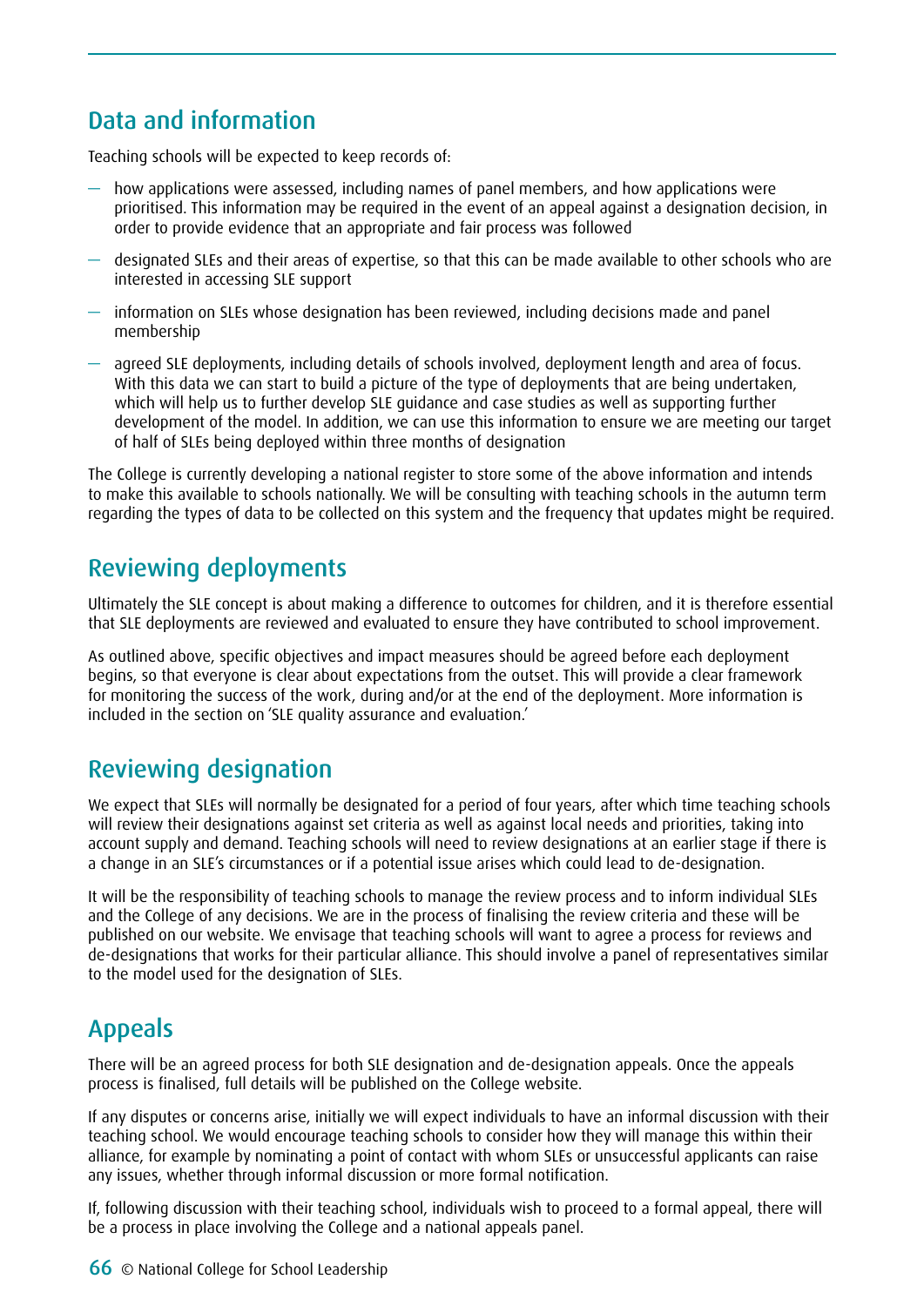## Data and information

Teaching schools will be expected to keep records of:

- how applications were assessed, including names of panel members, and how applications were prioritised. This information may be required in the event of an appeal against a designation decision, in order to provide evidence that an appropriate and fair process was followed
- designated SLEs and their areas of expertise, so that this can be made available to other schools who are interested in accessing SLE support
- information on SLEs whose designation has been reviewed, including decisions made and panel membership
- agreed SLE deployments, including details of schools involved, deployment length and area of focus. With this data we can start to build a picture of the type of deployments that are being undertaken, which will help us to further develop SLE guidance and case studies as well as supporting further development of the model. In addition, we can use this information to ensure we are meeting our target of half of SLEs being deployed within three months of designation

The College is currently developing a national register to store some of the above information and intends to make this available to schools nationally. We will be consulting with teaching schools in the autumn term regarding the types of data to be collected on this system and the frequency that updates might be required.

## Reviewing deployments

Ultimately the SLE concept is about making a difference to outcomes for children, and it is therefore essential that SLE deployments are reviewed and evaluated to ensure they have contributed to school improvement.

As outlined above, specific objectives and impact measures should be agreed before each deployment begins, so that everyone is clear about expectations from the outset. This will provide a clear framework for monitoring the success of the work, during and/or at the end of the deployment. More information is included in the section on 'SLE quality assurance and evaluation.'

## Reviewing designation

We expect that SLEs will normally be designated for a period of four years, after which time teaching schools will review their designations against set criteria as well as against local needs and priorities, taking into account supply and demand. Teaching schools will need to review designations at an earlier stage if there is a change in an SLE's circumstances or if a potential issue arises which could lead to de-designation.

It will be the responsibility of teaching schools to manage the review process and to inform individual SLEs and the College of any decisions. We are in the process of finalising the review criteria and these will be published on our website. We envisage that teaching schools will want to agree a process for reviews and de-designations that works for their particular alliance. This should involve a panel of representatives similar to the model used for the designation of SLEs.

## Appeals

There will be an agreed process for both SLE designation and de-designation appeals. Once the appeals process is finalised, full details will be published on the College website.

If any disputes or concerns arise, initially we will expect individuals to have an informal discussion with their teaching school. We would encourage teaching schools to consider how they will manage this within their alliance, for example by nominating a point of contact with whom SLEs or unsuccessful applicants can raise any issues, whether through informal discussion or more formal notification.

If, following discussion with their teaching school, individuals wish to proceed to a formal appeal, there will be a process in place involving the College and a national appeals panel.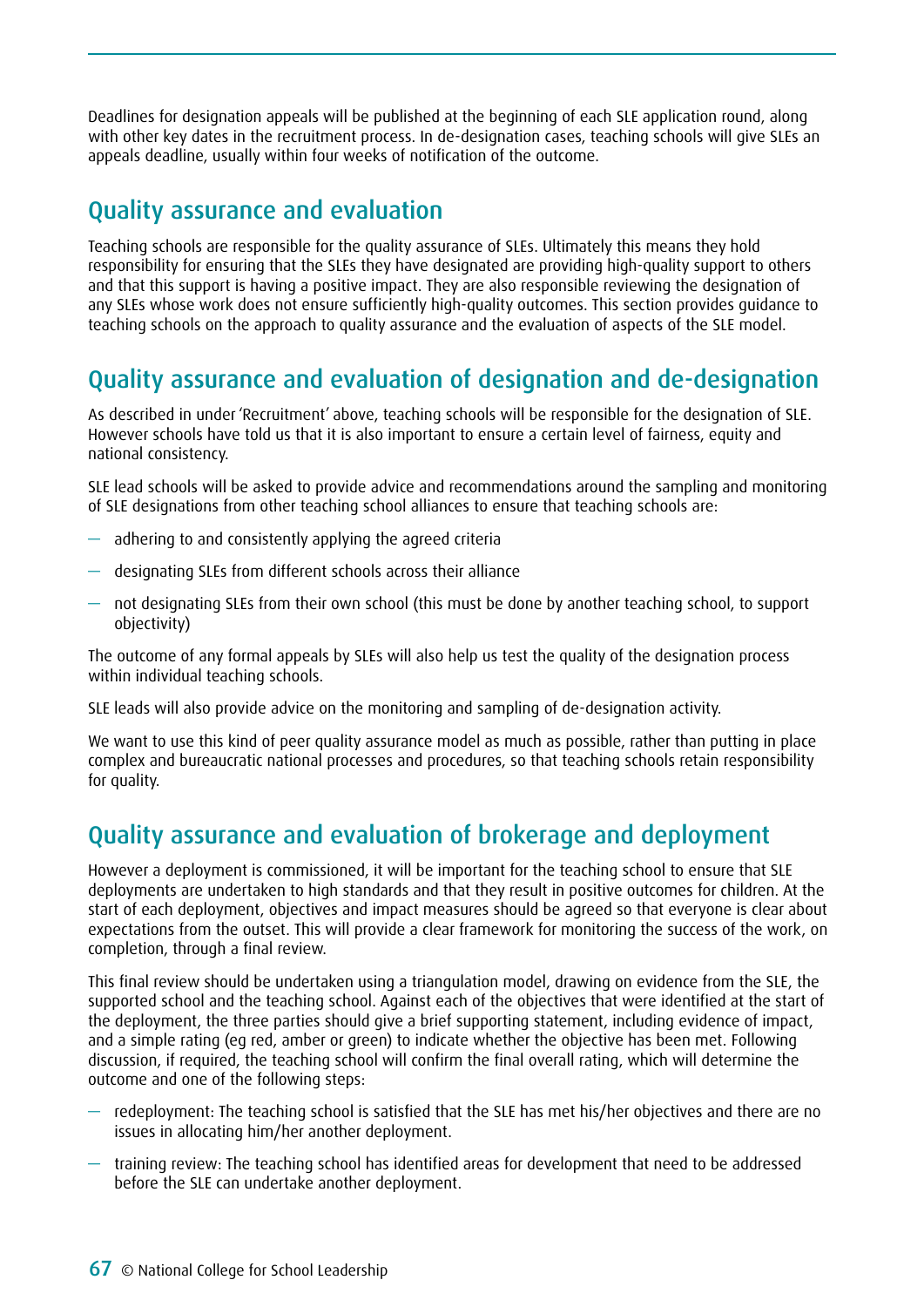Deadlines for designation appeals will be published at the beginning of each SLE application round, along with other key dates in the recruitment process. In de-designation cases, teaching schools will give SLEs an appeals deadline, usually within four weeks of notification of the outcome.

## Quality assurance and evaluation

Teaching schools are responsible for the quality assurance of SLEs. Ultimately this means they hold responsibility for ensuring that the SLEs they have designated are providing high-quality support to others and that this support is having a positive impact. They are also responsible reviewing the designation of any SLEs whose work does not ensure sufficiently high-quality outcomes. This section provides guidance to teaching schools on the approach to quality assurance and the evaluation of aspects of the SLE model.

## Quality assurance and evaluation of designation and de-designation

As described in under 'Recruitment' above, teaching schools will be responsible for the designation of SLE. However schools have told us that it is also important to ensure a certain level of fairness, equity and national consistency.

SLE lead schools will be asked to provide advice and recommendations around the sampling and monitoring of SLE designations from other teaching school alliances to ensure that teaching schools are:

- adhering to and consistently applying the agreed criteria
- designating SLEs from different schools across their alliance
- not designating SLEs from their own school (this must be done by another teaching school, to support objectivity)

The outcome of any formal appeals by SLEs will also help us test the quality of the designation process within individual teaching schools.

SLE leads will also provide advice on the monitoring and sampling of de-designation activity.

We want to use this kind of peer quality assurance model as much as possible, rather than putting in place complex and bureaucratic national processes and procedures, so that teaching schools retain responsibility for quality.

## Quality assurance and evaluation of brokerage and deployment

However a deployment is commissioned, it will be important for the teaching school to ensure that SLE deployments are undertaken to high standards and that they result in positive outcomes for children. At the start of each deployment, objectives and impact measures should be agreed so that everyone is clear about expectations from the outset. This will provide a clear framework for monitoring the success of the work, on completion, through a final review.

This final review should be undertaken using a triangulation model, drawing on evidence from the SLE, the supported school and the teaching school. Against each of the objectives that were identified at the start of the deployment, the three parties should give a brief supporting statement, including evidence of impact, and a simple rating (eg red, amber or green) to indicate whether the objective has been met. Following discussion, if required, the teaching school will confirm the final overall rating, which will determine the outcome and one of the following steps:

- redeployment: The teaching school is satisfied that the SLE has met his/her objectives and there are no issues in allocating him/her another deployment.
- training review: The teaching school has identified areas for development that need to be addressed before the SLE can undertake another deployment.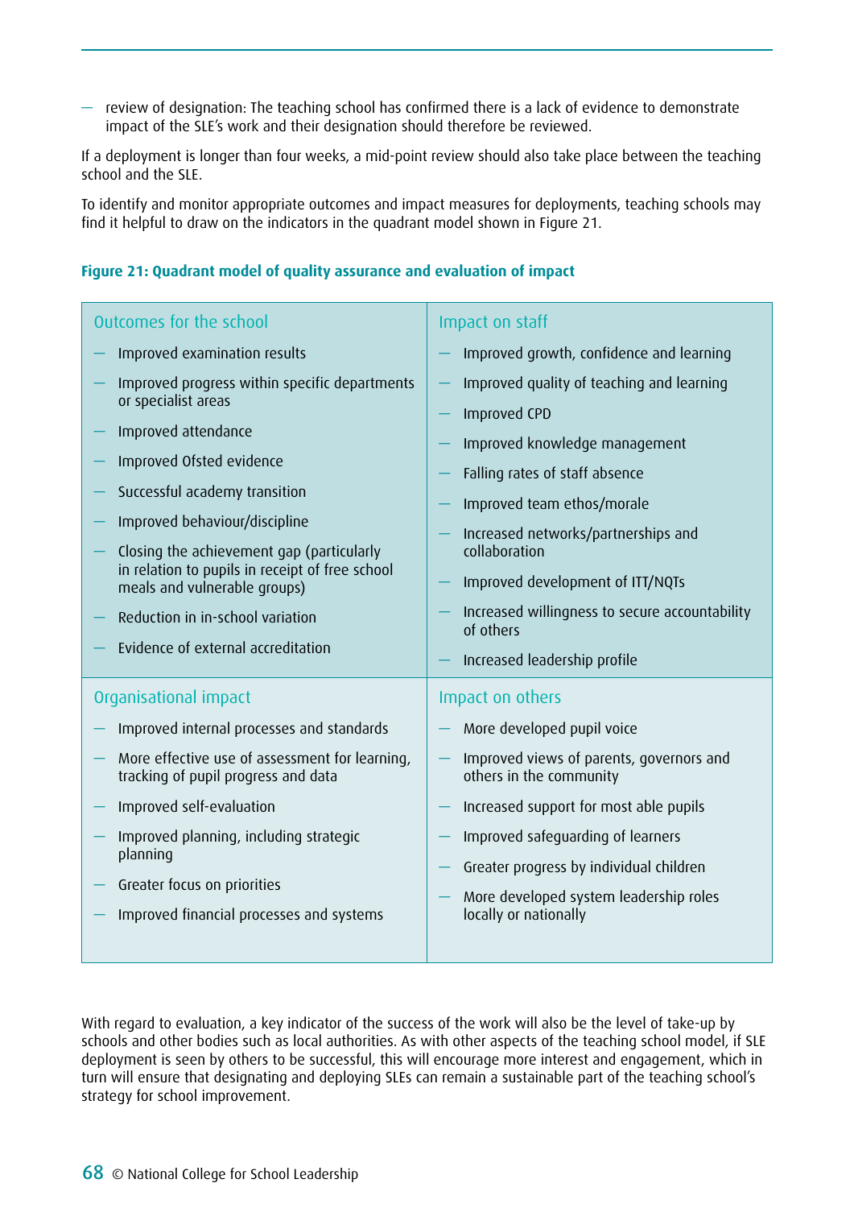— review of designation: The teaching school has confirmed there is a lack of evidence to demonstrate impact of the SLE's work and their designation should therefore be reviewed.

If a deployment is longer than four weeks, a mid-point review should also take place between the teaching school and the SLE.

To identify and monitor appropriate outcomes and impact measures for deployments, teaching schools may find it helpful to draw on the indicators in the quadrant model shown in Figure 21.

**Figure 21: Quadrant model of quality assurance and evaluation of impact**

### Outcomes for the school

- Improved examination results
- Improved progress within specific departments or specialist areas
- Improved attendance
- Improved Ofsted evidence
- Successful academy transition
- Improved behaviour/discipline
- Closing the achievement gap (particularly in relation to pupils in receipt of free school meals and vulnerable groups)
- Reduction in in-school variation
- Evidence of external accreditation

### Impact on staff

- Improved growth, confidence and learning
- Improved quality of teaching and learning
- Improved CPD
- Improved knowledge management
- Falling rates of staff absence
- Improved team ethos/morale
- Increased networks/partnerships and collaboration
- Improved development of ITT/NQTs
- Increased willingness to secure accountability of others
- Increased leadership profile

### Organisational impact

- Improved internal processes and standards
- More effective use of assessment for learning, tracking of pupil progress and data
- Improved self-evaluation
- Improved planning, including strategic planning
- Greater focus on priorities
- Improved financial processes and systems

### Impact on others

- More developed pupil voice
- Improved views of parents, governors and others in the community
- Increased support for most able pupils
- Improved safeguarding of learners
- Greater progress by individual children
- More developed system leadership roles locally or nationally

With regard to evaluation, a key indicator of the success of the work will also be the level of take-up by schools and other bodies such as local authorities. As with other aspects of the teaching school model, if SLE deployment is seen by others to be successful, this will encourage more interest and engagement, which in turn will ensure that designating and deploying SLEs can remain a sustainable part of the teaching school's strategy for school improvement.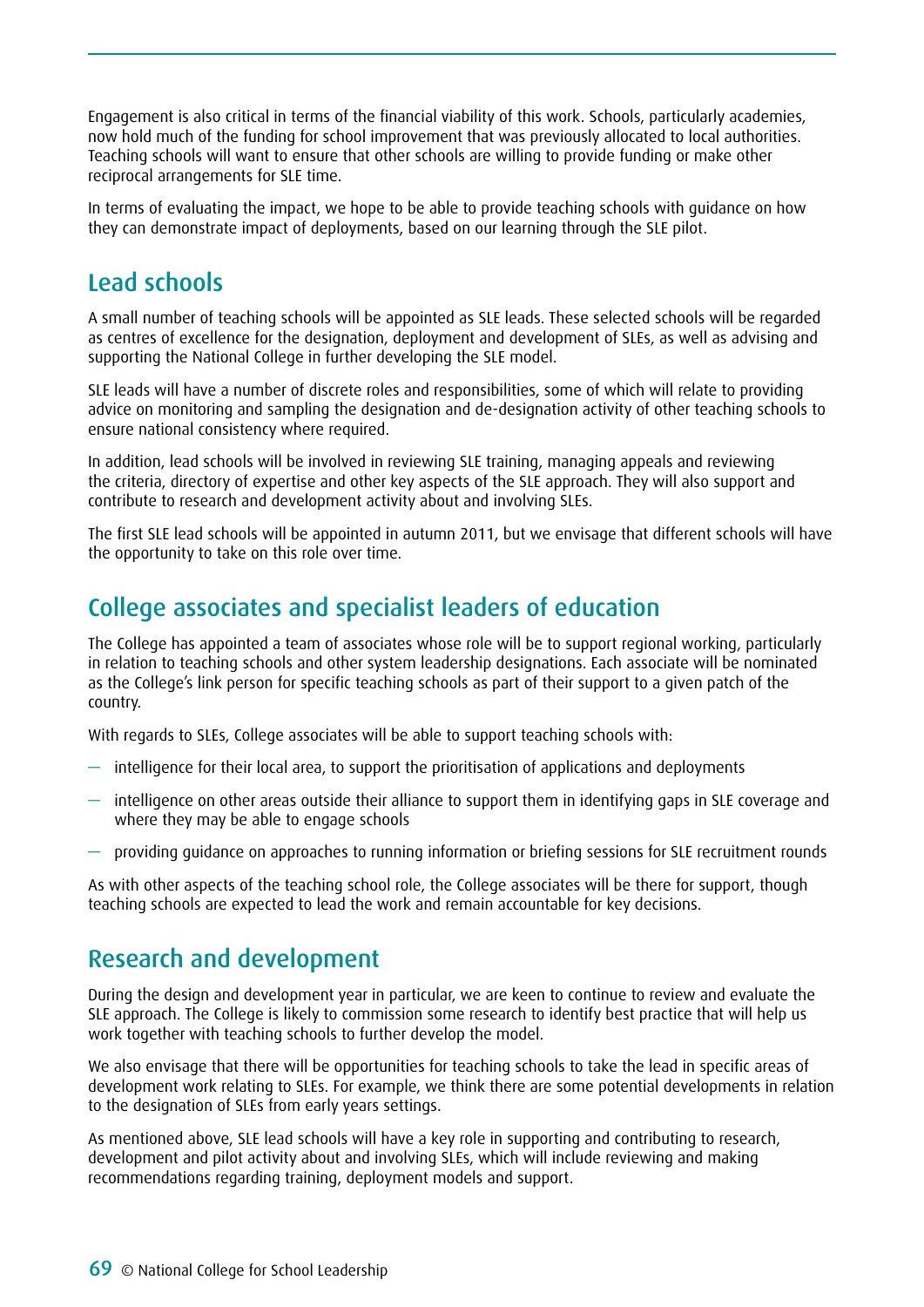Engagement is also critical in terms of the financial viability of this work. Schools, particularly academies, now hold much of the funding for school improvement that was previously allocated to local authorities. Teaching schools will want to ensure that other schools are willing to provide funding or make other reciprocal arrangements for SLE time.

In terms of evaluating the impact, we hope to be able to provide teaching schools with guidance on how they can demonstrate impact of deployments, based on our learning through the SLE pilot.

## Lead schools

A small number of teaching schools will be appointed as SLE leads. These selected schools will be regarded as centres of excellence for the designation, deployment and development of SLEs, as well as advising and supporting the National College in further developing the SLE model.

SLE leads will have a number of discrete roles and responsibilities, some of which will relate to providing advice on monitoring and sampling the designation and de-designation activity of other teaching schools to ensure national consistency where required.

In addition, lead schools will be involved in reviewing SLE training, managing appeals and reviewing the criteria, directory of expertise and other key aspects of the SLE approach. They will also support and contribute to research and development activity about and involving SLEs.

The first SLE lead schools will be appointed in autumn 2011, but we envisage that different schools will have the opportunity to take on this role over time.

## College associates and specialist leaders of education

The College has appointed a team of associates whose role will be to support regional working, particularly in relation to teaching schools and other system leadership designations. Each associate will be nominated as the College's link person for specific teaching schools as part of their support to a given patch of the country.

With regards to SLEs, College associates will be able to support teaching schools with:

- intelligence for their local area, to support the prioritisation of applications and deployments
- intelligence on other areas outside their alliance to support them in identifying gaps in SLE coverage and where they may be able to engage schools
- providing guidance on approaches to running information or briefing sessions for SLE recruitment rounds

As with other aspects of the teaching school role, the College associates will be there for support, though teaching schools are expected to lead the work and remain accountable for key decisions.

## Research and development

During the design and development year in particular, we are keen to continue to review and evaluate the SLE approach. The College is likely to commission some research to identify best practice that will help us work together with teaching schools to further develop the model.

We also envisage that there will be opportunities for teaching schools to take the lead in specific areas of development work relating to SLEs. For example, we think there are some potential developments in relation to the designation of SLEs from early years settings.

As mentioned above, SLE lead schools will have a key role in supporting and contributing to research, development and pilot activity about and involving SLEs, which will include reviewing and making recommendations regarding training, deployment models and support.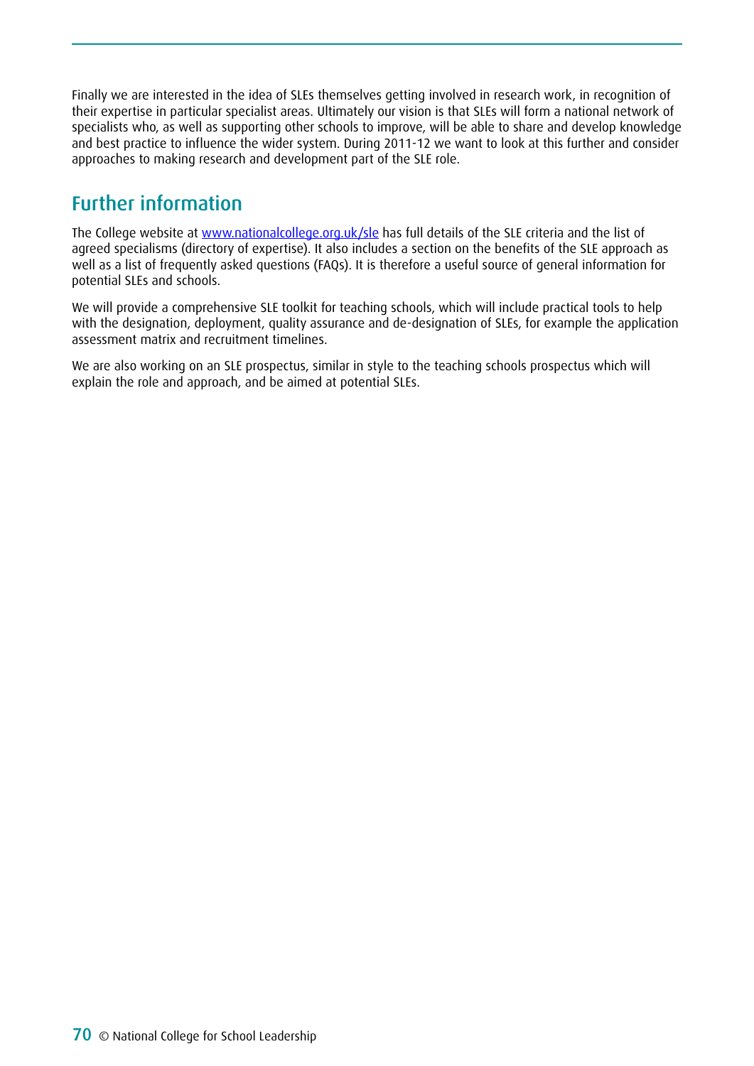Finally we are interested in the idea of SLEs themselves getting involved in research work, in recognition of their expertise in particular specialist areas. Ultimately our vision is that SLEs will form a national network of specialists who, as well as supporting other schools to improve, will be able to share and develop knowledge and best practice to influence the wider system. During 2011-12 we want to look at this further and consider approaches to making research and development part of the SLE role.

## Further information

The College website at [www.nationalcollege.org.uk/sle](http://www.nationalcollege.org.uk/sle) has full details of the SLE criteria and the list of agreed specialisms (directory of expertise). It also includes a section on the benefits of the SLE approach as well as a list of frequently asked questions (FAQs). It is therefore a useful source of general information for potential SLEs and schools.

We will provide a comprehensive SLE toolkit for teaching schools, which will include practical tools to help with the designation, deployment, quality assurance and de-designation of SLEs, for example the application assessment matrix and recruitment timelines.

We are also working on an SLE prospectus, similar in style to the teaching schools prospectus which will explain the role and approach, and be aimed at potential SLEs.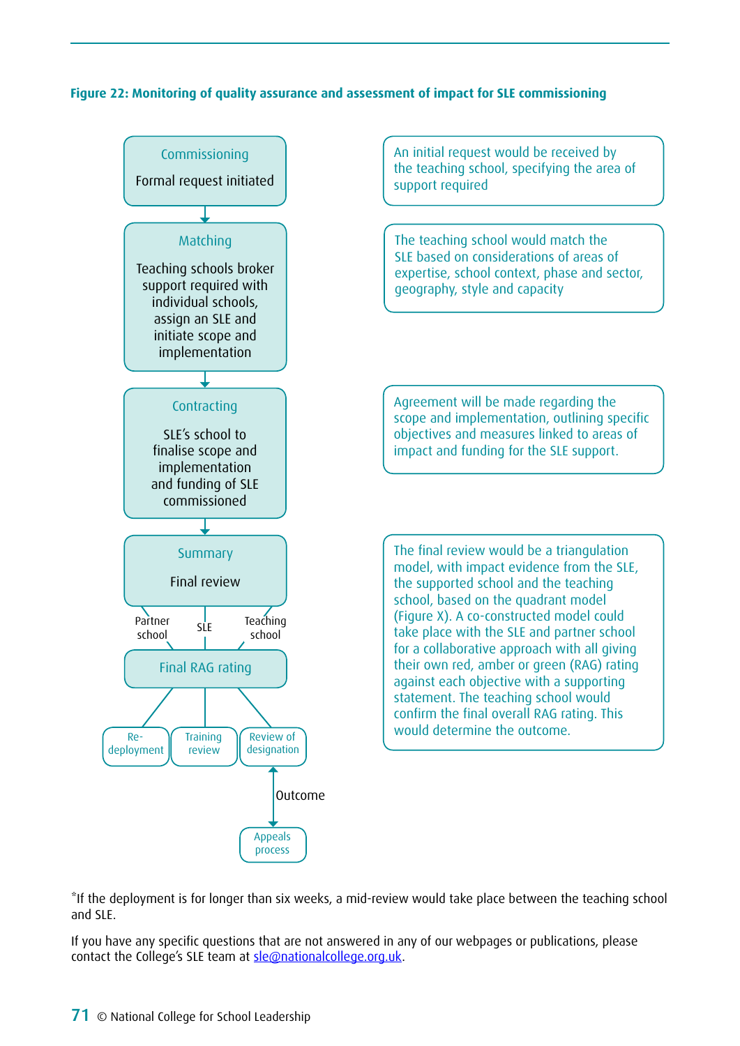**Figure 22: Monitoring of quality assurance and assessment of impact for SLE commissioning**

**Commissioning**

Formal request initiated

An initial request would be received by the teaching school, specifying the area of support required

**Matching**

Teaching schools broker support required with individual schools, assign an SLE and initiate scope and implementation

The teaching school would match the SLE based on considerations of areas of expertise, school context, phase and sector, geography, style and capacity

**Contracting**

SLE's school to finalise scope and implementation and funding of SLE commissioned

Agreement will be made regarding the scope and implementation, outlining specific objectives and measures linked to areas of impact and funding for the SLE support.

**Summary**

Final review

Partner school — SLE — Teaching school

**Final RAG rating**

Re-deployment | Training review | Review of designation

Outcome

Appeals process

The final review would be a triangulation model, with impact evidence from the SLE, the supported school and the teaching school, based on the quadrant model (Figure X). A co-constructed model could take place with the SLE and partner school for a collaborative approach with all giving their own red, amber or green (RAG) rating against each objective with a supporting statement. The teaching school would confirm the final overall RAG rating. This would determine the outcome.

*If the deployment is for longer than six weeks, a mid-review would take place between the teaching school and SLE.

If you have any specific questions that are not answered in any of our webpages or publications, please contact the College's SLE team at sle@nationalcollege.org.uk.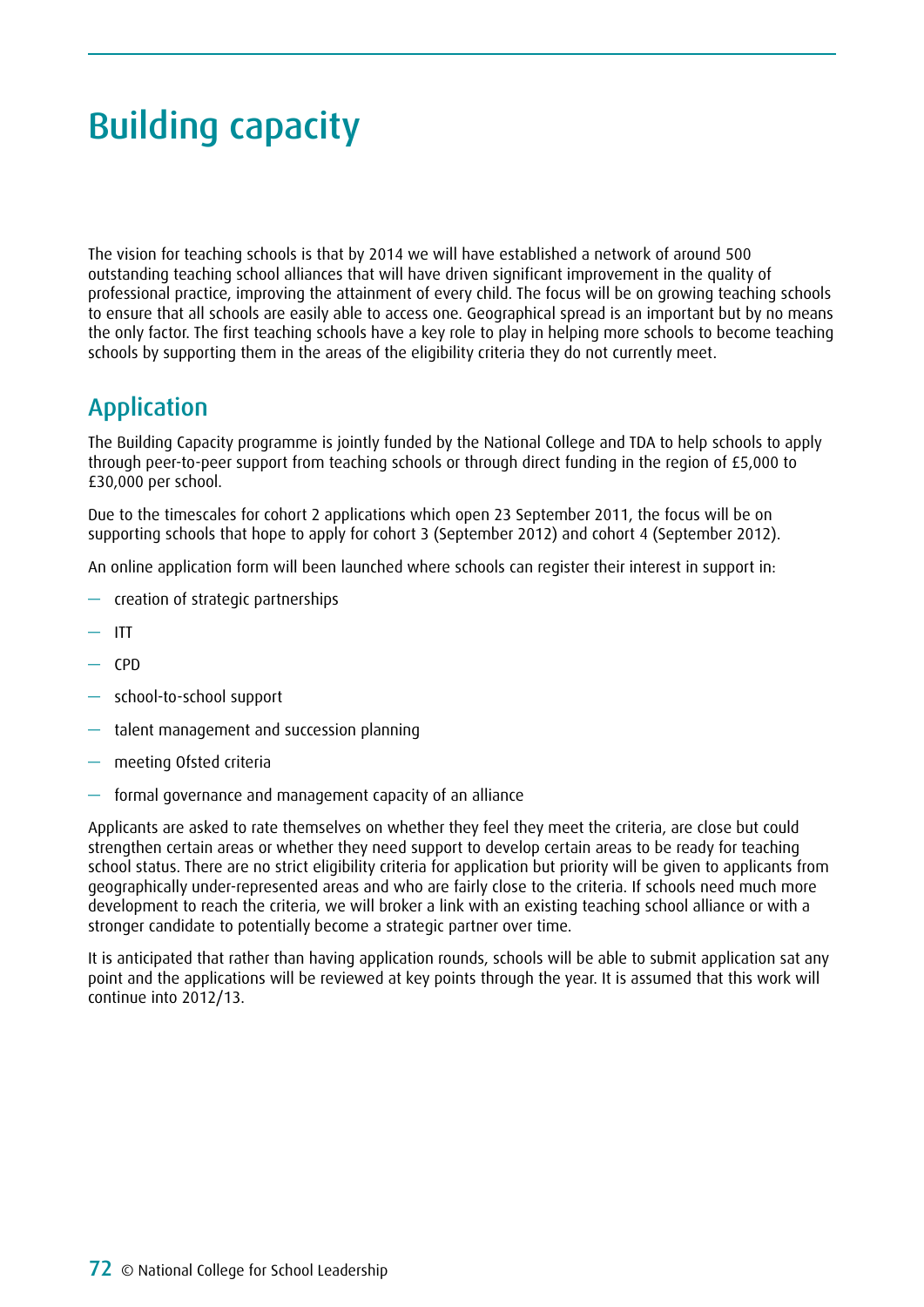# Building capacity

The vision for teaching schools is that by 2014 we will have established a network of around 500 outstanding teaching school alliances that will have driven significant improvement in the quality of professional practice, improving the attainment of every child. The focus will be on growing teaching schools to ensure that all schools are easily able to access one. Geographical spread is an important but by no means the only factor. The first teaching schools have a key role to play in helping more schools to become teaching schools by supporting them in the areas of the eligibility criteria they do not currently meet.

## Application

The Building Capacity programme is jointly funded by the National College and TDA to help schools to apply through peer-to-peer support from teaching schools or through direct funding in the region of £5,000 to £30,000 per school.

Due to the timescales for cohort 2 applications which open 23 September 2011, the focus will be on supporting schools that hope to apply for cohort 3 (September 2012) and cohort 4 (September 2012).

An online application form will been launched where schools can register their interest in support in:

- creation of strategic partnerships
- ITT
- CPD
- school-to-school support
- talent management and succession planning
- meeting Ofsted criteria
- formal governance and management capacity of an alliance

Applicants are asked to rate themselves on whether they feel they meet the criteria, are close but could strengthen certain areas or whether they need support to develop certain areas to be ready for teaching school status. There are no strict eligibility criteria for application but priority will be given to applicants from geographically under-represented areas and who are fairly close to the criteria. If schools need much more development to reach the criteria, we will broker a link with an existing teaching school alliance or with a stronger candidate to potentially become a strategic partner over time.

It is anticipated that rather than having application rounds, schools will be able to submit application sat any point and the applications will be reviewed at key points through the year. It is assumed that this work will continue into 2012/13.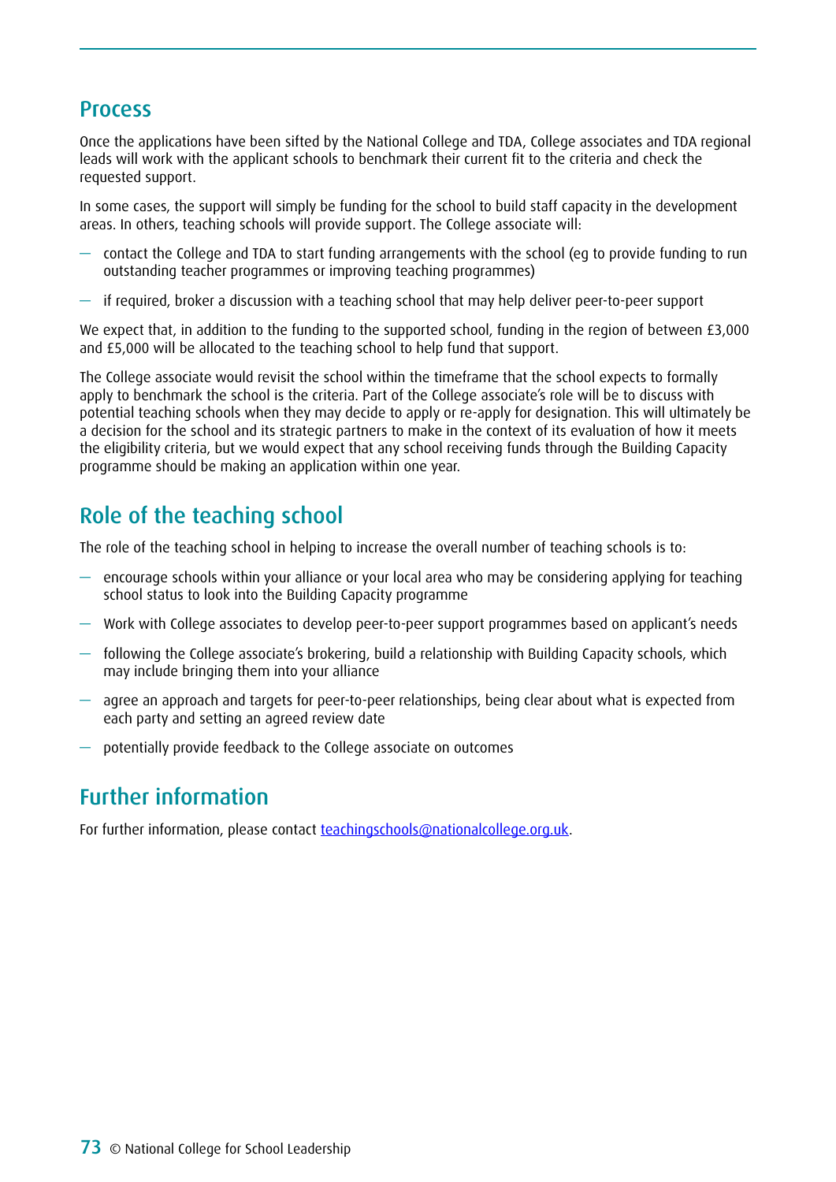## Process

Once the applications have been sifted by the National College and TDA, College associates and TDA regional leads will work with the applicant schools to benchmark their current fit to the criteria and check the requested support.

In some cases, the support will simply be funding for the school to build staff capacity in the development areas. In others, teaching schools will provide support. The College associate will:

- contact the College and TDA to start funding arrangements with the school (eg to provide funding to run outstanding teacher programmes or improving teaching programmes)
- if required, broker a discussion with a teaching school that may help deliver peer-to-peer support

We expect that, in addition to the funding to the supported school, funding in the region of between £3,000 and £5,000 will be allocated to the teaching school to help fund that support.

The College associate would revisit the school within the timeframe that the school expects to formally apply to benchmark the school is the criteria. Part of the College associate's role will be to discuss with potential teaching schools when they may decide to apply or re-apply for designation. This will ultimately be a decision for the school and its strategic partners to make in the context of its evaluation of how it meets the eligibility criteria, but we would expect that any school receiving funds through the Building Capacity programme should be making an application within one year.

## Role of the teaching school

The role of the teaching school in helping to increase the overall number of teaching schools is to:

- encourage schools within your alliance or your local area who may be considering applying for teaching school status to look into the Building Capacity programme
- Work with College associates to develop peer-to-peer support programmes based on applicant's needs
- following the College associate's brokering, build a relationship with Building Capacity schools, which may include bringing them into your alliance
- agree an approach and targets for peer-to-peer relationships, being clear about what is expected from each party and setting an agreed review date
- potentially provide feedback to the College associate on outcomes

## Further information

For further information, please contact teachingschools@nationalcollege.org.uk.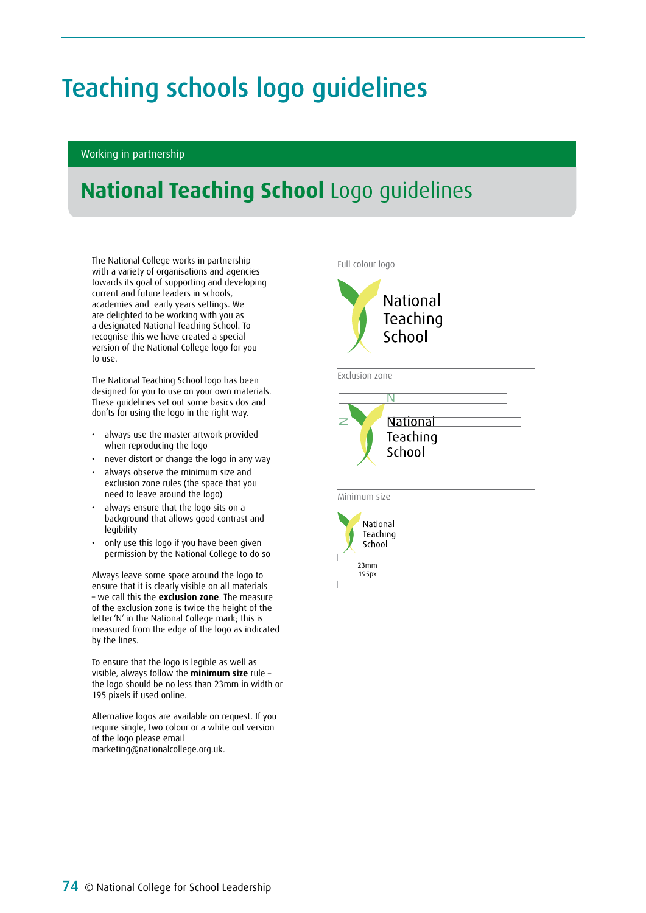# Teaching schools logo guidelines

Working in partnership

## **National Teaching School** Logo guidelines

The National College works in partnership with a variety of organisations and agencies towards its goal of supporting and developing current and future leaders in schools, academies and early years settings. We are delighted to be working with you as a designated National Teaching School. To recognise this we have created a special version of the National College logo for you to use.

The National Teaching School logo has been designed for you to use on your own materials. These guidelines set out some basics dos and don'ts for using the logo in the right way.

- always use the master artwork provided when reproducing the logo
- never distort or change the logo in any way
- always observe the minimum size and exclusion zone rules (the space that you need to leave around the logo)
- always ensure that the logo sits on a background that allows good contrast and legibility
- only use this logo if you have been given permission by the National College to do so

Always leave some space around the logo to ensure that it is clearly visible on all materials – we call this the **exclusion zone**. The measure of the exclusion zone is twice the height of the letter 'N' in the National College mark; this is measured from the edge of the logo as indicated by the lines.

To ensure that the logo is legible as well as visible, always follow the **minimum size** rule – the logo should be no less than 23mm in width or 195 pixels if used online.

Alternative logos are available on request. If you require single, two colour or a white out version of the logo please email marketing@nationalcollege.org.uk.

Full colour logo

National Teaching School

Exclusion zone

N

National Teaching School

Minimum size

National Teaching School

23mm
195px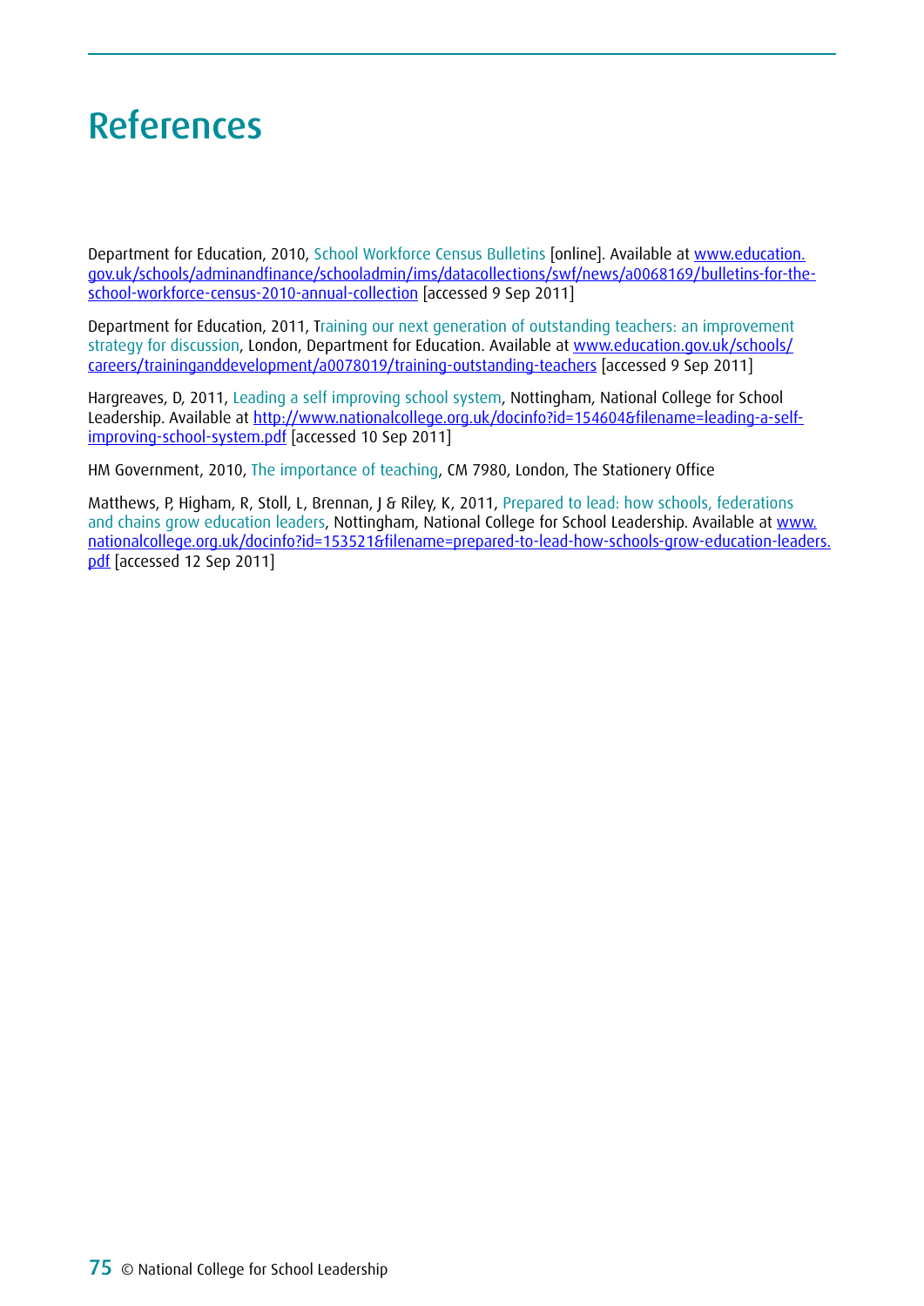# References

Department for Education, 2010, School Workforce Census Bulletins [online]. Available at www.education.gov.uk/schools/adminandfinance/schooladmin/ims/datacollections/swf/news/a0068169/bulletins-for-the-school-workforce-census-2010-annual-collection [accessed 9 Sep 2011]

Department for Education, 2011, Training our next generation of outstanding teachers: an improvement strategy for discussion, London, Department for Education. Available at www.education.gov.uk/schools/careers/traininganddevelopment/a0078019/training-outstanding-teachers [accessed 9 Sep 2011]

Hargreaves, D, 2011, Leading a self improving school system, Nottingham, National College for School Leadership. Available at http://www.nationalcollege.org.uk/docinfo?id=154604&filename=leading-a-self-improving-school-system.pdf [accessed 10 Sep 2011]

HM Government, 2010, The importance of teaching, CM 7980, London, The Stationery Office

Matthews, P, Higham, R, Stoll, L, Brennan, J & Riley, K, 2011, Prepared to lead: how schools, federations and chains grow education leaders, Nottingham, National College for School Leadership. Available at www.nationalcollege.org.uk/docinfo?id=153521&filename=prepared-to-lead-how-schools-grow-education-leaders.pdf [accessed 12 Sep 2011]

© National College for School Leadership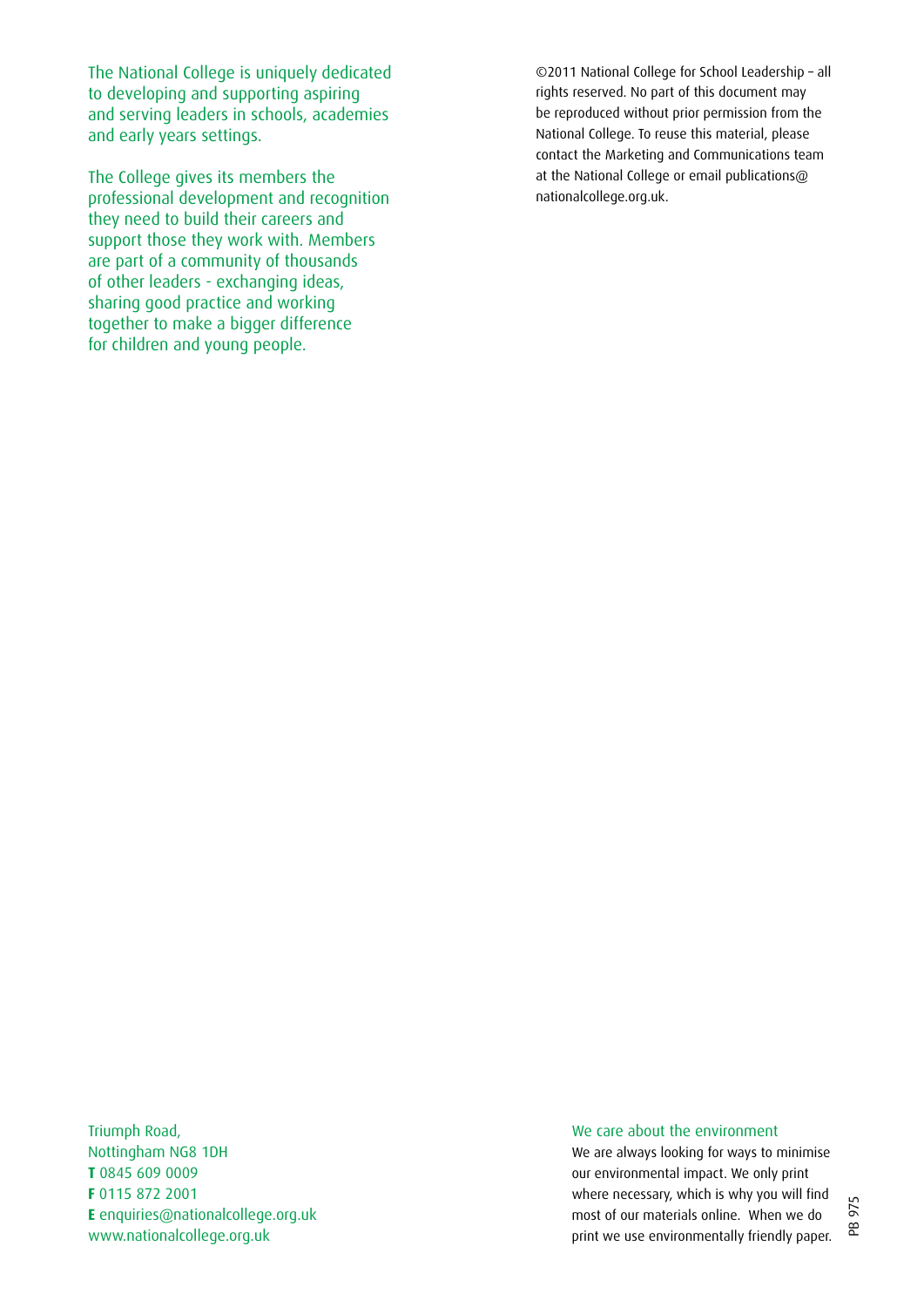The National College is uniquely dedicated to developing and supporting aspiring and serving leaders in schools, academies and early years settings.

The College gives its members the professional development and recognition they need to build their careers and support those they work with. Members are part of a community of thousands of other leaders - exchanging ideas, sharing good practice and working together to make a bigger difference for children and young people.

©2011 National College for School Leadership – all rights reserved. No part of this document may be reproduced without prior permission from the National College. To reuse this material, please contact the Marketing and Communications team at the National College or email publications@nationalcollege.org.uk.

Triumph Road,
Nottingham NG8 1DH
**T** 0845 609 0009
**F** 0115 872 2001
**E** enquiries@nationalcollege.org.uk
www.nationalcollege.org.uk

We care about the environment

We are always looking for ways to minimise our environmental impact. We only print where necessary, which is why you will find most of our materials online. When we do print we use environmentally friendly paper.

PB 975